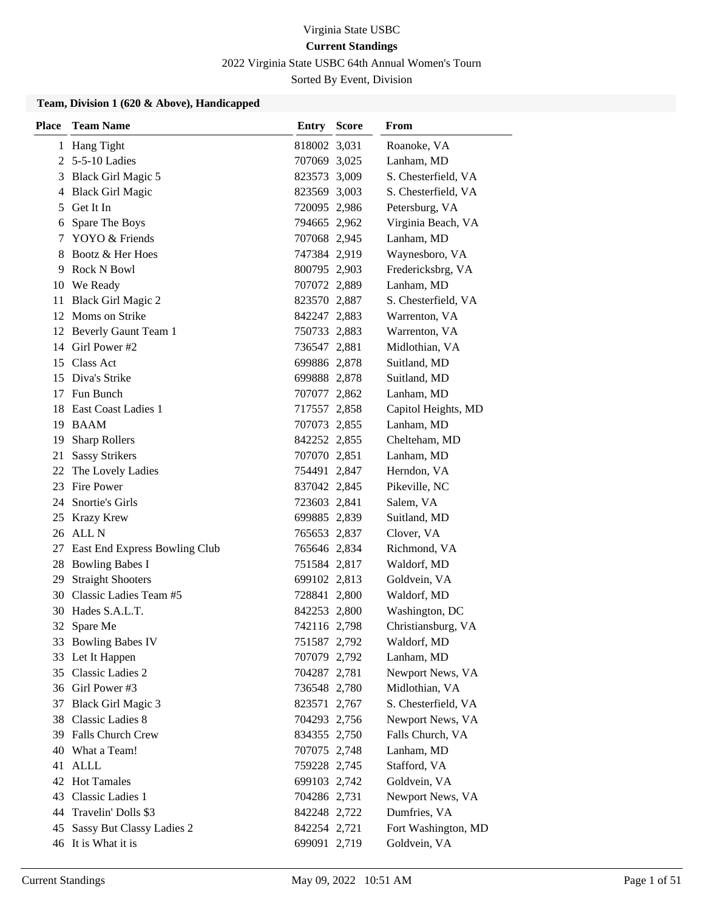Virginia State USBC

**Current Standings**

2022 Virginia State USBC 64th Annual Women's Tourn

Sorted By Event, Division

### Team, Division 1 (620 & Above), Handicapped

| Place | Team Name | Entry | Score | From |
|---|---|---|---|---|
| 1 | Hang Tight | 818002 | 3,031 | Roanoke, VA |
| 2 | 5-5-10 Ladies | 707069 | 3,025 | Lanham, MD |
| 3 | Black Girl Magic 5 | 823573 | 3,009 | S. Chesterfield, VA |
| 4 | Black Girl Magic | 823569 | 3,003 | S. Chesterfield, VA |
| 5 | Get It In | 720095 | 2,986 | Petersburg, VA |
| 6 | Spare The Boys | 794665 | 2,962 | Virginia Beach, VA |
| 7 | YOYO & Friends | 707068 | 2,945 | Lanham, MD |
| 8 | Bootz & Her Hoes | 747384 | 2,919 | Waynesboro, VA |
| 9 | Rock N Bowl | 800795 | 2,903 | Fredericksbrg, VA |
| 10 | We Ready | 707072 | 2,889 | Lanham, MD |
| 11 | Black Girl Magic 2 | 823570 | 2,887 | S. Chesterfield, VA |
| 12 | Moms on Strike | 842247 | 2,883 | Warrenton, VA |
| 12 | Beverly Gaunt Team 1 | 750733 | 2,883 | Warrenton, VA |
| 14 | Girl Power #2 | 736547 | 2,881 | Midlothian, VA |
| 15 | Class Act | 699886 | 2,878 | Suitland, MD |
| 15 | Diva's Strike | 699888 | 2,878 | Suitland, MD |
| 17 | Fun Bunch | 707077 | 2,862 | Lanham, MD |
| 18 | East Coast Ladies 1 | 717557 | 2,858 | Capitol Heights, MD |
| 19 | BAAM | 707073 | 2,855 | Lanham, MD |
| 19 | Sharp Rollers | 842252 | 2,855 | Chelteham, MD |
| 21 | Sassy Strikers | 707070 | 2,851 | Lanham, MD |
| 22 | The Lovely Ladies | 754491 | 2,847 | Herndon, VA |
| 23 | Fire Power | 837042 | 2,845 | Pikeville, NC |
| 24 | Snortie's Girls | 723603 | 2,841 | Salem, VA |
| 25 | Krazy Krew | 699885 | 2,839 | Suitland, MD |
| 26 | ALL N | 765653 | 2,837 | Clover, VA |
| 27 | East End Express Bowling Club | 765646 | 2,834 | Richmond, VA |
| 28 | Bowling Babes I | 751584 | 2,817 | Waldorf, MD |
| 29 | Straight Shooters | 699102 | 2,813 | Goldvein, VA |
| 30 | Classic Ladies Team #5 | 728841 | 2,800 | Waldorf, MD |
| 30 | Hades S.A.L.T. | 842253 | 2,800 | Washington, DC |
| 32 | Spare Me | 742116 | 2,798 | Christiansburg, VA |
| 33 | Bowling Babes IV | 751587 | 2,792 | Waldorf, MD |
| 33 | Let It Happen | 707079 | 2,792 | Lanham, MD |
| 35 | Classic Ladies 2 | 704287 | 2,781 | Newport News, VA |
| 36 | Girl Power #3 | 736548 | 2,780 | Midlothian, VA |
| 37 | Black Girl Magic 3 | 823571 | 2,767 | S. Chesterfield, VA |
| 38 | Classic Ladies 8 | 704293 | 2,756 | Newport News, VA |
| 39 | Falls Church Crew | 834355 | 2,750 | Falls Church, VA |
| 40 | What a Team! | 707075 | 2,748 | Lanham, MD |
| 41 | ALLL | 759228 | 2,745 | Stafford, VA |
| 42 | Hot Tamales | 699103 | 2,742 | Goldvein, VA |
| 43 | Classic Ladies 1 | 704286 | 2,731 | Newport News, VA |
| 44 | Travelin' Dolls $3 | 842248 | 2,722 | Dumfries, VA |
| 45 | Sassy But Classy Ladies 2 | 842254 | 2,721 | Fort Washington, MD |
| 46 | It is What it is | 699091 | 2,719 | Goldvein, VA |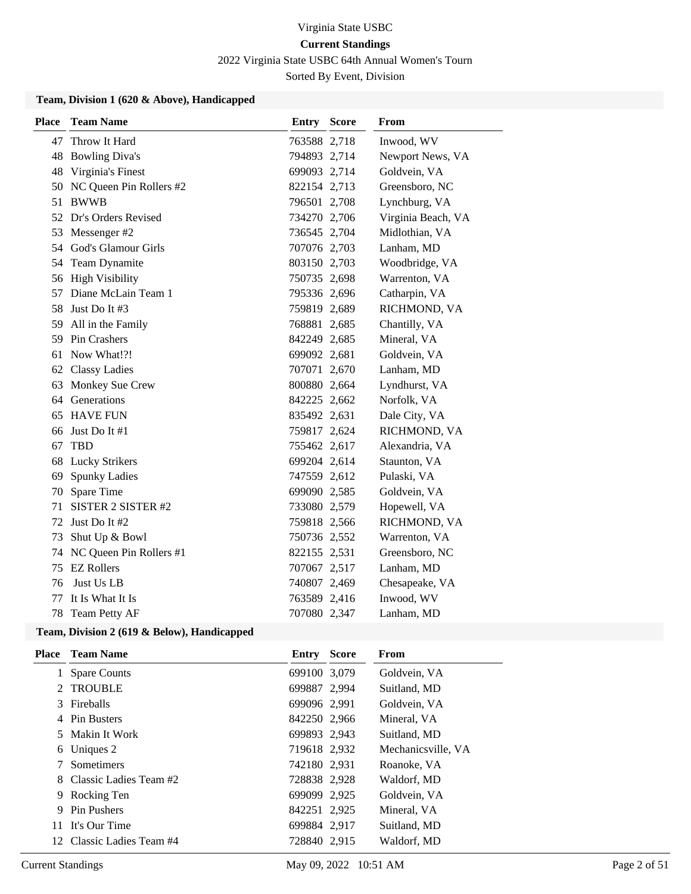Virginia State USBC

**Current Standings**

2022 Virginia State USBC 64th Annual Women's Tourn

Sorted By Event, Division

### Team, Division 1 (620 & Above), Handicapped

| Place | Team Name | Entry | Score | From |
|---|---|---|---|---|
| 47 | Throw It Hard | 763588 | 2,718 | Inwood, WV |
| 48 | Bowling Diva's | 794893 | 2,714 | Newport News, VA |
| 48 | Virginia's Finest | 699093 | 2,714 | Goldvein, VA |
| 50 | NC Queen Pin Rollers #2 | 822154 | 2,713 | Greensboro, NC |
| 51 | BWWB | 796501 | 2,708 | Lynchburg, VA |
| 52 | Dr's Orders Revised | 734270 | 2,706 | Virginia Beach, VA |
| 53 | Messenger #2 | 736545 | 2,704 | Midlothian, VA |
| 54 | God's Glamour Girls | 707076 | 2,703 | Lanham, MD |
| 54 | Team Dynamite | 803150 | 2,703 | Woodbridge, VA |
| 56 | High Visibility | 750735 | 2,698 | Warrenton, VA |
| 57 | Diane McLain Team 1 | 795336 | 2,696 | Catharpin, VA |
| 58 | Just Do It #3 | 759819 | 2,689 | RICHMOND, VA |
| 59 | All in the Family | 768881 | 2,685 | Chantilly, VA |
| 59 | Pin Crashers | 842249 | 2,685 | Mineral, VA |
| 61 | Now What!?! | 699092 | 2,681 | Goldvein, VA |
| 62 | Classy Ladies | 707071 | 2,670 | Lanham, MD |
| 63 | Monkey Sue Crew | 800880 | 2,664 | Lyndhurst, VA |
| 64 | Generations | 842225 | 2,662 | Norfolk, VA |
| 65 | HAVE FUN | 835492 | 2,631 | Dale City, VA |
| 66 | Just Do It #1 | 759817 | 2,624 | RICHMOND, VA |
| 67 | TBD | 755462 | 2,617 | Alexandria, VA |
| 68 | Lucky Strikers | 699204 | 2,614 | Staunton, VA |
| 69 | Spunky Ladies | 747559 | 2,612 | Pulaski, VA |
| 70 | Spare Time | 699090 | 2,585 | Goldvein, VA |
| 71 | SISTER 2 SISTER #2 | 733080 | 2,579 | Hopewell, VA |
| 72 | Just Do It #2 | 759818 | 2,566 | RICHMOND, VA |
| 73 | Shut Up & Bowl | 750736 | 2,552 | Warrenton, VA |
| 74 | NC Queen Pin Rollers #1 | 822155 | 2,531 | Greensboro, NC |
| 75 | EZ Rollers | 707067 | 2,517 | Lanham, MD |
| 76 | Just Us LB | 740807 | 2,469 | Chesapeake, VA |
| 77 | It Is What It Is | 763589 | 2,416 | Inwood, WV |
| 78 | Team Petty AF | 707080 | 2,347 | Lanham, MD |

### Team, Division 2 (619 & Below), Handicapped

| Place | Team Name | Entry | Score | From |
|---|---|---|---|---|
| 1 | Spare Counts | 699100 | 3,079 | Goldvein, VA |
| 2 | TROUBLE | 699887 | 2,994 | Suitland, MD |
| 3 | Fireballs | 699096 | 2,991 | Goldvein, VA |
| 4 | Pin Busters | 842250 | 2,966 | Mineral, VA |
| 5 | Makin It Work | 699893 | 2,943 | Suitland, MD |
| 6 | Uniques 2 | 719618 | 2,932 | Mechanicsville, VA |
| 7 | Sometimers | 742180 | 2,931 | Roanoke, VA |
| 8 | Classic Ladies Team #2 | 728838 | 2,928 | Waldorf, MD |
| 9 | Rocking Ten | 699099 | 2,925 | Goldvein, VA |
| 9 | Pin Pushers | 842251 | 2,925 | Mineral, VA |
| 11 | It's Our Time | 699884 | 2,917 | Suitland, MD |
| 12 | Classic Ladies Team #4 | 728840 | 2,915 | Waldorf, MD |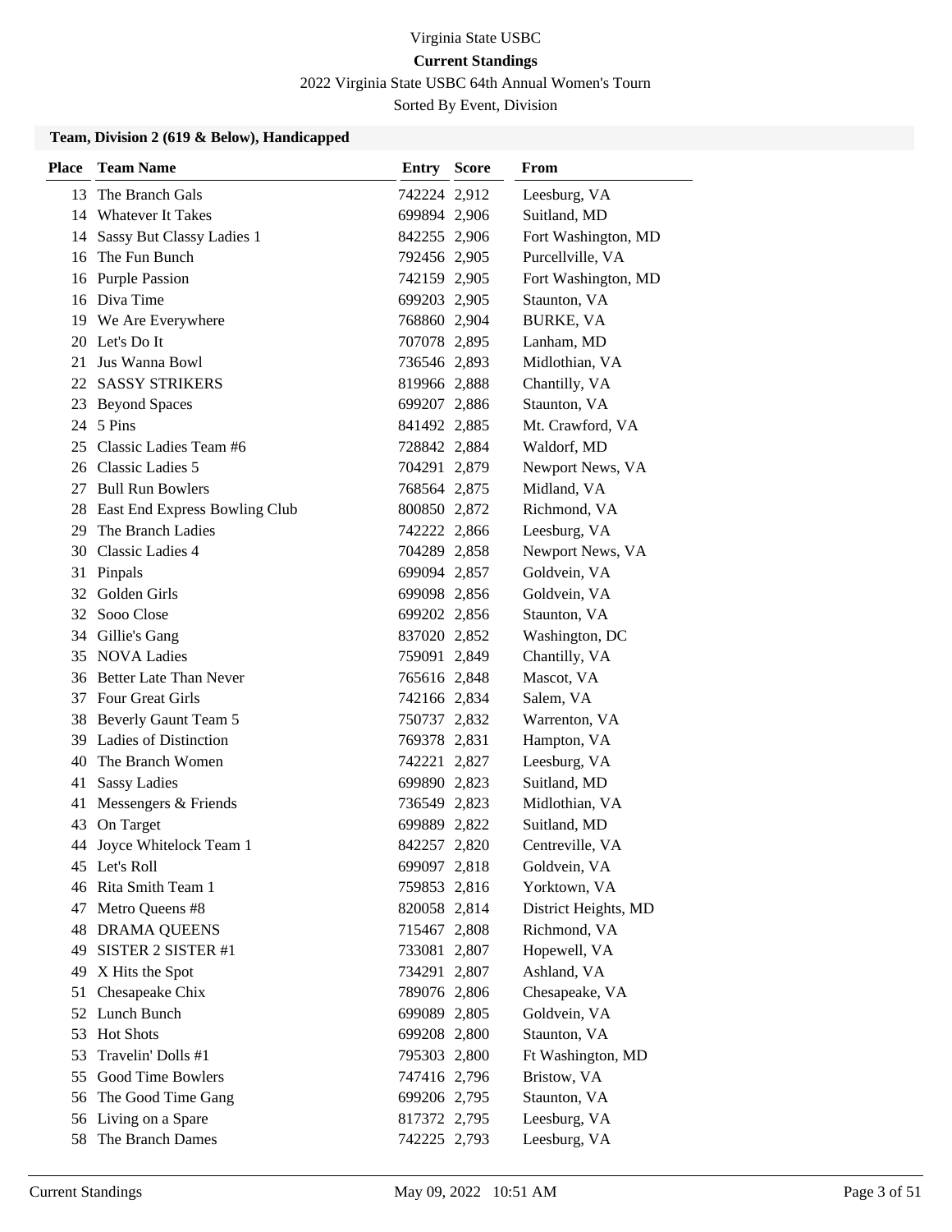Virginia State USBC

**Current Standings**

2022 Virginia State USBC 64th Annual Women's Tourn

Sorted By Event, Division

### Team, Division 2 (619 & Below), Handicapped

| Place | Team Name | Entry | Score | From |
|---|---|---|---|---|
| 13 | The Branch Gals | 742224 | 2,912 | Leesburg, VA |
| 14 | Whatever It Takes | 699894 | 2,906 | Suitland, MD |
| 14 | Sassy But Classy Ladies 1 | 842255 | 2,906 | Fort Washington, MD |
| 16 | The Fun Bunch | 792456 | 2,905 | Purcellville, VA |
| 16 | Purple Passion | 742159 | 2,905 | Fort Washington, MD |
| 16 | Diva Time | 699203 | 2,905 | Staunton, VA |
| 19 | We Are Everywhere | 768860 | 2,904 | BURKE, VA |
| 20 | Let's Do It | 707078 | 2,895 | Lanham, MD |
| 21 | Jus Wanna Bowl | 736546 | 2,893 | Midlothian, VA |
| 22 | SASSY STRIKERS | 819966 | 2,888 | Chantilly, VA |
| 23 | Beyond Spaces | 699207 | 2,886 | Staunton, VA |
| 24 | 5 Pins | 841492 | 2,885 | Mt. Crawford, VA |
| 25 | Classic Ladies Team #6 | 728842 | 2,884 | Waldorf, MD |
| 26 | Classic Ladies 5 | 704291 | 2,879 | Newport News, VA |
| 27 | Bull Run Bowlers | 768564 | 2,875 | Midland, VA |
| 28 | East End Express Bowling Club | 800850 | 2,872 | Richmond, VA |
| 29 | The Branch Ladies | 742222 | 2,866 | Leesburg, VA |
| 30 | Classic Ladies 4 | 704289 | 2,858 | Newport News, VA |
| 31 | Pinpals | 699094 | 2,857 | Goldvein, VA |
| 32 | Golden Girls | 699098 | 2,856 | Goldvein, VA |
| 32 | Sooo Close | 699202 | 2,856 | Staunton, VA |
| 34 | Gillie's Gang | 837020 | 2,852 | Washington, DC |
| 35 | NOVA Ladies | 759091 | 2,849 | Chantilly, VA |
| 36 | Better Late Than Never | 765616 | 2,848 | Mascot, VA |
| 37 | Four Great Girls | 742166 | 2,834 | Salem, VA |
| 38 | Beverly Gaunt Team 5 | 750737 | 2,832 | Warrenton, VA |
| 39 | Ladies of Distinction | 769378 | 2,831 | Hampton, VA |
| 40 | The Branch Women | 742221 | 2,827 | Leesburg, VA |
| 41 | Sassy Ladies | 699890 | 2,823 | Suitland, MD |
| 41 | Messengers & Friends | 736549 | 2,823 | Midlothian, VA |
| 43 | On Target | 699889 | 2,822 | Suitland, MD |
| 44 | Joyce Whitelock Team 1 | 842257 | 2,820 | Centreville, VA |
| 45 | Let's Roll | 699097 | 2,818 | Goldvein, VA |
| 46 | Rita Smith Team 1 | 759853 | 2,816 | Yorktown, VA |
| 47 | Metro Queens #8 | 820058 | 2,814 | District Heights, MD |
| 48 | DRAMA QUEENS | 715467 | 2,808 | Richmond, VA |
| 49 | SISTER 2 SISTER #1 | 733081 | 2,807 | Hopewell, VA |
| 49 | X Hits the Spot | 734291 | 2,807 | Ashland, VA |
| 51 | Chesapeake Chix | 789076 | 2,806 | Chesapeake, VA |
| 52 | Lunch Bunch | 699089 | 2,805 | Goldvein, VA |
| 53 | Hot Shots | 699208 | 2,800 | Staunton, VA |
| 53 | Travelin' Dolls #1 | 795303 | 2,800 | Ft Washington, MD |
| 55 | Good Time Bowlers | 747416 | 2,796 | Bristow, VA |
| 56 | The Good Time Gang | 699206 | 2,795 | Staunton, VA |
| 56 | Living on a Spare | 817372 | 2,795 | Leesburg, VA |
| 58 | The Branch Dames | 742225 | 2,793 | Leesburg, VA |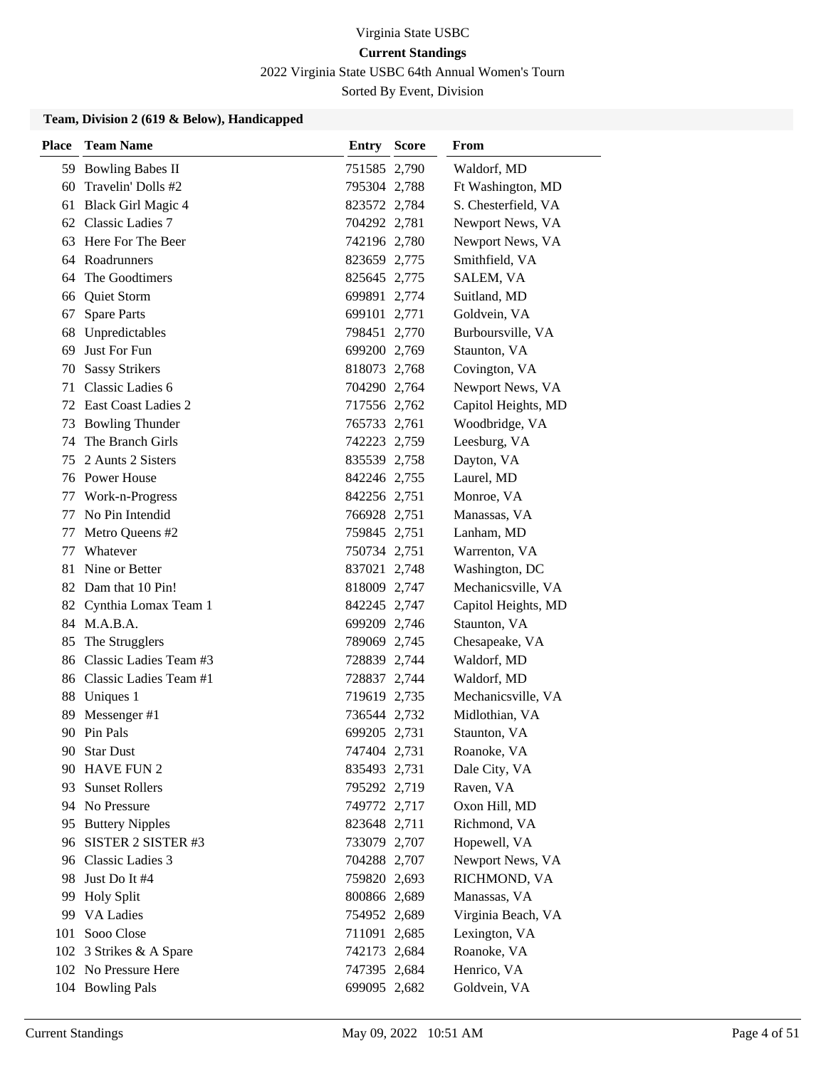# Virginia State USBC

## Current Standings

2022 Virginia State USBC 64th Annual Women's Tourn

Sorted By Event, Division

### Team, Division 2 (619 & Below), Handicapped

| Place | Team Name | Entry | Score | From |
|---|---|---|---|---|
| 59 | Bowling Babes II | 751585 | 2,790 | Waldorf, MD |
| 60 | Travelin' Dolls #2 | 795304 | 2,788 | Ft Washington, MD |
| 61 | Black Girl Magic 4 | 823572 | 2,784 | S. Chesterfield, VA |
| 62 | Classic Ladies 7 | 704292 | 2,781 | Newport News, VA |
| 63 | Here For The Beer | 742196 | 2,780 | Newport News, VA |
| 64 | Roadrunners | 823659 | 2,775 | Smithfield, VA |
| 64 | The Goodtimers | 825645 | 2,775 | SALEM, VA |
| 66 | Quiet Storm | 699891 | 2,774 | Suitland, MD |
| 67 | Spare Parts | 699101 | 2,771 | Goldvein, VA |
| 68 | Unpredictables | 798451 | 2,770 | Burboursville, VA |
| 69 | Just For Fun | 699200 | 2,769 | Staunton, VA |
| 70 | Sassy Strikers | 818073 | 2,768 | Covington, VA |
| 71 | Classic Ladies 6 | 704290 | 2,764 | Newport News, VA |
| 72 | East Coast Ladies 2 | 717556 | 2,762 | Capitol Heights, MD |
| 73 | Bowling Thunder | 765733 | 2,761 | Woodbridge, VA |
| 74 | The Branch Girls | 742223 | 2,759 | Leesburg, VA |
| 75 | 2 Aunts 2 Sisters | 835539 | 2,758 | Dayton, VA |
| 76 | Power House | 842246 | 2,755 | Laurel, MD |
| 77 | Work-n-Progress | 842256 | 2,751 | Monroe, VA |
| 77 | No Pin Intendid | 766928 | 2,751 | Manassas, VA |
| 77 | Metro Queens #2 | 759845 | 2,751 | Lanham, MD |
| 77 | Whatever | 750734 | 2,751 | Warrenton, VA |
| 81 | Nine or Better | 837021 | 2,748 | Washington, DC |
| 82 | Dam that 10 Pin! | 818009 | 2,747 | Mechanicsville, VA |
| 82 | Cynthia Lomax Team 1 | 842245 | 2,747 | Capitol Heights, MD |
| 84 | M.A.B.A. | 699209 | 2,746 | Staunton, VA |
| 85 | The Strugglers | 789069 | 2,745 | Chesapeake, VA |
| 86 | Classic Ladies Team #3 | 728839 | 2,744 | Waldorf, MD |
| 86 | Classic Ladies Team #1 | 728837 | 2,744 | Waldorf, MD |
| 88 | Uniques 1 | 719619 | 2,735 | Mechanicsville, VA |
| 89 | Messenger #1 | 736544 | 2,732 | Midlothian, VA |
| 90 | Pin Pals | 699205 | 2,731 | Staunton, VA |
| 90 | Star Dust | 747404 | 2,731 | Roanoke, VA |
| 90 | HAVE FUN 2 | 835493 | 2,731 | Dale City, VA |
| 93 | Sunset Rollers | 795292 | 2,719 | Raven, VA |
| 94 | No Pressure | 749772 | 2,717 | Oxon Hill, MD |
| 95 | Buttery Nipples | 823648 | 2,711 | Richmond, VA |
| 96 | SISTER 2 SISTER #3 | 733079 | 2,707 | Hopewell, VA |
| 96 | Classic Ladies 3 | 704288 | 2,707 | Newport News, VA |
| 98 | Just Do It #4 | 759820 | 2,693 | RICHMOND, VA |
| 99 | Holy Split | 800866 | 2,689 | Manassas, VA |
| 99 | VA Ladies | 754952 | 2,689 | Virginia Beach, VA |
| 101 | Sooo Close | 711091 | 2,685 | Lexington, VA |
| 102 | 3 Strikes & A Spare | 742173 | 2,684 | Roanoke, VA |
| 102 | No Pressure Here | 747395 | 2,684 | Henrico, VA |
| 104 | Bowling Pals | 699095 | 2,682 | Goldvein, VA |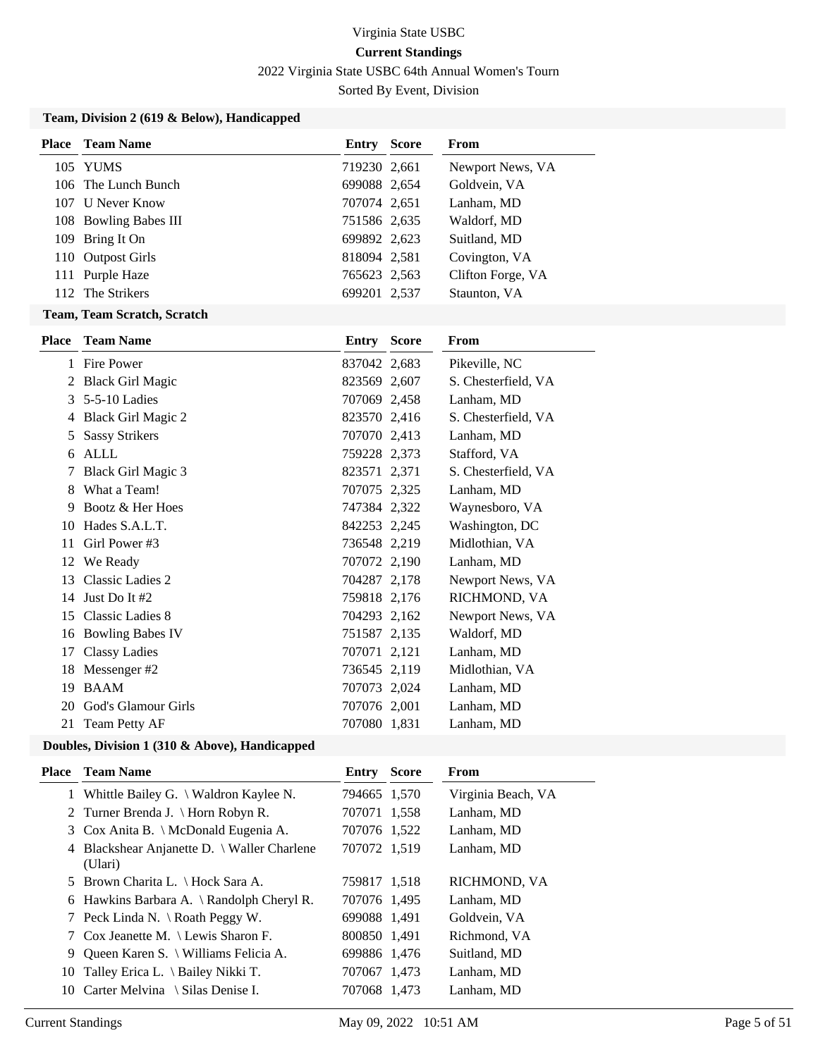Virginia State USBC

**Current Standings**

2022 Virginia State USBC 64th Annual Women's Tourn

Sorted By Event, Division

### Team, Division 2 (619 & Below), Handicapped

| Place | Team Name | Entry | Score | From |
|---|---|---|---|---|
| 105 | YUMS | 719230 | 2,661 | Newport News, VA |
| 106 | The Lunch Bunch | 699088 | 2,654 | Goldvein, VA |
| 107 | U Never Know | 707074 | 2,651 | Lanham, MD |
| 108 | Bowling Babes III | 751586 | 2,635 | Waldorf, MD |
| 109 | Bring It On | 699892 | 2,623 | Suitland, MD |
| 110 | Outpost Girls | 818094 | 2,581 | Covington, VA |
| 111 | Purple Haze | 765623 | 2,563 | Clifton Forge, VA |
| 112 | The Strikers | 699201 | 2,537 | Staunton, VA |

### Team, Team Scratch, Scratch

| Place | Team Name | Entry | Score | From |
|---|---|---|---|---|
| 1 | Fire Power | 837042 | 2,683 | Pikeville, NC |
| 2 | Black Girl Magic | 823569 | 2,607 | S. Chesterfield, VA |
| 3 | 5-5-10 Ladies | 707069 | 2,458 | Lanham, MD |
| 4 | Black Girl Magic 2 | 823570 | 2,416 | S. Chesterfield, VA |
| 5 | Sassy Strikers | 707070 | 2,413 | Lanham, MD |
| 6 | ALLL | 759228 | 2,373 | Stafford, VA |
| 7 | Black Girl Magic 3 | 823571 | 2,371 | S. Chesterfield, VA |
| 8 | What a Team! | 707075 | 2,325 | Lanham, MD |
| 9 | Bootz & Her Hoes | 747384 | 2,322 | Waynesboro, VA |
| 10 | Hades S.A.L.T. | 842253 | 2,245 | Washington, DC |
| 11 | Girl Power #3 | 736548 | 2,219 | Midlothian, VA |
| 12 | We Ready | 707072 | 2,190 | Lanham, MD |
| 13 | Classic Ladies 2 | 704287 | 2,178 | Newport News, VA |
| 14 | Just Do It #2 | 759818 | 2,176 | RICHMOND, VA |
| 15 | Classic Ladies 8 | 704293 | 2,162 | Newport News, VA |
| 16 | Bowling Babes IV | 751587 | 2,135 | Waldorf, MD |
| 17 | Classy Ladies | 707071 | 2,121 | Lanham, MD |
| 18 | Messenger #2 | 736545 | 2,119 | Midlothian, VA |
| 19 | BAAM | 707073 | 2,024 | Lanham, MD |
| 20 | God's Glamour Girls | 707076 | 2,001 | Lanham, MD |
| 21 | Team Petty AF | 707080 | 1,831 | Lanham, MD |

### Doubles, Division 1 (310 & Above), Handicapped

| Place | Team Name | Entry | Score | From |
|---|---|---|---|---|
| 1 | Whittle Bailey G. \ Waldron Kaylee N. | 794665 | 1,570 | Virginia Beach, VA |
| 2 | Turner Brenda J. \ Horn Robyn R. | 707071 | 1,558 | Lanham, MD |
| 3 | Cox Anita B. \ McDonald Eugenia A. | 707076 | 1,522 | Lanham, MD |
| 4 | Blackshear Anjanette D. \ Waller Charlene (Ulari) | 707072 | 1,519 | Lanham, MD |
| 5 | Brown Charita L. \ Hock Sara A. | 759817 | 1,518 | RICHMOND, VA |
| 6 | Hawkins Barbara A. \ Randolph Cheryl R. | 707076 | 1,495 | Lanham, MD |
| 7 | Peck Linda N. \ Roath Peggy W. | 699088 | 1,491 | Goldvein, VA |
| 7 | Cox Jeanette M. \ Lewis Sharon F. | 800850 | 1,491 | Richmond, VA |
| 9 | Queen Karen S. \ Williams Felicia A. | 699886 | 1,476 | Suitland, MD |
| 10 | Talley Erica L. \ Bailey Nikki T. | 707067 | 1,473 | Lanham, MD |
| 10 | Carter Melvina \ Silas Denise I. | 707068 | 1,473 | Lanham, MD |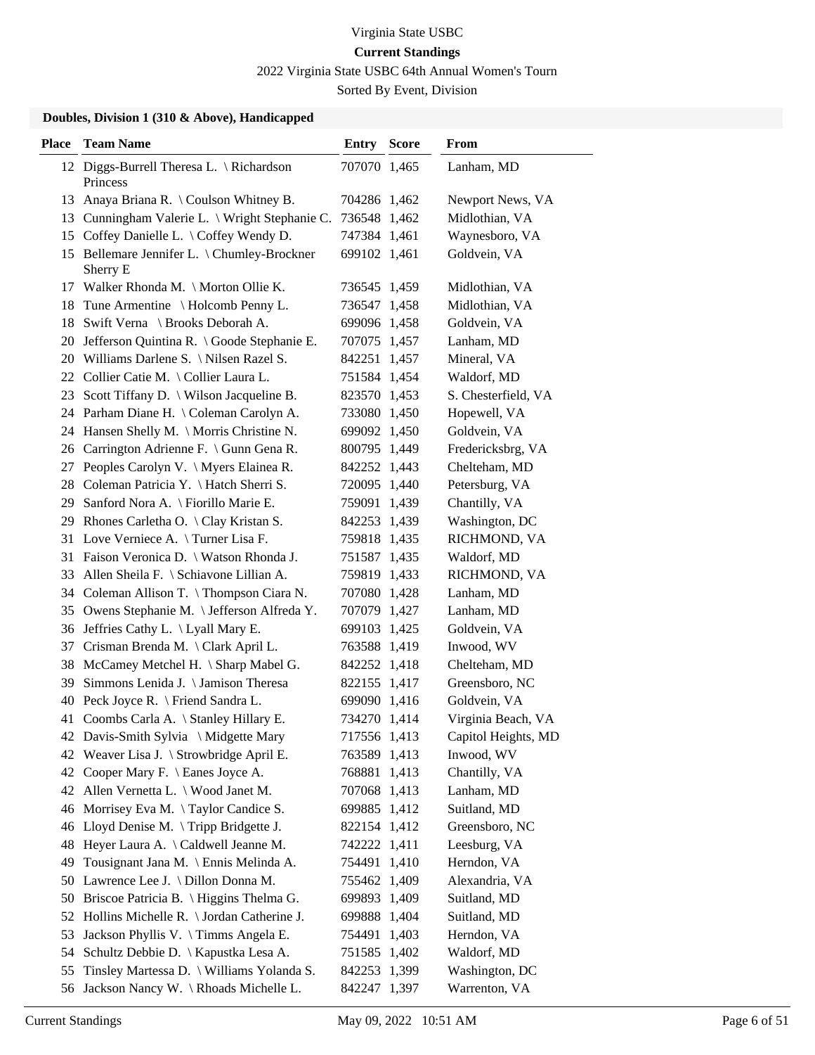Virginia State USBC

**Current Standings**

2022 Virginia State USBC 64th Annual Women's Tourn

Sorted By Event, Division

### Doubles, Division 1 (310 & Above), Handicapped

| Place | Team Name | Entry | Score | From |
|---|---|---|---|---|
| 12 | Diggs-Burrell Theresa L. \ Richardson Princess | 707070 | 1,465 | Lanham, MD |
| 13 | Anaya Briana R. \ Coulson Whitney B. | 704286 | 1,462 | Newport News, VA |
| 13 | Cunningham Valerie L. \ Wright Stephanie C. | 736548 | 1,462 | Midlothian, VA |
| 15 | Coffey Danielle L. \ Coffey Wendy D. | 747384 | 1,461 | Waynesboro, VA |
| 15 | Bellemare Jennifer L. \ Chumley-Brockner Sherry E | 699102 | 1,461 | Goldvein, VA |
| 17 | Walker Rhonda M. \ Morton Ollie K. | 736545 | 1,459 | Midlothian, VA |
| 18 | Tune Armentine \ Holcomb Penny L. | 736547 | 1,458 | Midlothian, VA |
| 18 | Swift Verna \ Brooks Deborah A. | 699096 | 1,458 | Goldvein, VA |
| 20 | Jefferson Quintina R. \ Goode Stephanie E. | 707075 | 1,457 | Lanham, MD |
| 20 | Williams Darlene S. \ Nilsen Razel S. | 842251 | 1,457 | Mineral, VA |
| 22 | Collier Catie M. \ Collier Laura L. | 751584 | 1,454 | Waldorf, MD |
| 23 | Scott Tiffany D. \ Wilson Jacqueline B. | 823570 | 1,453 | S. Chesterfield, VA |
| 24 | Parham Diane H. \ Coleman Carolyn A. | 733080 | 1,450 | Hopewell, VA |
| 24 | Hansen Shelly M. \ Morris Christine N. | 699092 | 1,450 | Goldvein, VA |
| 26 | Carrington Adrienne F. \ Gunn Gena R. | 800795 | 1,449 | Fredericksbrg, VA |
| 27 | Peoples Carolyn V. \ Myers Elainea R. | 842252 | 1,443 | Chelteham, MD |
| 28 | Coleman Patricia Y. \ Hatch Sherri S. | 720095 | 1,440 | Petersburg, VA |
| 29 | Sanford Nora A. \ Fiorillo Marie E. | 759091 | 1,439 | Chantilly, VA |
| 29 | Rhones Carletha O. \ Clay Kristan S. | 842253 | 1,439 | Washington, DC |
| 31 | Love Verniece A. \ Turner Lisa F. | 759818 | 1,435 | RICHMOND, VA |
| 31 | Faison Veronica D. \ Watson Rhonda J. | 751587 | 1,435 | Waldorf, MD |
| 33 | Allen Sheila F. \ Schiavone Lillian A. | 759819 | 1,433 | RICHMOND, VA |
| 34 | Coleman Allison T. \ Thompson Ciara N. | 707080 | 1,428 | Lanham, MD |
| 35 | Owens Stephanie M. \ Jefferson Alfreda Y. | 707079 | 1,427 | Lanham, MD |
| 36 | Jeffries Cathy L. \ Lyall Mary E. | 699103 | 1,425 | Goldvein, VA |
| 37 | Crisman Brenda M. \ Clark April L. | 763588 | 1,419 | Inwood, WV |
| 38 | McCamey Metchel H. \ Sharp Mabel G. | 842252 | 1,418 | Chelteham, MD |
| 39 | Simmons Lenida J. \ Jamison Theresa | 822155 | 1,417 | Greensboro, NC |
| 40 | Peck Joyce R. \ Friend Sandra L. | 699090 | 1,416 | Goldvein, VA |
| 41 | Coombs Carla A. \ Stanley Hillary E. | 734270 | 1,414 | Virginia Beach, VA |
| 42 | Davis-Smith Sylvia \ Midgette Mary | 717556 | 1,413 | Capitol Heights, MD |
| 42 | Weaver Lisa J. \ Strowbridge April E. | 763589 | 1,413 | Inwood, WV |
| 42 | Cooper Mary F. \ Eanes Joyce A. | 768881 | 1,413 | Chantilly, VA |
| 42 | Allen Vernetta L. \ Wood Janet M. | 707068 | 1,413 | Lanham, MD |
| 46 | Morrisey Eva M. \ Taylor Candice S. | 699885 | 1,412 | Suitland, MD |
| 46 | Lloyd Denise M. \ Tripp Bridgette J. | 822154 | 1,412 | Greensboro, NC |
| 48 | Heyer Laura A. \ Caldwell Jeanne M. | 742222 | 1,411 | Leesburg, VA |
| 49 | Tousignant Jana M. \ Ennis Melinda A. | 754491 | 1,410 | Herndon, VA |
| 50 | Lawrence Lee J. \ Dillon Donna M. | 755462 | 1,409 | Alexandria, VA |
| 50 | Briscoe Patricia B. \ Higgins Thelma G. | 699893 | 1,409 | Suitland, MD |
| 52 | Hollins Michelle R. \ Jordan Catherine J. | 699888 | 1,404 | Suitland, MD |
| 53 | Jackson Phyllis V. \ Timms Angela E. | 754491 | 1,403 | Herndon, VA |
| 54 | Schultz Debbie D. \ Kapustka Lesa A. | 751585 | 1,402 | Waldorf, MD |
| 55 | Tinsley Martessa D. \ Williams Yolanda S. | 842253 | 1,399 | Washington, DC |
| 56 | Jackson Nancy W. \ Rhoads Michelle L. | 842247 | 1,397 | Warrenton, VA |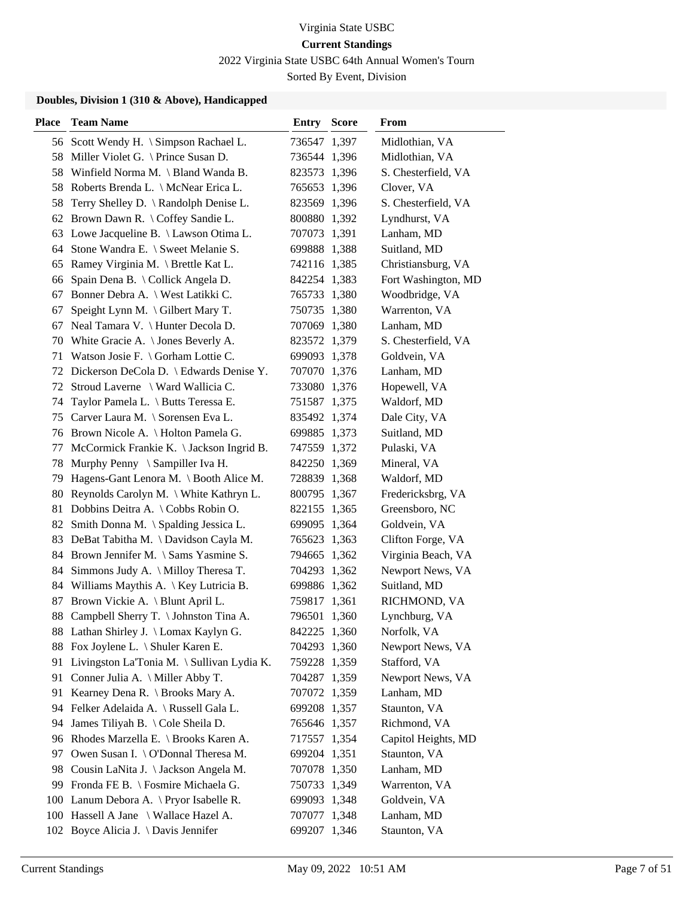Virginia State USBC

**Current Standings**

2022 Virginia State USBC 64th Annual Women's Tourn

Sorted By Event, Division

### Doubles, Division 1 (310 & Above), Handicapped

| Place | Team Name | Entry | Score | From |
|---|---|---|---|---|
| 56 | Scott Wendy H. \ Simpson Rachael L. | 736547 | 1,397 | Midlothian, VA |
| 58 | Miller Violet G. \ Prince Susan D. | 736544 | 1,396 | Midlothian, VA |
| 58 | Winfield Norma M. \ Bland Wanda B. | 823573 | 1,396 | S. Chesterfield, VA |
| 58 | Roberts Brenda L. \ McNear Erica L. | 765653 | 1,396 | Clover, VA |
| 58 | Terry Shelley D. \ Randolph Denise L. | 823569 | 1,396 | S. Chesterfield, VA |
| 62 | Brown Dawn R. \ Coffey Sandie L. | 800880 | 1,392 | Lyndhurst, VA |
| 63 | Lowe Jacqueline B. \ Lawson Otima L. | 707073 | 1,391 | Lanham, MD |
| 64 | Stone Wandra E. \ Sweet Melanie S. | 699888 | 1,388 | Suitland, MD |
| 65 | Ramey Virginia M. \ Brettle Kat L. | 742116 | 1,385 | Christiansburg, VA |
| 66 | Spain Dena B. \ Collick Angela D. | 842254 | 1,383 | Fort Washington, MD |
| 67 | Bonner Debra A. \ West Latikki C. | 765733 | 1,380 | Woodbridge, VA |
| 67 | Speight Lynn M. \ Gilbert Mary T. | 750735 | 1,380 | Warrenton, VA |
| 67 | Neal Tamara V. \ Hunter Decola D. | 707069 | 1,380 | Lanham, MD |
| 70 | White Gracie A. \ Jones Beverly A. | 823572 | 1,379 | S. Chesterfield, VA |
| 71 | Watson Josie F. \ Gorham Lottie C. | 699093 | 1,378 | Goldvein, VA |
| 72 | Dickerson DeCola D. \ Edwards Denise Y. | 707070 | 1,376 | Lanham, MD |
| 72 | Stroud Laverne \ Ward Wallicia C. | 733080 | 1,376 | Hopewell, VA |
| 74 | Taylor Pamela L. \ Butts Teressa E. | 751587 | 1,375 | Waldorf, MD |
| 75 | Carver Laura M. \ Sorensen Eva L. | 835492 | 1,374 | Dale City, VA |
| 76 | Brown Nicole A. \ Holton Pamela G. | 699885 | 1,373 | Suitland, MD |
| 77 | McCormick Frankie K. \ Jackson Ingrid B. | 747559 | 1,372 | Pulaski, VA |
| 78 | Murphy Penny \ Sampiller Iva H. | 842250 | 1,369 | Mineral, VA |
| 79 | Hagens-Gant Lenora M. \ Booth Alice M. | 728839 | 1,368 | Waldorf, MD |
| 80 | Reynolds Carolyn M. \ White Kathryn L. | 800795 | 1,367 | Fredericksbrg, VA |
| 81 | Dobbins Deitra A. \ Cobbs Robin O. | 822155 | 1,365 | Greensboro, NC |
| 82 | Smith Donna M. \ Spalding Jessica L. | 699095 | 1,364 | Goldvein, VA |
| 83 | DeBat Tabitha M. \ Davidson Cayla M. | 765623 | 1,363 | Clifton Forge, VA |
| 84 | Brown Jennifer M. \ Sams Yasmine S. | 794665 | 1,362 | Virginia Beach, VA |
| 84 | Simmons Judy A. \ Milloy Theresa T. | 704293 | 1,362 | Newport News, VA |
| 84 | Williams Maythis A. \ Key Lutricia B. | 699886 | 1,362 | Suitland, MD |
| 87 | Brown Vickie A. \ Blunt April L. | 759817 | 1,361 | RICHMOND, VA |
| 88 | Campbell Sherry T. \ Johnston Tina A. | 796501 | 1,360 | Lynchburg, VA |
| 88 | Lathan Shirley J. \ Lomax Kaylyn G. | 842225 | 1,360 | Norfolk, VA |
| 88 | Fox Joylene L. \ Shuler Karen E. | 704293 | 1,360 | Newport News, VA |
| 91 | Livingston La'Tonia M. \ Sullivan Lydia K. | 759228 | 1,359 | Stafford, VA |
| 91 | Conner Julia A. \ Miller Abby T. | 704287 | 1,359 | Newport News, VA |
| 91 | Kearney Dena R. \ Brooks Mary A. | 707072 | 1,359 | Lanham, MD |
| 94 | Felker Adelaida A. \ Russell Gala L. | 699208 | 1,357 | Staunton, VA |
| 94 | James Tiliyah B. \ Cole Sheila D. | 765646 | 1,357 | Richmond, VA |
| 96 | Rhodes Marzella E. \ Brooks Karen A. | 717557 | 1,354 | Capitol Heights, MD |
| 97 | Owen Susan I. \ O'Donnal Theresa M. | 699204 | 1,351 | Staunton, VA |
| 98 | Cousin LaNita J. \ Jackson Angela M. | 707078 | 1,350 | Lanham, MD |
| 99 | Fronda FE B. \ Fosmire Michaela G. | 750733 | 1,349 | Warrenton, VA |
| 100 | Lanum Debora A. \ Pryor Isabelle R. | 699093 | 1,348 | Goldvein, VA |
| 100 | Hassell A Jane \ Wallace Hazel A. | 707077 | 1,348 | Lanham, MD |
| 102 | Boyce Alicia J. \ Davis Jennifer | 699207 | 1,346 | Staunton, VA |

Current Standings May 09, 2022 10:51 AM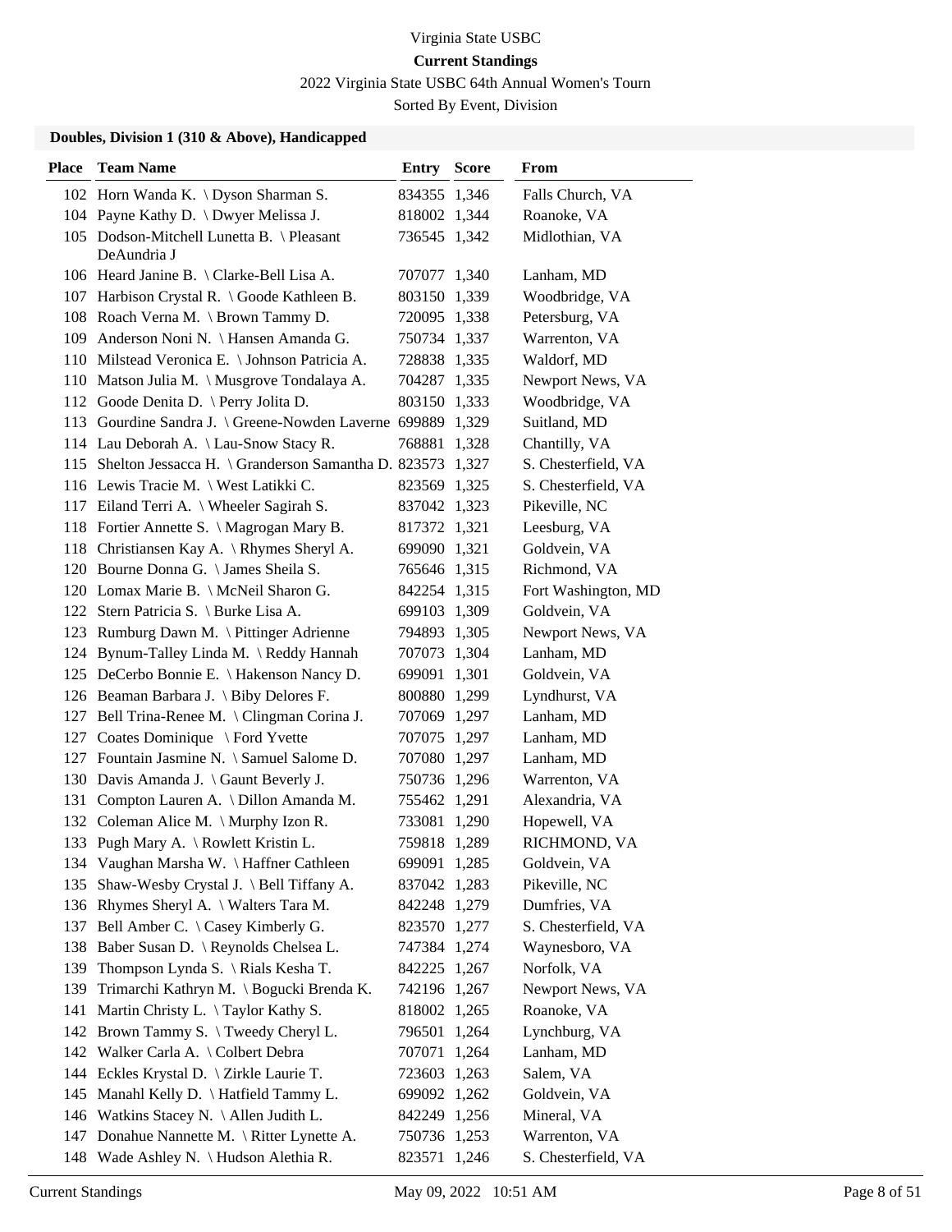Virginia State USBC

**Current Standings**

2022 Virginia State USBC 64th Annual Women's Tourn

Sorted By Event, Division

### Doubles, Division 1 (310 & Above), Handicapped

| Place | Team Name | Entry | Score | From |
|---|---|---|---|---|
| 102 | Horn Wanda K. \ Dyson Sharman S. | 834355 | 1,346 | Falls Church, VA |
| 104 | Payne Kathy D. \ Dwyer Melissa J. | 818002 | 1,344 | Roanoke, VA |
| 105 | Dodson-Mitchell Lunetta B. \ Pleasant DeAundria J | 736545 | 1,342 | Midlothian, VA |
| 106 | Heard Janine B. \ Clarke-Bell Lisa A. | 707077 | 1,340 | Lanham, MD |
| 107 | Harbison Crystal R. \ Goode Kathleen B. | 803150 | 1,339 | Woodbridge, VA |
| 108 | Roach Verna M. \ Brown Tammy D. | 720095 | 1,338 | Petersburg, VA |
| 109 | Anderson Noni N. \ Hansen Amanda G. | 750734 | 1,337 | Warrenton, VA |
| 110 | Milstead Veronica E. \ Johnson Patricia A. | 728838 | 1,335 | Waldorf, MD |
| 110 | Matson Julia M. \ Musgrove Tondalaya A. | 704287 | 1,335 | Newport News, VA |
| 112 | Goode Denita D. \ Perry Jolita D. | 803150 | 1,333 | Woodbridge, VA |
| 113 | Gourdine Sandra J. \ Greene-Nowden Laverne | 699889 | 1,329 | Suitland, MD |
| 114 | Lau Deborah A. \ Lau-Snow Stacy R. | 768881 | 1,328 | Chantilly, VA |
| 115 | Shelton Jessacca H. \ Granderson Samantha D. | 823573 | 1,327 | S. Chesterfield, VA |
| 116 | Lewis Tracie M. \ West Latikki C. | 823569 | 1,325 | S. Chesterfield, VA |
| 117 | Eiland Terri A. \ Wheeler Sagirah S. | 837042 | 1,323 | Pikeville, NC |
| 118 | Fortier Annette S. \ Magrogan Mary B. | 817372 | 1,321 | Leesburg, VA |
| 118 | Christiansen Kay A. \ Rhymes Sheryl A. | 699090 | 1,321 | Goldvein, VA |
| 120 | Bourne Donna G. \ James Sheila S. | 765646 | 1,315 | Richmond, VA |
| 120 | Lomax Marie B. \ McNeil Sharon G. | 842254 | 1,315 | Fort Washington, MD |
| 122 | Stern Patricia S. \ Burke Lisa A. | 699103 | 1,309 | Goldvein, VA |
| 123 | Rumburg Dawn M. \ Pittinger Adrienne | 794893 | 1,305 | Newport News, VA |
| 124 | Bynum-Talley Linda M. \ Reddy Hannah | 707073 | 1,304 | Lanham, MD |
| 125 | DeCerbo Bonnie E. \ Hakenson Nancy D. | 699091 | 1,301 | Goldvein, VA |
| 126 | Beaman Barbara J. \ Biby Delores F. | 800880 | 1,299 | Lyndhurst, VA |
| 127 | Bell Trina-Renee M. \ Clingman Corina J. | 707069 | 1,297 | Lanham, MD |
| 127 | Coates Dominique \ Ford Yvette | 707075 | 1,297 | Lanham, MD |
| 127 | Fountain Jasmine N. \ Samuel Salome D. | 707080 | 1,297 | Lanham, MD |
| 130 | Davis Amanda J. \ Gaunt Beverly J. | 750736 | 1,296 | Warrenton, VA |
| 131 | Compton Lauren A. \ Dillon Amanda M. | 755462 | 1,291 | Alexandria, VA |
| 132 | Coleman Alice M. \ Murphy Izon R. | 733081 | 1,290 | Hopewell, VA |
| 133 | Pugh Mary A. \ Rowlett Kristin L. | 759818 | 1,289 | RICHMOND, VA |
| 134 | Vaughan Marsha W. \ Haffner Cathleen | 699091 | 1,285 | Goldvein, VA |
| 135 | Shaw-Wesby Crystal J. \ Bell Tiffany A. | 837042 | 1,283 | Pikeville, NC |
| 136 | Rhymes Sheryl A. \ Walters Tara M. | 842248 | 1,279 | Dumfries, VA |
| 137 | Bell Amber C. \ Casey Kimberly G. | 823570 | 1,277 | S. Chesterfield, VA |
| 138 | Baber Susan D. \ Reynolds Chelsea L. | 747384 | 1,274 | Waynesboro, VA |
| 139 | Thompson Lynda S. \ Rials Kesha T. | 842225 | 1,267 | Norfolk, VA |
| 139 | Trimarchi Kathryn M. \ Bogucki Brenda K. | 742196 | 1,267 | Newport News, VA |
| 141 | Martin Christy L. \ Taylor Kathy S. | 818002 | 1,265 | Roanoke, VA |
| 142 | Brown Tammy S. \ Tweedy Cheryl L. | 796501 | 1,264 | Lynchburg, VA |
| 142 | Walker Carla A. \ Colbert Debra | 707071 | 1,264 | Lanham, MD |
| 144 | Eckles Krystal D. \ Zirkle Laurie T. | 723603 | 1,263 | Salem, VA |
| 145 | Manahl Kelly D. \ Hatfield Tammy L. | 699092 | 1,262 | Goldvein, VA |
| 146 | Watkins Stacey N. \ Allen Judith L. | 842249 | 1,256 | Mineral, VA |
| 147 | Donahue Nannette M. \ Ritter Lynette A. | 750736 | 1,253 | Warrenton, VA |
| 148 | Wade Ashley N. \ Hudson Alethia R. | 823571 | 1,246 | S. Chesterfield, VA |

Current Standings May 09, 2022 10:51 AM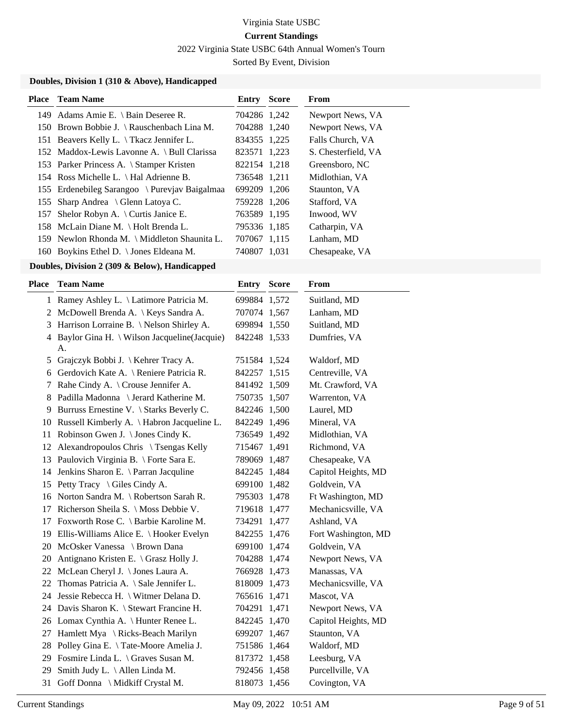Virginia State USBC

**Current Standings**

2022 Virginia State USBC 64th Annual Women's Tourn

Sorted By Event, Division

### Doubles, Division 1 (310 & Above), Handicapped

| Place | Team Name | Entry | Score | From |
|---|---|---|---|---|
| 149 | Adams Amie E. \ Bain Deseree R. | 704286 | 1,242 | Newport News, VA |
| 150 | Brown Bobbie J. \ Rauschenbach Lina M. | 704288 | 1,240 | Newport News, VA |
| 151 | Beavers Kelly L. \ Tkacz Jennifer L. | 834355 | 1,225 | Falls Church, VA |
| 152 | Maddox-Lewis Lavonne A. \ Bull Clarissa | 823571 | 1,223 | S. Chesterfield, VA |
| 153 | Parker Princess A. \ Stamper Kristen | 822154 | 1,218 | Greensboro, NC |
| 154 | Ross Michelle L. \ Hal Adrienne B. | 736548 | 1,211 | Midlothian, VA |
| 155 | Erdenebileg Sarangoo \ Purevjav Baigalmaa | 699209 | 1,206 | Staunton, VA |
| 155 | Sharp Andrea \ Glenn Latoya C. | 759228 | 1,206 | Stafford, VA |
| 157 | Shelor Robyn A. \ Curtis Janice E. | 763589 | 1,195 | Inwood, WV |
| 158 | McLain Diane M. \ Holt Brenda L. | 795336 | 1,185 | Catharpin, VA |
| 159 | Newlon Rhonda M. \ Middleton Shaunita L. | 707067 | 1,115 | Lanham, MD |
| 160 | Boykins Ethel D. \ Jones Eldeana M. | 740807 | 1,031 | Chesapeake, VA |

### Doubles, Division 2 (309 & Below), Handicapped

| Place | Team Name | Entry | Score | From |
|---|---|---|---|---|
| 1 | Ramey Ashley L. \ Latimore Patricia M. | 699884 | 1,572 | Suitland, MD |
| 2 | McDowell Brenda A. \ Keys Sandra A. | 707074 | 1,567 | Lanham, MD |
| 3 | Harrison Lorraine B. \ Nelson Shirley A. | 699894 | 1,550 | Suitland, MD |
| 4 | Baylor Gina H. \ Wilson Jacqueline(Jacquie) A. | 842248 | 1,533 | Dumfries, VA |
| 5 | Grajczyk Bobbi J. \ Kehrer Tracy A. | 751584 | 1,524 | Waldorf, MD |
| 6 | Gerdovich Kate A. \ Reniere Patricia R. | 842257 | 1,515 | Centreville, VA |
| 7 | Rahe Cindy A. \ Crouse Jennifer A. | 841492 | 1,509 | Mt. Crawford, VA |
| 8 | Padilla Madonna \ Jerard Katherine M. | 750735 | 1,507 | Warrenton, VA |
| 9 | Burruss Ernestine V. \ Starks Beverly C. | 842246 | 1,500 | Laurel, MD |
| 10 | Russell Kimberly A. \ Habron Jacqueline L. | 842249 | 1,496 | Mineral, VA |
| 11 | Robinson Gwen J. \ Jones Cindy K. | 736549 | 1,492 | Midlothian, VA |
| 12 | Alexandropoulos Chris \ Tsengas Kelly | 715467 | 1,491 | Richmond, VA |
| 13 | Paulovich Virginia B. \ Forte Sara E. | 789069 | 1,487 | Chesapeake, VA |
| 14 | Jenkins Sharon E. \ Parran Jacquline | 842245 | 1,484 | Capitol Heights, MD |
| 15 | Petty Tracy \ Giles Cindy A. | 699100 | 1,482 | Goldvein, VA |
| 16 | Norton Sandra M. \ Robertson Sarah R. | 795303 | 1,478 | Ft Washington, MD |
| 17 | Richerson Sheila S. \ Moss Debbie V. | 719618 | 1,477 | Mechanicsville, VA |
| 17 | Foxworth Rose C. \ Barbie Karoline M. | 734291 | 1,477 | Ashland, VA |
| 19 | Ellis-Williams Alice E. \ Hooker Evelyn | 842255 | 1,476 | Fort Washington, MD |
| 20 | McOsker Vanessa \ Brown Dana | 699100 | 1,474 | Goldvein, VA |
| 20 | Antignano Kristen E. \ Grasz Holly J. | 704288 | 1,474 | Newport News, VA |
| 22 | McLean Cheryl J. \ Jones Laura A. | 766928 | 1,473 | Manassas, VA |
| 22 | Thomas Patricia A. \ Sale Jennifer L. | 818009 | 1,473 | Mechanicsville, VA |
| 24 | Jessie Rebecca H. \ Witmer Delana D. | 765616 | 1,471 | Mascot, VA |
| 24 | Davis Sharon K. \ Stewart Francine H. | 704291 | 1,471 | Newport News, VA |
| 26 | Lomax Cynthia A. \ Hunter Renee L. | 842245 | 1,470 | Capitol Heights, MD |
| 27 | Hamlett Mya \ Ricks-Beach Marilyn | 699207 | 1,467 | Staunton, VA |
| 28 | Polley Gina E. \ Tate-Moore Amelia J. | 751586 | 1,464 | Waldorf, MD |
| 29 | Fosmire Linda L. \ Graves Susan M. | 817372 | 1,458 | Leesburg, VA |
| 29 | Smith Judy L. \ Allen Linda M. | 792456 | 1,458 | Purcellville, VA |
| 31 | Goff Donna \ Midkiff Crystal M. | 818073 | 1,456 | Covington, VA |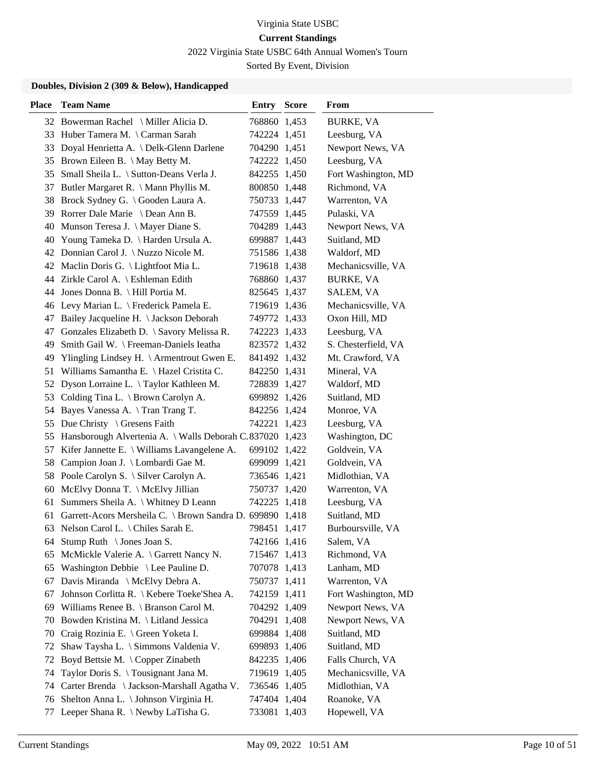Virginia State USBC

**Current Standings**

2022 Virginia State USBC 64th Annual Women's Tourn

Sorted By Event, Division

### Doubles, Division 2 (309 & Below), Handicapped

| Place | Team Name | Entry | Score | From |
|---|---|---|---|---|
| 32 | Bowerman Rachel \ Miller Alicia D. | 768860 | 1,453 | BURKE, VA |
| 33 | Huber Tamera M. \ Carman Sarah | 742224 | 1,451 | Leesburg, VA |
| 33 | Doyal Henrietta A. \ Delk-Glenn Darlene | 704290 | 1,451 | Newport News, VA |
| 35 | Brown Eileen B. \ May Betty M. | 742222 | 1,450 | Leesburg, VA |
| 35 | Small Sheila L. \ Sutton-Deans Verla J. | 842255 | 1,450 | Fort Washington, MD |
| 37 | Butler Margaret R. \ Mann Phyllis M. | 800850 | 1,448 | Richmond, VA |
| 38 | Brock Sydney G. \ Gooden Laura A. | 750733 | 1,447 | Warrenton, VA |
| 39 | Rorrer Dale Marie \ Dean Ann B. | 747559 | 1,445 | Pulaski, VA |
| 40 | Munson Teresa J. \ Mayer Diane S. | 704289 | 1,443 | Newport News, VA |
| 40 | Young Tameka D. \ Harden Ursula A. | 699887 | 1,443 | Suitland, MD |
| 42 | Donnian Carol J. \ Nuzzo Nicole M. | 751586 | 1,438 | Waldorf, MD |
| 42 | Maclin Doris G. \ Lightfoot Mia L. | 719618 | 1,438 | Mechanicsville, VA |
| 44 | Zirkle Carol A. \ Eshleman Edith | 768860 | 1,437 | BURKE, VA |
| 44 | Jones Donna B. \ Hill Portia M. | 825645 | 1,437 | SALEM, VA |
| 46 | Levy Marian L. \ Frederick Pamela E. | 719619 | 1,436 | Mechanicsville, VA |
| 47 | Bailey Jacqueline H. \ Jackson Deborah | 749772 | 1,433 | Oxon Hill, MD |
| 47 | Gonzales Elizabeth D. \ Savory Melissa R. | 742223 | 1,433 | Leesburg, VA |
| 49 | Smith Gail W. \ Freeman-Daniels Ieatha | 823572 | 1,432 | S. Chesterfield, VA |
| 49 | Ylingling Lindsey H. \ Armentrout Gwen E. | 841492 | 1,432 | Mt. Crawford, VA |
| 51 | Williams Samantha E. \ Hazel Cristita C. | 842250 | 1,431 | Mineral, VA |
| 52 | Dyson Lorraine L. \ Taylor Kathleen M. | 728839 | 1,427 | Waldorf, MD |
| 53 | Colding Tina L. \ Brown Carolyn A. | 699892 | 1,426 | Suitland, MD |
| 54 | Bayes Vanessa A. \ Tran Trang T. | 842256 | 1,424 | Monroe, VA |
| 55 | Due Christy \ Gresens Faith | 742221 | 1,423 | Leesburg, VA |
| 55 | Hansborough Alvertenia A. \ Walls Deborah C. | 837020 | 1,423 | Washington, DC |
| 57 | Kifer Jannette E. \ Williams Lavangelene A. | 699102 | 1,422 | Goldvein, VA |
| 58 | Campion Joan J. \ Lombardi Gae M. | 699099 | 1,421 | Goldvein, VA |
| 58 | Poole Carolyn S. \ Silver Carolyn A. | 736546 | 1,421 | Midlothian, VA |
| 60 | McElvy Donna T. \ McElvy Jillian | 750737 | 1,420 | Warrenton, VA |
| 61 | Summers Sheila A. \ Whitney D Leann | 742225 | 1,418 | Leesburg, VA |
| 61 | Garrett-Acors Mersheila C. \ Brown Sandra D. | 699890 | 1,418 | Suitland, MD |
| 63 | Nelson Carol L. \ Chiles Sarah E. | 798451 | 1,417 | Burboursville, VA |
| 64 | Stump Ruth \ Jones Joan S. | 742166 | 1,416 | Salem, VA |
| 65 | McMickle Valerie A. \ Garrett Nancy N. | 715467 | 1,413 | Richmond, VA |
| 65 | Washington Debbie \ Lee Pauline D. | 707078 | 1,413 | Lanham, MD |
| 67 | Davis Miranda \ McElvy Debra A. | 750737 | 1,411 | Warrenton, VA |
| 67 | Johnson Corlitta R. \ Kebere Toeke'Shea A. | 742159 | 1,411 | Fort Washington, MD |
| 69 | Williams Renee B. \ Branson Carol M. | 704292 | 1,409 | Newport News, VA |
| 70 | Bowden Kristina M. \ Litland Jessica | 704291 | 1,408 | Newport News, VA |
| 70 | Craig Rozinia E. \ Green Yoketa I. | 699884 | 1,408 | Suitland, MD |
| 72 | Shaw Taysha L. \ Simmons Valdenia V. | 699893 | 1,406 | Suitland, MD |
| 72 | Boyd Bettsie M. \ Copper Zinabeth | 842235 | 1,406 | Falls Church, VA |
| 74 | Taylor Doris S. \ Tousignant Jana M. | 719619 | 1,405 | Mechanicsville, VA |
| 74 | Carter Brenda \ Jackson-Marshall Agatha V. | 736546 | 1,405 | Midlothian, VA |
| 76 | Shelton Anna L. \ Johnson Virginia H. | 747404 | 1,404 | Roanoke, VA |
| 77 | Leeper Shana R. \ Newby LaTisha G. | 733081 | 1,403 | Hopewell, VA |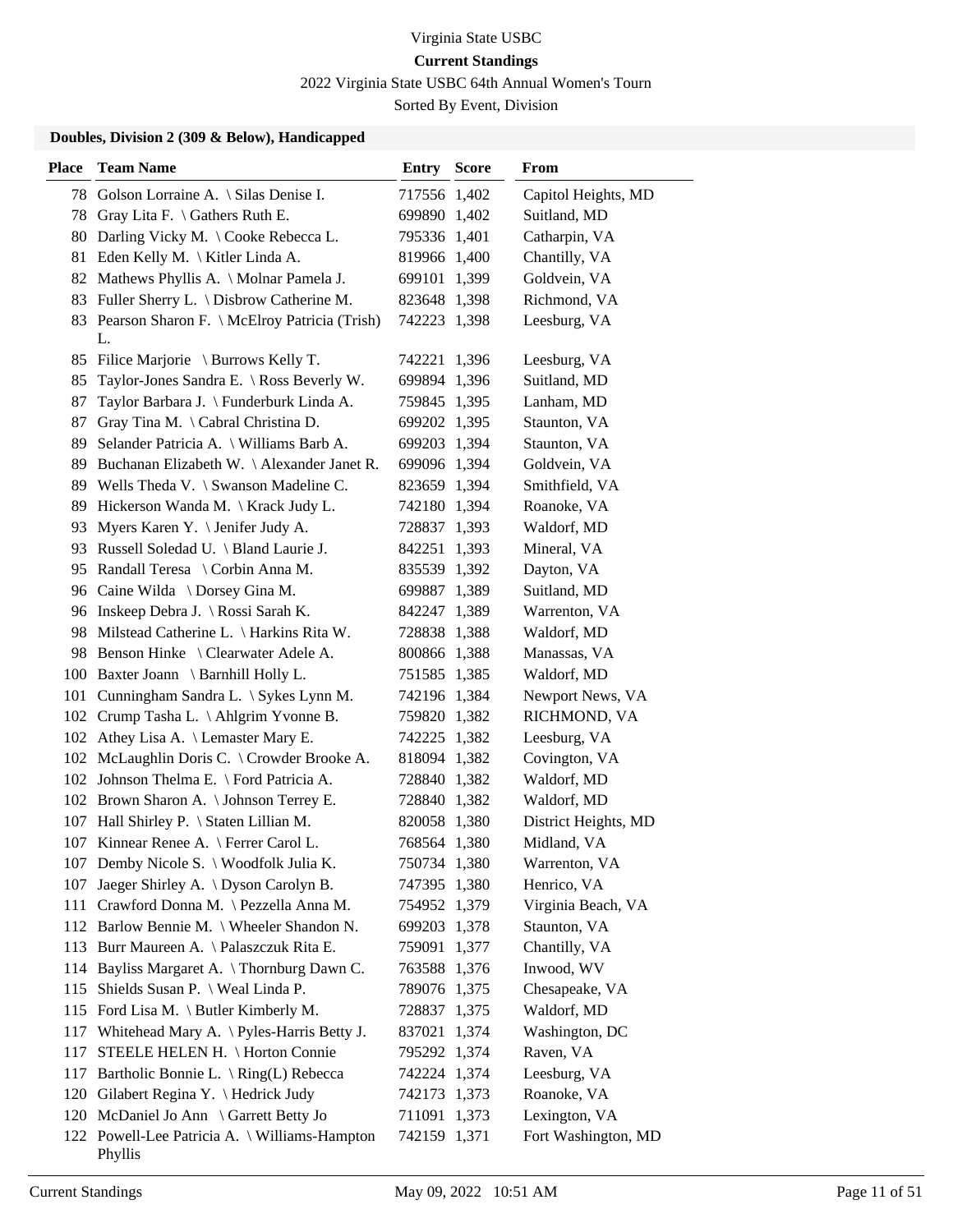Virginia State USBC

**Current Standings**

2022 Virginia State USBC 64th Annual Women's Tourn

Sorted By Event, Division

### Doubles, Division 2 (309 & Below), Handicapped

| Place | Team Name | Entry | Score | From |
|---|---|---|---|---|
| 78 | Golson Lorraine A. \ Silas Denise I. | 717556 | 1,402 | Capitol Heights, MD |
| 78 | Gray Lita F. \ Gathers Ruth E. | 699890 | 1,402 | Suitland, MD |
| 80 | Darling Vicky M. \ Cooke Rebecca L. | 795336 | 1,401 | Catharpin, VA |
| 81 | Eden Kelly M. \ Kitler Linda A. | 819966 | 1,400 | Chantilly, VA |
| 82 | Mathews Phyllis A. \ Molnar Pamela J. | 699101 | 1,399 | Goldvein, VA |
| 83 | Fuller Sherry L. \ Disbrow Catherine M. | 823648 | 1,398 | Richmond, VA |
| 83 | Pearson Sharon F. \ McElroy Patricia (Trish) L. | 742223 | 1,398 | Leesburg, VA |
| 85 | Filice Marjorie \ Burrows Kelly T. | 742221 | 1,396 | Leesburg, VA |
| 85 | Taylor-Jones Sandra E. \ Ross Beverly W. | 699894 | 1,396 | Suitland, MD |
| 87 | Taylor Barbara J. \ Funderburk Linda A. | 759845 | 1,395 | Lanham, MD |
| 87 | Gray Tina M. \ Cabral Christina D. | 699202 | 1,395 | Staunton, VA |
| 89 | Selander Patricia A. \ Williams Barb A. | 699203 | 1,394 | Staunton, VA |
| 89 | Buchanan Elizabeth W. \ Alexander Janet R. | 699096 | 1,394 | Goldvein, VA |
| 89 | Wells Theda V. \ Swanson Madeline C. | 823659 | 1,394 | Smithfield, VA |
| 89 | Hickerson Wanda M. \ Krack Judy L. | 742180 | 1,394 | Roanoke, VA |
| 93 | Myers Karen Y. \ Jenifer Judy A. | 728837 | 1,393 | Waldorf, MD |
| 93 | Russell Soledad U. \ Bland Laurie J. | 842251 | 1,393 | Mineral, VA |
| 95 | Randall Teresa \ Corbin Anna M. | 835539 | 1,392 | Dayton, VA |
| 96 | Caine Wilda \ Dorsey Gina M. | 699887 | 1,389 | Suitland, MD |
| 96 | Inskeep Debra J. \ Rossi Sarah K. | 842247 | 1,389 | Warrenton, VA |
| 98 | Milstead Catherine L. \ Harkins Rita W. | 728838 | 1,388 | Waldorf, MD |
| 98 | Benson Hinke \ Clearwater Adele A. | 800866 | 1,388 | Manassas, VA |
| 100 | Baxter Joann \ Barnhill Holly L. | 751585 | 1,385 | Waldorf, MD |
| 101 | Cunningham Sandra L. \ Sykes Lynn M. | 742196 | 1,384 | Newport News, VA |
| 102 | Crump Tasha L. \ Ahlgrim Yvonne B. | 759820 | 1,382 | RICHMOND, VA |
| 102 | Athey Lisa A. \ Lemaster Mary E. | 742225 | 1,382 | Leesburg, VA |
| 102 | McLaughlin Doris C. \ Crowder Brooke A. | 818094 | 1,382 | Covington, VA |
| 102 | Johnson Thelma E. \ Ford Patricia A. | 728840 | 1,382 | Waldorf, MD |
| 102 | Brown Sharon A. \ Johnson Terrey E. | 728840 | 1,382 | Waldorf, MD |
| 107 | Hall Shirley P. \ Staten Lillian M. | 820058 | 1,380 | District Heights, MD |
| 107 | Kinnear Renee A. \ Ferrer Carol L. | 768564 | 1,380 | Midland, VA |
| 107 | Demby Nicole S. \ Woodfolk Julia K. | 750734 | 1,380 | Warrenton, VA |
| 107 | Jaeger Shirley A. \ Dyson Carolyn B. | 747395 | 1,380 | Henrico, VA |
| 111 | Crawford Donna M. \ Pezzella Anna M. | 754952 | 1,379 | Virginia Beach, VA |
| 112 | Barlow Bennie M. \ Wheeler Shandon N. | 699203 | 1,378 | Staunton, VA |
| 113 | Burr Maureen A. \ Palaszczuk Rita E. | 759091 | 1,377 | Chantilly, VA |
| 114 | Bayliss Margaret A. \ Thornburg Dawn C. | 763588 | 1,376 | Inwood, WV |
| 115 | Shields Susan P. \ Weal Linda P. | 789076 | 1,375 | Chesapeake, VA |
| 115 | Ford Lisa M. \ Butler Kimberly M. | 728837 | 1,375 | Waldorf, MD |
| 117 | Whitehead Mary A. \ Pyles-Harris Betty J. | 837021 | 1,374 | Washington, DC |
| 117 | STEELE HELEN H. \ Horton Connie | 795292 | 1,374 | Raven, VA |
| 117 | Bartholic Bonnie L. \ Ring(L) Rebecca | 742224 | 1,374 | Leesburg, VA |
| 120 | Gilabert Regina Y. \ Hedrick Judy | 742173 | 1,373 | Roanoke, VA |
| 120 | McDaniel Jo Ann \ Garrett Betty Jo | 711091 | 1,373 | Lexington, VA |
| 122 | Powell-Lee Patricia A. \ Williams-Hampton Phyllis | 742159 | 1,371 | Fort Washington, MD |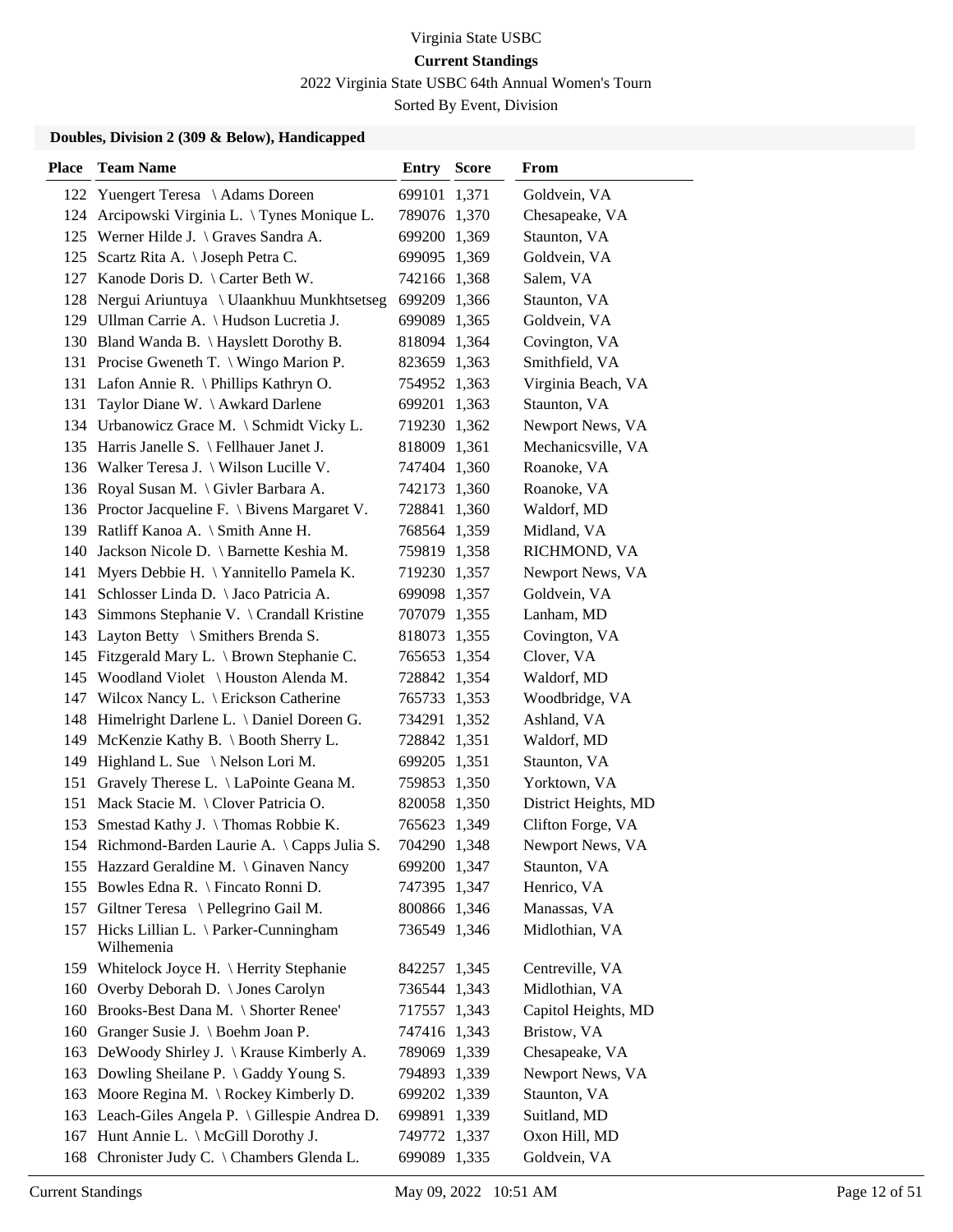Virginia State USBC

**Current Standings**

2022 Virginia State USBC 64th Annual Women's Tourn

Sorted By Event, Division

### Doubles, Division 2 (309 & Below), Handicapped

| Place | Team Name | Entry | Score | From |
|---|---|---|---|---|
| 122 | Yuengert Teresa \ Adams Doreen | 699101 | 1,371 | Goldvein, VA |
| 124 | Arcipowski Virginia L. \ Tynes Monique L. | 789076 | 1,370 | Chesapeake, VA |
| 125 | Werner Hilde J. \ Graves Sandra A. | 699200 | 1,369 | Staunton, VA |
| 125 | Scartz Rita A. \ Joseph Petra C. | 699095 | 1,369 | Goldvein, VA |
| 127 | Kanode Doris D. \ Carter Beth W. | 742166 | 1,368 | Salem, VA |
| 128 | Nergui Ariuntuya \ Ulaankhuu Munkhtsetseg | 699209 | 1,366 | Staunton, VA |
| 129 | Ullman Carrie A. \ Hudson Lucretia J. | 699089 | 1,365 | Goldvein, VA |
| 130 | Bland Wanda B. \ Hayslett Dorothy B. | 818094 | 1,364 | Covington, VA |
| 131 | Procise Gweneth T. \ Wingo Marion P. | 823659 | 1,363 | Smithfield, VA |
| 131 | Lafon Annie R. \ Phillips Kathryn O. | 754952 | 1,363 | Virginia Beach, VA |
| 131 | Taylor Diane W. \ Awkard Darlene | 699201 | 1,363 | Staunton, VA |
| 134 | Urbanowicz Grace M. \ Schmidt Vicky L. | 719230 | 1,362 | Newport News, VA |
| 135 | Harris Janelle S. \ Fellhauer Janet J. | 818009 | 1,361 | Mechanicsville, VA |
| 136 | Walker Teresa J. \ Wilson Lucille V. | 747404 | 1,360 | Roanoke, VA |
| 136 | Royal Susan M. \ Givler Barbara A. | 742173 | 1,360 | Roanoke, VA |
| 136 | Proctor Jacqueline F. \ Bivens Margaret V. | 728841 | 1,360 | Waldorf, MD |
| 139 | Ratliff Kanoa A. \ Smith Anne H. | 768564 | 1,359 | Midland, VA |
| 140 | Jackson Nicole D. \ Barnette Keshia M. | 759819 | 1,358 | RICHMOND, VA |
| 141 | Myers Debbie H. \ Yannitello Pamela K. | 719230 | 1,357 | Newport News, VA |
| 141 | Schlosser Linda D. \ Jaco Patricia A. | 699098 | 1,357 | Goldvein, VA |
| 143 | Simmons Stephanie V. \ Crandall Kristine | 707079 | 1,355 | Lanham, MD |
| 143 | Layton Betty \ Smithers Brenda S. | 818073 | 1,355 | Covington, VA |
| 145 | Fitzgerald Mary L. \ Brown Stephanie C. | 765653 | 1,354 | Clover, VA |
| 145 | Woodland Violet \ Houston Alenda M. | 728842 | 1,354 | Waldorf, MD |
| 147 | Wilcox Nancy L. \ Erickson Catherine | 765733 | 1,353 | Woodbridge, VA |
| 148 | Himelright Darlene L. \ Daniel Doreen G. | 734291 | 1,352 | Ashland, VA |
| 149 | McKenzie Kathy B. \ Booth Sherry L. | 728842 | 1,351 | Waldorf, MD |
| 149 | Highland L. Sue \ Nelson Lori M. | 699205 | 1,351 | Staunton, VA |
| 151 | Gravely Therese L. \ LaPointe Geana M. | 759853 | 1,350 | Yorktown, VA |
| 151 | Mack Stacie M. \ Clover Patricia O. | 820058 | 1,350 | District Heights, MD |
| 153 | Smestad Kathy J. \ Thomas Robbie K. | 765623 | 1,349 | Clifton Forge, VA |
| 154 | Richmond-Barden Laurie A. \ Capps Julia S. | 704290 | 1,348 | Newport News, VA |
| 155 | Hazzard Geraldine M. \ Ginaven Nancy | 699200 | 1,347 | Staunton, VA |
| 155 | Bowles Edna R. \ Fincato Ronni D. | 747395 | 1,347 | Henrico, VA |
| 157 | Giltner Teresa \ Pellegrino Gail M. | 800866 | 1,346 | Manassas, VA |
| 157 | Hicks Lillian L. \ Parker-Cunningham Wilhemenia | 736549 | 1,346 | Midlothian, VA |
| 159 | Whitelock Joyce H. \ Herrity Stephanie | 842257 | 1,345 | Centreville, VA |
| 160 | Overby Deborah D. \ Jones Carolyn | 736544 | 1,343 | Midlothian, VA |
| 160 | Brooks-Best Dana M. \ Shorter Renee' | 717557 | 1,343 | Capitol Heights, MD |
| 160 | Granger Susie J. \ Boehm Joan P. | 747416 | 1,343 | Bristow, VA |
| 163 | DeWoody Shirley J. \ Krause Kimberly A. | 789069 | 1,339 | Chesapeake, VA |
| 163 | Dowling Sheilane P. \ Gaddy Young S. | 794893 | 1,339 | Newport News, VA |
| 163 | Moore Regina M. \ Rockey Kimberly D. | 699202 | 1,339 | Staunton, VA |
| 163 | Leach-Giles Angela P. \ Gillespie Andrea D. | 699891 | 1,339 | Suitland, MD |
| 167 | Hunt Annie L. \ McGill Dorothy J. | 749772 | 1,337 | Oxon Hill, MD |
| 168 | Chronister Judy C. \ Chambers Glenda L. | 699089 | 1,335 | Goldvein, VA |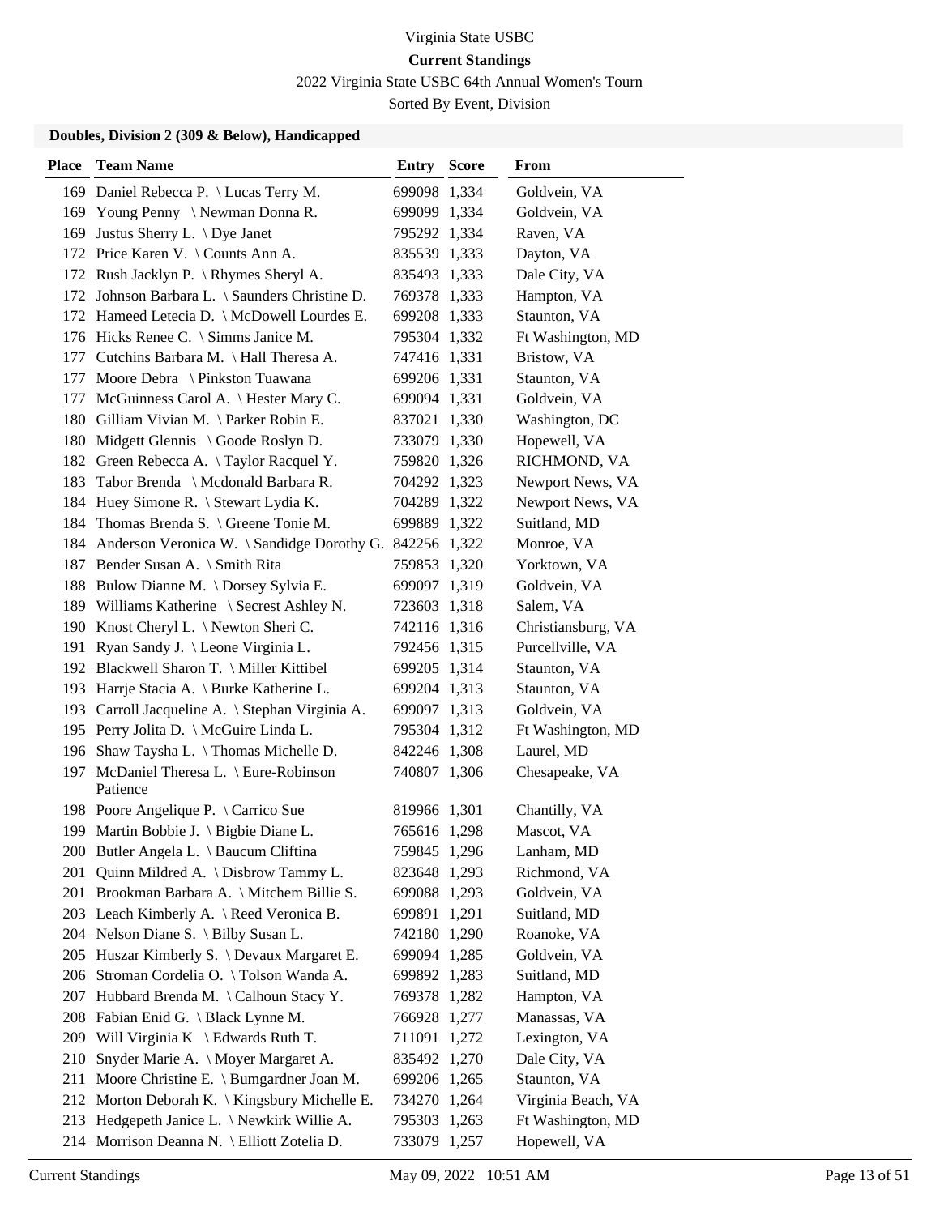Virginia State USBC

**Current Standings**

2022 Virginia State USBC 64th Annual Women's Tourn

Sorted By Event, Division

### Doubles, Division 2 (309 & Below), Handicapped

| Place | Team Name | Entry | Score | From |
|---|---|---|---|---|
| 169 | Daniel Rebecca P. \ Lucas Terry M. | 699098 | 1,334 | Goldvein, VA |
| 169 | Young Penny \ Newman Donna R. | 699099 | 1,334 | Goldvein, VA |
| 169 | Justus Sherry L. \ Dye Janet | 795292 | 1,334 | Raven, VA |
| 172 | Price Karen V. \ Counts Ann A. | 835539 | 1,333 | Dayton, VA |
| 172 | Rush Jacklyn P. \ Rhymes Sheryl A. | 835493 | 1,333 | Dale City, VA |
| 172 | Johnson Barbara L. \ Saunders Christine D. | 769378 | 1,333 | Hampton, VA |
| 172 | Hameed Letecia D. \ McDowell Lourdes E. | 699208 | 1,333 | Staunton, VA |
| 176 | Hicks Renee C. \ Simms Janice M. | 795304 | 1,332 | Ft Washington, MD |
| 177 | Cutchins Barbara M. \ Hall Theresa A. | 747416 | 1,331 | Bristow, VA |
| 177 | Moore Debra \ Pinkston Tuawana | 699206 | 1,331 | Staunton, VA |
| 177 | McGuinness Carol A. \ Hester Mary C. | 699094 | 1,331 | Goldvein, VA |
| 180 | Gilliam Vivian M. \ Parker Robin E. | 837021 | 1,330 | Washington, DC |
| 180 | Midgett Glennis \ Goode Roslyn D. | 733079 | 1,330 | Hopewell, VA |
| 182 | Green Rebecca A. \ Taylor Racquel Y. | 759820 | 1,326 | RICHMOND, VA |
| 183 | Tabor Brenda \ Mcdonald Barbara R. | 704292 | 1,323 | Newport News, VA |
| 184 | Huey Simone R. \ Stewart Lydia K. | 704289 | 1,322 | Newport News, VA |
| 184 | Thomas Brenda S. \ Greene Tonie M. | 699889 | 1,322 | Suitland, MD |
| 184 | Anderson Veronica W. \ Sandidge Dorothy G. | 842256 | 1,322 | Monroe, VA |
| 187 | Bender Susan A. \ Smith Rita | 759853 | 1,320 | Yorktown, VA |
| 188 | Bulow Dianne M. \ Dorsey Sylvia E. | 699097 | 1,319 | Goldvein, VA |
| 189 | Williams Katherine \ Secrest Ashley N. | 723603 | 1,318 | Salem, VA |
| 190 | Knost Cheryl L. \ Newton Sheri C. | 742116 | 1,316 | Christiansburg, VA |
| 191 | Ryan Sandy J. \ Leone Virginia L. | 792456 | 1,315 | Purcellville, VA |
| 192 | Blackwell Sharon T. \ Miller Kittibel | 699205 | 1,314 | Staunton, VA |
| 193 | Harrje Stacia A. \ Burke Katherine L. | 699204 | 1,313 | Staunton, VA |
| 193 | Carroll Jacqueline A. \ Stephan Virginia A. | 699097 | 1,313 | Goldvein, VA |
| 195 | Perry Jolita D. \ McGuire Linda L. | 795304 | 1,312 | Ft Washington, MD |
| 196 | Shaw Taysha L. \ Thomas Michelle D. | 842246 | 1,308 | Laurel, MD |
| 197 | McDaniel Theresa L. \ Eure-Robinson Patience | 740807 | 1,306 | Chesapeake, VA |
| 198 | Poore Angelique P. \ Carrico Sue | 819966 | 1,301 | Chantilly, VA |
| 199 | Martin Bobbie J. \ Bigbie Diane L. | 765616 | 1,298 | Mascot, VA |
| 200 | Butler Angela L. \ Baucum Cliftina | 759845 | 1,296 | Lanham, MD |
| 201 | Quinn Mildred A. \ Disbrow Tammy L. | 823648 | 1,293 | Richmond, VA |
| 201 | Brookman Barbara A. \ Mitchem Billie S. | 699088 | 1,293 | Goldvein, VA |
| 203 | Leach Kimberly A. \ Reed Veronica B. | 699891 | 1,291 | Suitland, MD |
| 204 | Nelson Diane S. \ Bilby Susan L. | 742180 | 1,290 | Roanoke, VA |
| 205 | Huszar Kimberly S. \ Devaux Margaret E. | 699094 | 1,285 | Goldvein, VA |
| 206 | Stroman Cordelia O. \ Tolson Wanda A. | 699892 | 1,283 | Suitland, MD |
| 207 | Hubbard Brenda M. \ Calhoun Stacy Y. | 769378 | 1,282 | Hampton, VA |
| 208 | Fabian Enid G. \ Black Lynne M. | 766928 | 1,277 | Manassas, VA |
| 209 | Will Virginia K \ Edwards Ruth T. | 711091 | 1,272 | Lexington, VA |
| 210 | Snyder Marie A. \ Moyer Margaret A. | 835492 | 1,270 | Dale City, VA |
| 211 | Moore Christine E. \ Bumgardner Joan M. | 699206 | 1,265 | Staunton, VA |
| 212 | Morton Deborah K. \ Kingsbury Michelle E. | 734270 | 1,264 | Virginia Beach, VA |
| 213 | Hedgepeth Janice L. \ Newkirk Willie A. | 795303 | 1,263 | Ft Washington, MD |
| 214 | Morrison Deanna N. \ Elliott Zotelia D. | 733079 | 1,257 | Hopewell, VA |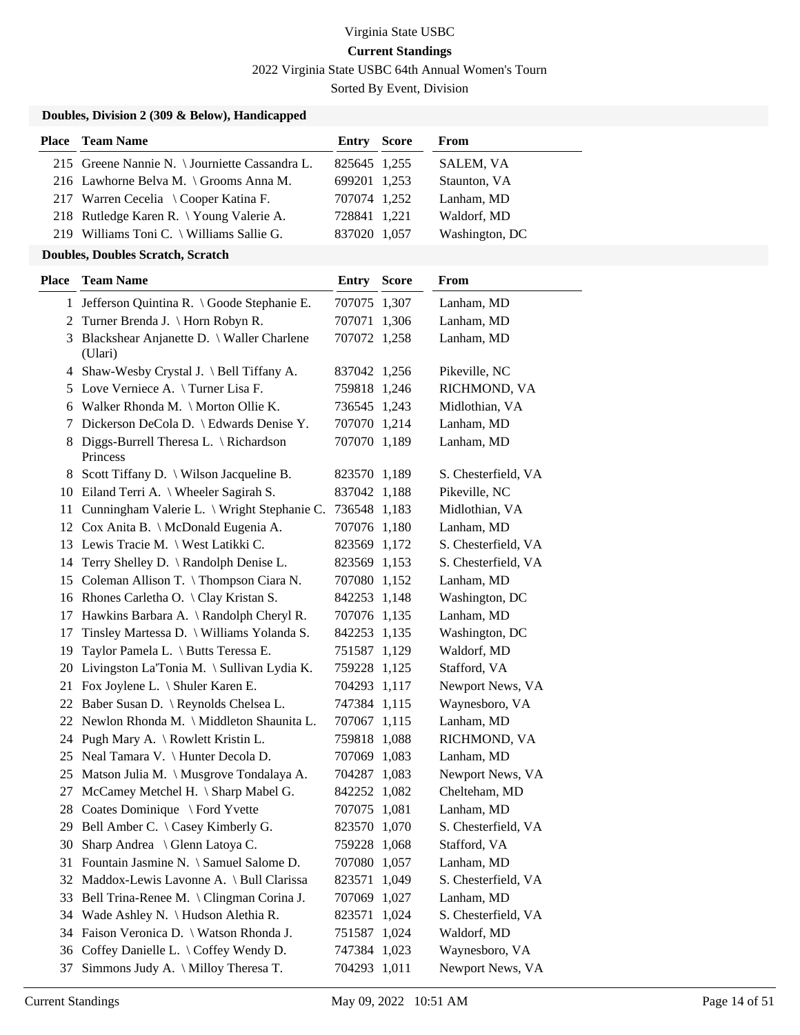Virginia State USBC

**Current Standings**

2022 Virginia State USBC 64th Annual Women's Tourn

Sorted By Event, Division

### Doubles, Division 2 (309 & Below), Handicapped

| Place | Team Name | Entry | Score | From |
|---|---|---|---|---|
| 215 | Greene Nannie N. \ Journiette Cassandra L. | 825645 | 1,255 | SALEM, VA |
| 216 | Lawhorne Belva M. \ Grooms Anna M. | 699201 | 1,253 | Staunton, VA |
| 217 | Warren Cecelia \ Cooper Katina F. | 707074 | 1,252 | Lanham, MD |
| 218 | Rutledge Karen R. \ Young Valerie A. | 728841 | 1,221 | Waldorf, MD |
| 219 | Williams Toni C. \ Williams Sallie G. | 837020 | 1,057 | Washington, DC |

### Doubles, Doubles Scratch, Scratch

| Place | Team Name | Entry | Score | From |
|---|---|---|---|---|
| 1 | Jefferson Quintina R. \ Goode Stephanie E. | 707075 | 1,307 | Lanham, MD |
| 2 | Turner Brenda J. \ Horn Robyn R. | 707071 | 1,306 | Lanham, MD |
| 3 | Blackshear Anjanette D. \ Waller Charlene (Ulari) | 707072 | 1,258 | Lanham, MD |
| 4 | Shaw-Wesby Crystal J. \ Bell Tiffany A. | 837042 | 1,256 | Pikeville, NC |
| 5 | Love Verniece A. \ Turner Lisa F. | 759818 | 1,246 | RICHMOND, VA |
| 6 | Walker Rhonda M. \ Morton Ollie K. | 736545 | 1,243 | Midlothian, VA |
| 7 | Dickerson DeCola D. \ Edwards Denise Y. | 707070 | 1,214 | Lanham, MD |
| 8 | Diggs-Burrell Theresa L. \ Richardson Princess | 707070 | 1,189 | Lanham, MD |
| 8 | Scott Tiffany D. \ Wilson Jacqueline B. | 823570 | 1,189 | S. Chesterfield, VA |
| 10 | Eiland Terri A. \ Wheeler Sagirah S. | 837042 | 1,188 | Pikeville, NC |
| 11 | Cunningham Valerie L. \ Wright Stephanie C. | 736548 | 1,183 | Midlothian, VA |
| 12 | Cox Anita B. \ McDonald Eugenia A. | 707076 | 1,180 | Lanham, MD |
| 13 | Lewis Tracie M. \ West Latikki C. | 823569 | 1,172 | S. Chesterfield, VA |
| 14 | Terry Shelley D. \ Randolph Denise L. | 823569 | 1,153 | S. Chesterfield, VA |
| 15 | Coleman Allison T. \ Thompson Ciara N. | 707080 | 1,152 | Lanham, MD |
| 16 | Rhones Carletha O. \ Clay Kristan S. | 842253 | 1,148 | Washington, DC |
| 17 | Hawkins Barbara A. \ Randolph Cheryl R. | 707076 | 1,135 | Lanham, MD |
| 17 | Tinsley Martessa D. \ Williams Yolanda S. | 842253 | 1,135 | Washington, DC |
| 19 | Taylor Pamela L. \ Butts Teressa E. | 751587 | 1,129 | Waldorf, MD |
| 20 | Livingston La'Tonia M. \ Sullivan Lydia K. | 759228 | 1,125 | Stafford, VA |
| 21 | Fox Joylene L. \ Shuler Karen E. | 704293 | 1,117 | Newport News, VA |
| 22 | Baber Susan D. \ Reynolds Chelsea L. | 747384 | 1,115 | Waynesboro, VA |
| 22 | Newlon Rhonda M. \ Middleton Shaunita L. | 707067 | 1,115 | Lanham, MD |
| 24 | Pugh Mary A. \ Rowlett Kristin L. | 759818 | 1,088 | RICHMOND, VA |
| 25 | Neal Tamara V. \ Hunter Decola D. | 707069 | 1,083 | Lanham, MD |
| 25 | Matson Julia M. \ Musgrove Tondalaya A. | 704287 | 1,083 | Newport News, VA |
| 27 | McCamey Metchel H. \ Sharp Mabel G. | 842252 | 1,082 | Chelteham, MD |
| 28 | Coates Dominique \ Ford Yvette | 707075 | 1,081 | Lanham, MD |
| 29 | Bell Amber C. \ Casey Kimberly G. | 823570 | 1,070 | S. Chesterfield, VA |
| 30 | Sharp Andrea \ Glenn Latoya C. | 759228 | 1,068 | Stafford, VA |
| 31 | Fountain Jasmine N. \ Samuel Salome D. | 707080 | 1,057 | Lanham, MD |
| 32 | Maddox-Lewis Lavonne A. \ Bull Clarissa | 823571 | 1,049 | S. Chesterfield, VA |
| 33 | Bell Trina-Renee M. \ Clingman Corina J. | 707069 | 1,027 | Lanham, MD |
| 34 | Wade Ashley N. \ Hudson Alethia R. | 823571 | 1,024 | S. Chesterfield, VA |
| 34 | Faison Veronica D. \ Watson Rhonda J. | 751587 | 1,024 | Waldorf, MD |
| 36 | Coffey Danielle L. \ Coffey Wendy D. | 747384 | 1,023 | Waynesboro, VA |
| 37 | Simmons Judy A. \ Milloy Theresa T. | 704293 | 1,011 | Newport News, VA |

Current Standings May 09, 2022 10:51 AM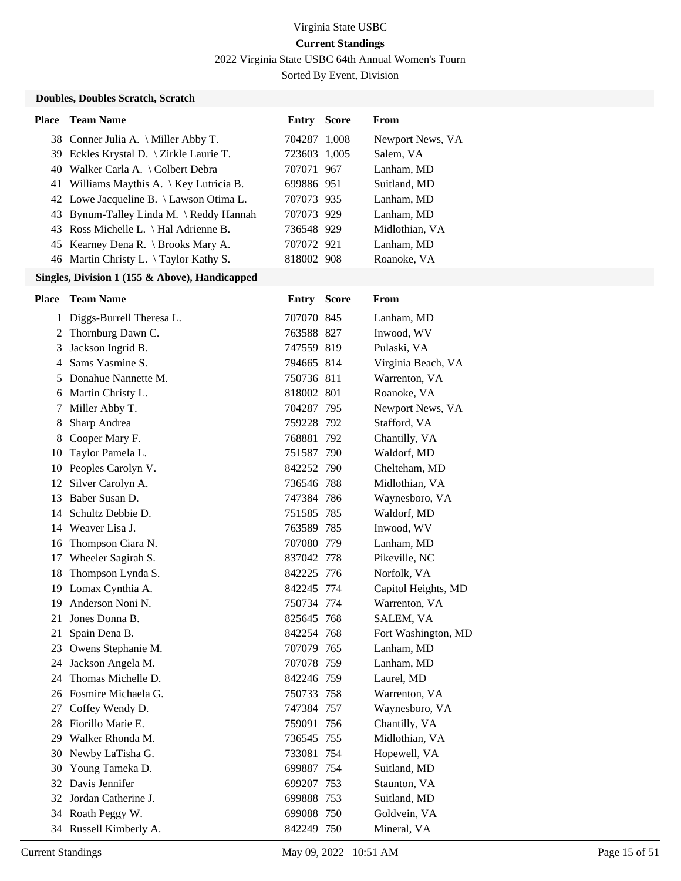Virginia State USBC

**Current Standings**

2022 Virginia State USBC 64th Annual Women's Tourn

Sorted By Event, Division

### Doubles, Doubles Scratch, Scratch

| Place | Team Name | Entry | Score | From |
|---|---|---|---|---|
| 38 | Conner Julia A. \ Miller Abby T. | 704287 | 1,008 | Newport News, VA |
| 39 | Eckles Krystal D. \ Zirkle Laurie T. | 723603 | 1,005 | Salem, VA |
| 40 | Walker Carla A. \ Colbert Debra | 707071 | 967 | Lanham, MD |
| 41 | Williams Maythis A. \ Key Lutricia B. | 699886 | 951 | Suitland, MD |
| 42 | Lowe Jacqueline B. \ Lawson Otima L. | 707073 | 935 | Lanham, MD |
| 43 | Bynum-Talley Linda M. \ Reddy Hannah | 707073 | 929 | Lanham, MD |
| 43 | Ross Michelle L. \ Hal Adrienne B. | 736548 | 929 | Midlothian, VA |
| 45 | Kearney Dena R. \ Brooks Mary A. | 707072 | 921 | Lanham, MD |
| 46 | Martin Christy L. \ Taylor Kathy S. | 818002 | 908 | Roanoke, VA |

### Singles, Division 1 (155 & Above), Handicapped

| Place | Team Name | Entry | Score | From |
|---|---|---|---|---|
| 1 | Diggs-Burrell Theresa L. | 707070 | 845 | Lanham, MD |
| 2 | Thornburg Dawn C. | 763588 | 827 | Inwood, WV |
| 3 | Jackson Ingrid B. | 747559 | 819 | Pulaski, VA |
| 4 | Sams Yasmine S. | 794665 | 814 | Virginia Beach, VA |
| 5 | Donahue Nannette M. | 750736 | 811 | Warrenton, VA |
| 6 | Martin Christy L. | 818002 | 801 | Roanoke, VA |
| 7 | Miller Abby T. | 704287 | 795 | Newport News, VA |
| 8 | Sharp Andrea | 759228 | 792 | Stafford, VA |
| 8 | Cooper Mary F. | 768881 | 792 | Chantilly, VA |
| 10 | Taylor Pamela L. | 751587 | 790 | Waldorf, MD |
| 10 | Peoples Carolyn V. | 842252 | 790 | Chelteham, MD |
| 12 | Silver Carolyn A. | 736546 | 788 | Midlothian, VA |
| 13 | Baber Susan D. | 747384 | 786 | Waynesboro, VA |
| 14 | Schultz Debbie D. | 751585 | 785 | Waldorf, MD |
| 14 | Weaver Lisa J. | 763589 | 785 | Inwood, WV |
| 16 | Thompson Ciara N. | 707080 | 779 | Lanham, MD |
| 17 | Wheeler Sagirah S. | 837042 | 778 | Pikeville, NC |
| 18 | Thompson Lynda S. | 842225 | 776 | Norfolk, VA |
| 19 | Lomax Cynthia A. | 842245 | 774 | Capitol Heights, MD |
| 19 | Anderson Noni N. | 750734 | 774 | Warrenton, VA |
| 21 | Jones Donna B. | 825645 | 768 | SALEM, VA |
| 21 | Spain Dena B. | 842254 | 768 | Fort Washington, MD |
| 23 | Owens Stephanie M. | 707079 | 765 | Lanham, MD |
| 24 | Jackson Angela M. | 707078 | 759 | Lanham, MD |
| 24 | Thomas Michelle D. | 842246 | 759 | Laurel, MD |
| 26 | Fosmire Michaela G. | 750733 | 758 | Warrenton, VA |
| 27 | Coffey Wendy D. | 747384 | 757 | Waynesboro, VA |
| 28 | Fiorillo Marie E. | 759091 | 756 | Chantilly, VA |
| 29 | Walker Rhonda M. | 736545 | 755 | Midlothian, VA |
| 30 | Newby LaTisha G. | 733081 | 754 | Hopewell, VA |
| 30 | Young Tameka D. | 699887 | 754 | Suitland, MD |
| 32 | Davis Jennifer | 699207 | 753 | Staunton, VA |
| 32 | Jordan Catherine J. | 699888 | 753 | Suitland, MD |
| 34 | Roath Peggy W. | 699088 | 750 | Goldvein, VA |
| 34 | Russell Kimberly A. | 842249 | 750 | Mineral, VA |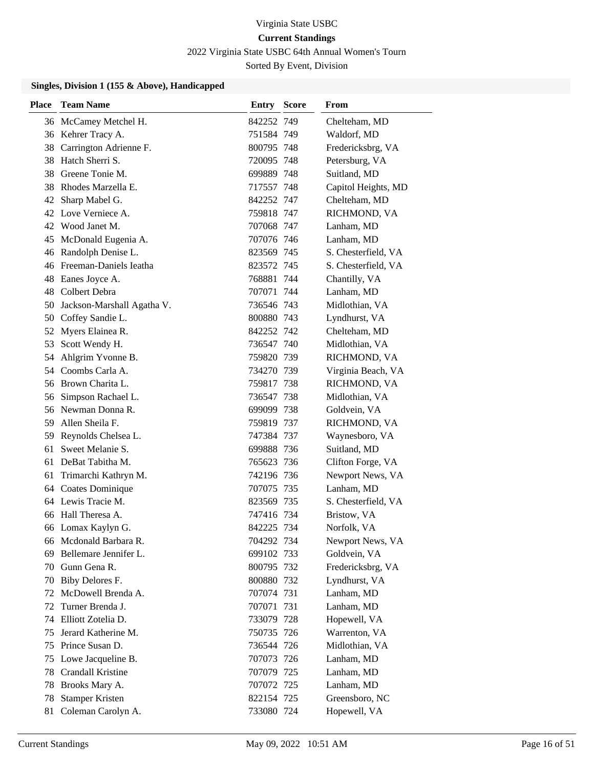Virginia State USBC

**Current Standings**

2022 Virginia State USBC 64th Annual Women's Tourn

Sorted By Event, Division

### Singles, Division 1 (155 & Above), Handicapped

| Place | Team Name | Entry | Score | From |
|---|---|---|---|---|
| 36 | McCamey Metchel H. | 842252 | 749 | Chelteham, MD |
| 36 | Kehrer Tracy A. | 751584 | 749 | Waldorf, MD |
| 38 | Carrington Adrienne F. | 800795 | 748 | Fredericksbrg, VA |
| 38 | Hatch Sherri S. | 720095 | 748 | Petersburg, VA |
| 38 | Greene Tonie M. | 699889 | 748 | Suitland, MD |
| 38 | Rhodes Marzella E. | 717557 | 748 | Capitol Heights, MD |
| 42 | Sharp Mabel G. | 842252 | 747 | Chelteham, MD |
| 42 | Love Verniece A. | 759818 | 747 | RICHMOND, VA |
| 42 | Wood Janet M. | 707068 | 747 | Lanham, MD |
| 45 | McDonald Eugenia A. | 707076 | 746 | Lanham, MD |
| 46 | Randolph Denise L. | 823569 | 745 | S. Chesterfield, VA |
| 46 | Freeman-Daniels Ieatha | 823572 | 745 | S. Chesterfield, VA |
| 48 | Eanes Joyce A. | 768881 | 744 | Chantilly, VA |
| 48 | Colbert Debra | 707071 | 744 | Lanham, MD |
| 50 | Jackson-Marshall Agatha V. | 736546 | 743 | Midlothian, VA |
| 50 | Coffey Sandie L. | 800880 | 743 | Lyndhurst, VA |
| 52 | Myers Elainea R. | 842252 | 742 | Chelteham, MD |
| 53 | Scott Wendy H. | 736547 | 740 | Midlothian, VA |
| 54 | Ahlgrim Yvonne B. | 759820 | 739 | RICHMOND, VA |
| 54 | Coombs Carla A. | 734270 | 739 | Virginia Beach, VA |
| 56 | Brown Charita L. | 759817 | 738 | RICHMOND, VA |
| 56 | Simpson Rachael L. | 736547 | 738 | Midlothian, VA |
| 56 | Newman Donna R. | 699099 | 738 | Goldvein, VA |
| 59 | Allen Sheila F. | 759819 | 737 | RICHMOND, VA |
| 59 | Reynolds Chelsea L. | 747384 | 737 | Waynesboro, VA |
| 61 | Sweet Melanie S. | 699888 | 736 | Suitland, MD |
| 61 | DeBat Tabitha M. | 765623 | 736 | Clifton Forge, VA |
| 61 | Trimarchi Kathryn M. | 742196 | 736 | Newport News, VA |
| 64 | Coates Dominique | 707075 | 735 | Lanham, MD |
| 64 | Lewis Tracie M. | 823569 | 735 | S. Chesterfield, VA |
| 66 | Hall Theresa A. | 747416 | 734 | Bristow, VA |
| 66 | Lomax Kaylyn G. | 842225 | 734 | Norfolk, VA |
| 66 | Mcdonald Barbara R. | 704292 | 734 | Newport News, VA |
| 69 | Bellemare Jennifer L. | 699102 | 733 | Goldvein, VA |
| 70 | Gunn Gena R. | 800795 | 732 | Fredericksbrg, VA |
| 70 | Biby Delores F. | 800880 | 732 | Lyndhurst, VA |
| 72 | McDowell Brenda A. | 707074 | 731 | Lanham, MD |
| 72 | Turner Brenda J. | 707071 | 731 | Lanham, MD |
| 74 | Elliott Zotelia D. | 733079 | 728 | Hopewell, VA |
| 75 | Jerard Katherine M. | 750735 | 726 | Warrenton, VA |
| 75 | Prince Susan D. | 736544 | 726 | Midlothian, VA |
| 75 | Lowe Jacqueline B. | 707073 | 726 | Lanham, MD |
| 78 | Crandall Kristine | 707079 | 725 | Lanham, MD |
| 78 | Brooks Mary A. | 707072 | 725 | Lanham, MD |
| 78 | Stamper Kristen | 822154 | 725 | Greensboro, NC |
| 81 | Coleman Carolyn A. | 733080 | 724 | Hopewell, VA |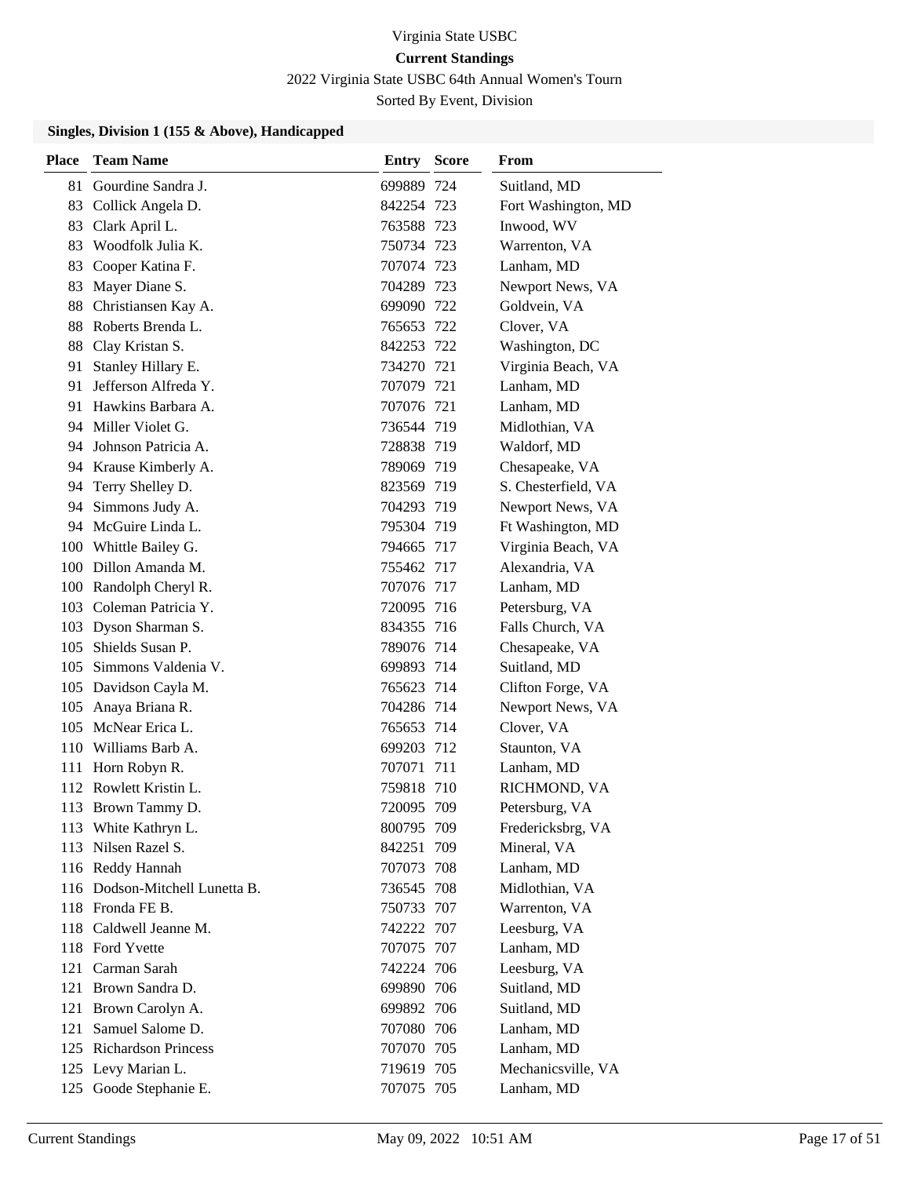# Virginia State USBC

## Current Standings

2022 Virginia State USBC 64th Annual Women's Tourn

Sorted By Event, Division

### Singles, Division 1 (155 & Above), Handicapped

| Place | Team Name | Entry | Score | From |
|---|---|---|---|---|
| 81 | Gourdine Sandra J. | 699889 | 724 | Suitland, MD |
| 83 | Collick Angela D. | 842254 | 723 | Fort Washington, MD |
| 83 | Clark April L. | 763588 | 723 | Inwood, WV |
| 83 | Woodfolk Julia K. | 750734 | 723 | Warrenton, VA |
| 83 | Cooper Katina F. | 707074 | 723 | Lanham, MD |
| 83 | Mayer Diane S. | 704289 | 723 | Newport News, VA |
| 88 | Christiansen Kay A. | 699090 | 722 | Goldvein, VA |
| 88 | Roberts Brenda L. | 765653 | 722 | Clover, VA |
| 88 | Clay Kristan S. | 842253 | 722 | Washington, DC |
| 91 | Stanley Hillary E. | 734270 | 721 | Virginia Beach, VA |
| 91 | Jefferson Alfreda Y. | 707079 | 721 | Lanham, MD |
| 91 | Hawkins Barbara A. | 707076 | 721 | Lanham, MD |
| 94 | Miller Violet G. | 736544 | 719 | Midlothian, VA |
| 94 | Johnson Patricia A. | 728838 | 719 | Waldorf, MD |
| 94 | Krause Kimberly A. | 789069 | 719 | Chesapeake, VA |
| 94 | Terry Shelley D. | 823569 | 719 | S. Chesterfield, VA |
| 94 | Simmons Judy A. | 704293 | 719 | Newport News, VA |
| 94 | McGuire Linda L. | 795304 | 719 | Ft Washington, MD |
| 100 | Whittle Bailey G. | 794665 | 717 | Virginia Beach, VA |
| 100 | Dillon Amanda M. | 755462 | 717 | Alexandria, VA |
| 100 | Randolph Cheryl R. | 707076 | 717 | Lanham, MD |
| 103 | Coleman Patricia Y. | 720095 | 716 | Petersburg, VA |
| 103 | Dyson Sharman S. | 834355 | 716 | Falls Church, VA |
| 105 | Shields Susan P. | 789076 | 714 | Chesapeake, VA |
| 105 | Simmons Valdenia V. | 699893 | 714 | Suitland, MD |
| 105 | Davidson Cayla M. | 765623 | 714 | Clifton Forge, VA |
| 105 | Anaya Briana R. | 704286 | 714 | Newport News, VA |
| 105 | McNear Erica L. | 765653 | 714 | Clover, VA |
| 110 | Williams Barb A. | 699203 | 712 | Staunton, VA |
| 111 | Horn Robyn R. | 707071 | 711 | Lanham, MD |
| 112 | Rowlett Kristin L. | 759818 | 710 | RICHMOND, VA |
| 113 | Brown Tammy D. | 720095 | 709 | Petersburg, VA |
| 113 | White Kathryn L. | 800795 | 709 | Fredericksbrg, VA |
| 113 | Nilsen Razel S. | 842251 | 709 | Mineral, VA |
| 116 | Reddy Hannah | 707073 | 708 | Lanham, MD |
| 116 | Dodson-Mitchell Lunetta B. | 736545 | 708 | Midlothian, VA |
| 118 | Fronda FE B. | 750733 | 707 | Warrenton, VA |
| 118 | Caldwell Jeanne M. | 742222 | 707 | Leesburg, VA |
| 118 | Ford Yvette | 707075 | 707 | Lanham, MD |
| 121 | Carman Sarah | 742224 | 706 | Leesburg, VA |
| 121 | Brown Sandra D. | 699890 | 706 | Suitland, MD |
| 121 | Brown Carolyn A. | 699892 | 706 | Suitland, MD |
| 121 | Samuel Salome D. | 707080 | 706 | Lanham, MD |
| 125 | Richardson Princess | 707070 | 705 | Lanham, MD |
| 125 | Levy Marian L. | 719619 | 705 | Mechanicsville, VA |
| 125 | Goode Stephanie E. | 707075 | 705 | Lanham, MD |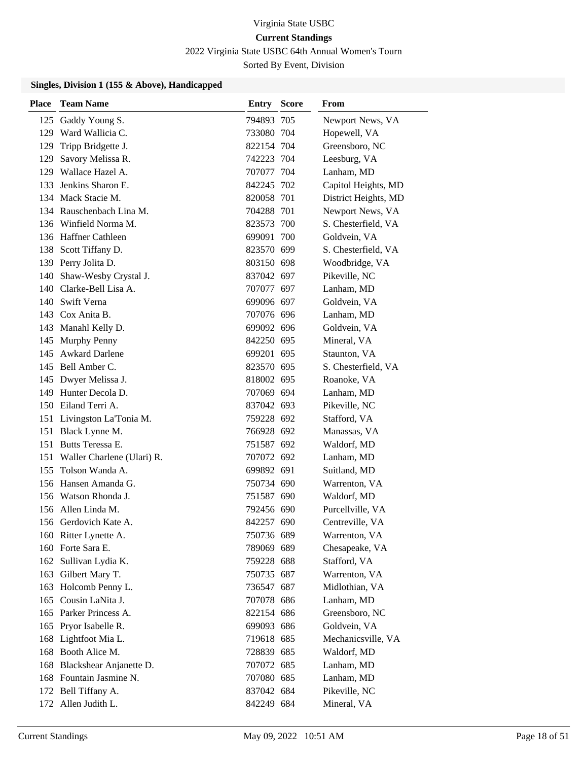Virginia State USBC

**Current Standings**

2022 Virginia State USBC 64th Annual Women's Tourn

Sorted By Event, Division

### Singles, Division 1 (155 & Above), Handicapped

| Place | Team Name | Entry | Score | From |
|---|---|---|---|---|
| 125 | Gaddy Young S. | 794893 | 705 | Newport News, VA |
| 129 | Ward Wallicia C. | 733080 | 704 | Hopewell, VA |
| 129 | Tripp Bridgette J. | 822154 | 704 | Greensboro, NC |
| 129 | Savory Melissa R. | 742223 | 704 | Leesburg, VA |
| 129 | Wallace Hazel A. | 707077 | 704 | Lanham, MD |
| 133 | Jenkins Sharon E. | 842245 | 702 | Capitol Heights, MD |
| 134 | Mack Stacie M. | 820058 | 701 | District Heights, MD |
| 134 | Rauschenbach Lina M. | 704288 | 701 | Newport News, VA |
| 136 | Winfield Norma M. | 823573 | 700 | S. Chesterfield, VA |
| 136 | Haffner Cathleen | 699091 | 700 | Goldvein, VA |
| 138 | Scott Tiffany D. | 823570 | 699 | S. Chesterfield, VA |
| 139 | Perry Jolita D. | 803150 | 698 | Woodbridge, VA |
| 140 | Shaw-Wesby Crystal J. | 837042 | 697 | Pikeville, NC |
| 140 | Clarke-Bell Lisa A. | 707077 | 697 | Lanham, MD |
| 140 | Swift Verna | 699096 | 697 | Goldvein, VA |
| 143 | Cox Anita B. | 707076 | 696 | Lanham, MD |
| 143 | Manahl Kelly D. | 699092 | 696 | Goldvein, VA |
| 145 | Murphy Penny | 842250 | 695 | Mineral, VA |
| 145 | Awkard Darlene | 699201 | 695 | Staunton, VA |
| 145 | Bell Amber C. | 823570 | 695 | S. Chesterfield, VA |
| 145 | Dwyer Melissa J. | 818002 | 695 | Roanoke, VA |
| 149 | Hunter Decola D. | 707069 | 694 | Lanham, MD |
| 150 | Eiland Terri A. | 837042 | 693 | Pikeville, NC |
| 151 | Livingston La'Tonia M. | 759228 | 692 | Stafford, VA |
| 151 | Black Lynne M. | 766928 | 692 | Manassas, VA |
| 151 | Butts Teressa E. | 751587 | 692 | Waldorf, MD |
| 151 | Waller Charlene (Ulari) R. | 707072 | 692 | Lanham, MD |
| 155 | Tolson Wanda A. | 699892 | 691 | Suitland, MD |
| 156 | Hansen Amanda G. | 750734 | 690 | Warrenton, VA |
| 156 | Watson Rhonda J. | 751587 | 690 | Waldorf, MD |
| 156 | Allen Linda M. | 792456 | 690 | Purcellville, VA |
| 156 | Gerdovich Kate A. | 842257 | 690 | Centreville, VA |
| 160 | Ritter Lynette A. | 750736 | 689 | Warrenton, VA |
| 160 | Forte Sara E. | 789069 | 689 | Chesapeake, VA |
| 162 | Sullivan Lydia K. | 759228 | 688 | Stafford, VA |
| 163 | Gilbert Mary T. | 750735 | 687 | Warrenton, VA |
| 163 | Holcomb Penny L. | 736547 | 687 | Midlothian, VA |
| 165 | Cousin LaNita J. | 707078 | 686 | Lanham, MD |
| 165 | Parker Princess A. | 822154 | 686 | Greensboro, NC |
| 165 | Pryor Isabelle R. | 699093 | 686 | Goldvein, VA |
| 168 | Lightfoot Mia L. | 719618 | 685 | Mechanicsville, VA |
| 168 | Booth Alice M. | 728839 | 685 | Waldorf, MD |
| 168 | Blackshear Anjanette D. | 707072 | 685 | Lanham, MD |
| 168 | Fountain Jasmine N. | 707080 | 685 | Lanham, MD |
| 172 | Bell Tiffany A. | 837042 | 684 | Pikeville, NC |
| 172 | Allen Judith L. | 842249 | 684 | Mineral, VA |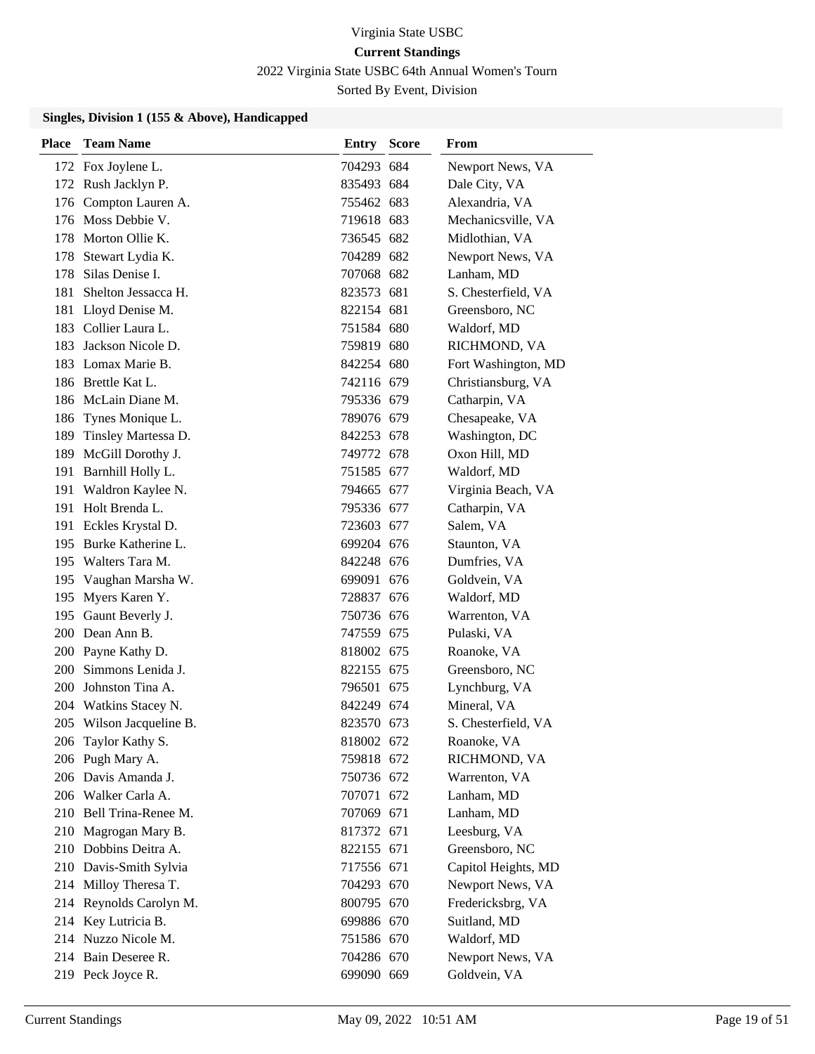Virginia State USBC

**Current Standings**

2022 Virginia State USBC 64th Annual Women's Tourn

Sorted By Event, Division

### Singles, Division 1 (155 & Above), Handicapped

| Place | Team Name | Entry | Score | From |
|---|---|---|---|---|
| 172 | Fox Joylene L. | 704293 | 684 | Newport News, VA |
| 172 | Rush Jacklyn P. | 835493 | 684 | Dale City, VA |
| 176 | Compton Lauren A. | 755462 | 683 | Alexandria, VA |
| 176 | Moss Debbie V. | 719618 | 683 | Mechanicsville, VA |
| 178 | Morton Ollie K. | 736545 | 682 | Midlothian, VA |
| 178 | Stewart Lydia K. | 704289 | 682 | Newport News, VA |
| 178 | Silas Denise I. | 707068 | 682 | Lanham, MD |
| 181 | Shelton Jessacca H. | 823573 | 681 | S. Chesterfield, VA |
| 181 | Lloyd Denise M. | 822154 | 681 | Greensboro, NC |
| 183 | Collier Laura L. | 751584 | 680 | Waldorf, MD |
| 183 | Jackson Nicole D. | 759819 | 680 | RICHMOND, VA |
| 183 | Lomax Marie B. | 842254 | 680 | Fort Washington, MD |
| 186 | Brettle Kat L. | 742116 | 679 | Christiansburg, VA |
| 186 | McLain Diane M. | 795336 | 679 | Catharpin, VA |
| 186 | Tynes Monique L. | 789076 | 679 | Chesapeake, VA |
| 189 | Tinsley Martessa D. | 842253 | 678 | Washington, DC |
| 189 | McGill Dorothy J. | 749772 | 678 | Oxon Hill, MD |
| 191 | Barnhill Holly L. | 751585 | 677 | Waldorf, MD |
| 191 | Waldron Kaylee N. | 794665 | 677 | Virginia Beach, VA |
| 191 | Holt Brenda L. | 795336 | 677 | Catharpin, VA |
| 191 | Eckles Krystal D. | 723603 | 677 | Salem, VA |
| 195 | Burke Katherine L. | 699204 | 676 | Staunton, VA |
| 195 | Walters Tara M. | 842248 | 676 | Dumfries, VA |
| 195 | Vaughan Marsha W. | 699091 | 676 | Goldvein, VA |
| 195 | Myers Karen Y. | 728837 | 676 | Waldorf, MD |
| 195 | Gaunt Beverly J. | 750736 | 676 | Warrenton, VA |
| 200 | Dean Ann B. | 747559 | 675 | Pulaski, VA |
| 200 | Payne Kathy D. | 818002 | 675 | Roanoke, VA |
| 200 | Simmons Lenida J. | 822155 | 675 | Greensboro, NC |
| 200 | Johnston Tina A. | 796501 | 675 | Lynchburg, VA |
| 204 | Watkins Stacey N. | 842249 | 674 | Mineral, VA |
| 205 | Wilson Jacqueline B. | 823570 | 673 | S. Chesterfield, VA |
| 206 | Taylor Kathy S. | 818002 | 672 | Roanoke, VA |
| 206 | Pugh Mary A. | 759818 | 672 | RICHMOND, VA |
| 206 | Davis Amanda J. | 750736 | 672 | Warrenton, VA |
| 206 | Walker Carla A. | 707071 | 672 | Lanham, MD |
| 210 | Bell Trina-Renee M. | 707069 | 671 | Lanham, MD |
| 210 | Magrogan Mary B. | 817372 | 671 | Leesburg, VA |
| 210 | Dobbins Deitra A. | 822155 | 671 | Greensboro, NC |
| 210 | Davis-Smith Sylvia | 717556 | 671 | Capitol Heights, MD |
| 214 | Milloy Theresa T. | 704293 | 670 | Newport News, VA |
| 214 | Reynolds Carolyn M. | 800795 | 670 | Fredericksbrg, VA |
| 214 | Key Lutricia B. | 699886 | 670 | Suitland, MD |
| 214 | Nuzzo Nicole M. | 751586 | 670 | Waldorf, MD |
| 214 | Bain Deseree R. | 704286 | 670 | Newport News, VA |
| 219 | Peck Joyce R. | 699090 | 669 | Goldvein, VA |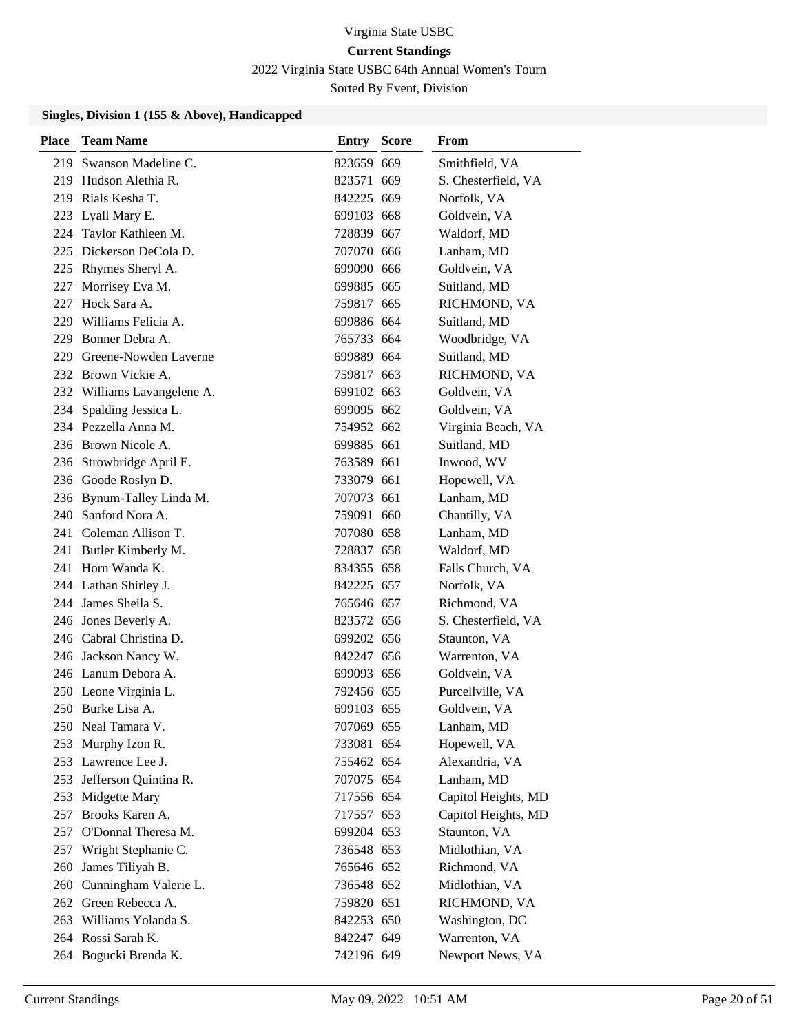Virginia State USBC

**Current Standings**

2022 Virginia State USBC 64th Annual Women's Tourn

Sorted By Event, Division

### Singles, Division 1 (155 & Above), Handicapped

| Place | Team Name | Entry | Score | From |
|---|---|---|---|---|
| 219 | Swanson Madeline C. | 823659 | 669 | Smithfield, VA |
| 219 | Hudson Alethia R. | 823571 | 669 | S. Chesterfield, VA |
| 219 | Rials Kesha T. | 842225 | 669 | Norfolk, VA |
| 223 | Lyall Mary E. | 699103 | 668 | Goldvein, VA |
| 224 | Taylor Kathleen M. | 728839 | 667 | Waldorf, MD |
| 225 | Dickerson DeCola D. | 707070 | 666 | Lanham, MD |
| 225 | Rhymes Sheryl A. | 699090 | 666 | Goldvein, VA |
| 227 | Morrisey Eva M. | 699885 | 665 | Suitland, MD |
| 227 | Hock Sara A. | 759817 | 665 | RICHMOND, VA |
| 229 | Williams Felicia A. | 699886 | 664 | Suitland, MD |
| 229 | Bonner Debra A. | 765733 | 664 | Woodbridge, VA |
| 229 | Greene-Nowden Laverne | 699889 | 664 | Suitland, MD |
| 232 | Brown Vickie A. | 759817 | 663 | RICHMOND, VA |
| 232 | Williams Lavangelene A. | 699102 | 663 | Goldvein, VA |
| 234 | Spalding Jessica L. | 699095 | 662 | Goldvein, VA |
| 234 | Pezzella Anna M. | 754952 | 662 | Virginia Beach, VA |
| 236 | Brown Nicole A. | 699885 | 661 | Suitland, MD |
| 236 | Strowbridge April E. | 763589 | 661 | Inwood, WV |
| 236 | Goode Roslyn D. | 733079 | 661 | Hopewell, VA |
| 236 | Bynum-Talley Linda M. | 707073 | 661 | Lanham, MD |
| 240 | Sanford Nora A. | 759091 | 660 | Chantilly, VA |
| 241 | Coleman Allison T. | 707080 | 658 | Lanham, MD |
| 241 | Butler Kimberly M. | 728837 | 658 | Waldorf, MD |
| 241 | Horn Wanda K. | 834355 | 658 | Falls Church, VA |
| 244 | Lathan Shirley J. | 842225 | 657 | Norfolk, VA |
| 244 | James Sheila S. | 765646 | 657 | Richmond, VA |
| 246 | Jones Beverly A. | 823572 | 656 | S. Chesterfield, VA |
| 246 | Cabral Christina D. | 699202 | 656 | Staunton, VA |
| 246 | Jackson Nancy W. | 842247 | 656 | Warrenton, VA |
| 246 | Lanum Debora A. | 699093 | 656 | Goldvein, VA |
| 250 | Leone Virginia L. | 792456 | 655 | Purcellville, VA |
| 250 | Burke Lisa A. | 699103 | 655 | Goldvein, VA |
| 250 | Neal Tamara V. | 707069 | 655 | Lanham, MD |
| 253 | Murphy Izon R. | 733081 | 654 | Hopewell, VA |
| 253 | Lawrence Lee J. | 755462 | 654 | Alexandria, VA |
| 253 | Jefferson Quintina R. | 707075 | 654 | Lanham, MD |
| 253 | Midgette Mary | 717556 | 654 | Capitol Heights, MD |
| 257 | Brooks Karen A. | 717557 | 653 | Capitol Heights, MD |
| 257 | O'Donnal Theresa M. | 699204 | 653 | Staunton, VA |
| 257 | Wright Stephanie C. | 736548 | 653 | Midlothian, VA |
| 260 | James Tiliyah B. | 765646 | 652 | Richmond, VA |
| 260 | Cunningham Valerie L. | 736548 | 652 | Midlothian, VA |
| 262 | Green Rebecca A. | 759820 | 651 | RICHMOND, VA |
| 263 | Williams Yolanda S. | 842253 | 650 | Washington, DC |
| 264 | Rossi Sarah K. | 842247 | 649 | Warrenton, VA |
| 264 | Bogucki Brenda K. | 742196 | 649 | Newport News, VA |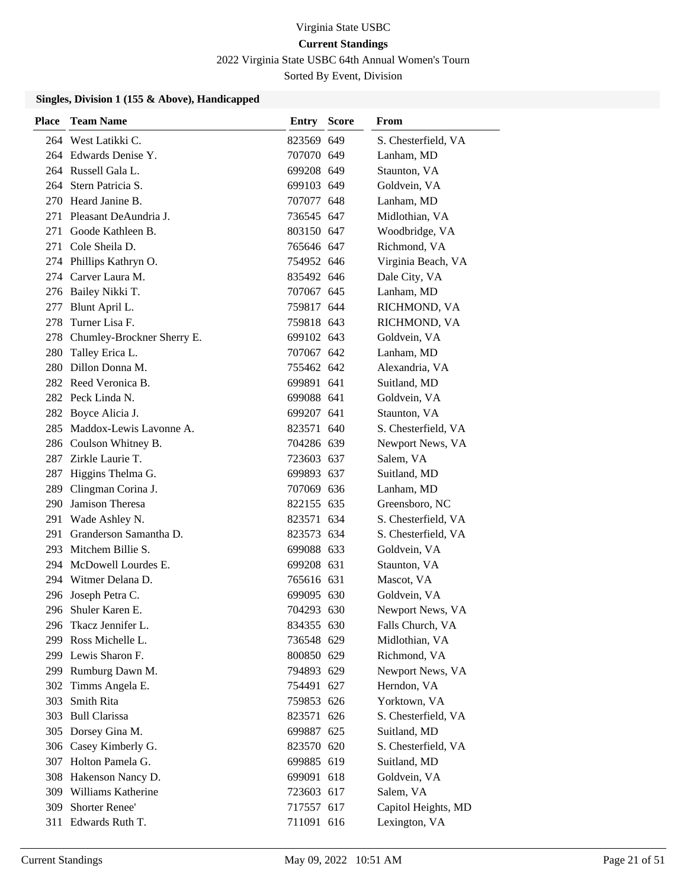Virginia State USBC

**Current Standings**

2022 Virginia State USBC 64th Annual Women's Tourn

Sorted By Event, Division

### Singles, Division 1 (155 & Above), Handicapped

| Place | Team Name | Entry | Score | From |
|---|---|---|---|---|
| 264 | West Latikki C. | 823569 | 649 | S. Chesterfield, VA |
| 264 | Edwards Denise Y. | 707070 | 649 | Lanham, MD |
| 264 | Russell Gala L. | 699208 | 649 | Staunton, VA |
| 264 | Stern Patricia S. | 699103 | 649 | Goldvein, VA |
| 270 | Heard Janine B. | 707077 | 648 | Lanham, MD |
| 271 | Pleasant DeAundria J. | 736545 | 647 | Midlothian, VA |
| 271 | Goode Kathleen B. | 803150 | 647 | Woodbridge, VA |
| 271 | Cole Sheila D. | 765646 | 647 | Richmond, VA |
| 274 | Phillips Kathryn O. | 754952 | 646 | Virginia Beach, VA |
| 274 | Carver Laura M. | 835492 | 646 | Dale City, VA |
| 276 | Bailey Nikki T. | 707067 | 645 | Lanham, MD |
| 277 | Blunt April L. | 759817 | 644 | RICHMOND, VA |
| 278 | Turner Lisa F. | 759818 | 643 | RICHMOND, VA |
| 278 | Chumley-Brockner Sherry E. | 699102 | 643 | Goldvein, VA |
| 280 | Talley Erica L. | 707067 | 642 | Lanham, MD |
| 280 | Dillon Donna M. | 755462 | 642 | Alexandria, VA |
| 282 | Reed Veronica B. | 699891 | 641 | Suitland, MD |
| 282 | Peck Linda N. | 699088 | 641 | Goldvein, VA |
| 282 | Boyce Alicia J. | 699207 | 641 | Staunton, VA |
| 285 | Maddox-Lewis Lavonne A. | 823571 | 640 | S. Chesterfield, VA |
| 286 | Coulson Whitney B. | 704286 | 639 | Newport News, VA |
| 287 | Zirkle Laurie T. | 723603 | 637 | Salem, VA |
| 287 | Higgins Thelma G. | 699893 | 637 | Suitland, MD |
| 289 | Clingman Corina J. | 707069 | 636 | Lanham, MD |
| 290 | Jamison Theresa | 822155 | 635 | Greensboro, NC |
| 291 | Wade Ashley N. | 823571 | 634 | S. Chesterfield, VA |
| 291 | Granderson Samantha D. | 823573 | 634 | S. Chesterfield, VA |
| 293 | Mitchem Billie S. | 699088 | 633 | Goldvein, VA |
| 294 | McDowell Lourdes E. | 699208 | 631 | Staunton, VA |
| 294 | Witmer Delana D. | 765616 | 631 | Mascot, VA |
| 296 | Joseph Petra C. | 699095 | 630 | Goldvein, VA |
| 296 | Shuler Karen E. | 704293 | 630 | Newport News, VA |
| 296 | Tkacz Jennifer L. | 834355 | 630 | Falls Church, VA |
| 299 | Ross Michelle L. | 736548 | 629 | Midlothian, VA |
| 299 | Lewis Sharon F. | 800850 | 629 | Richmond, VA |
| 299 | Rumburg Dawn M. | 794893 | 629 | Newport News, VA |
| 302 | Timms Angela E. | 754491 | 627 | Herndon, VA |
| 303 | Smith Rita | 759853 | 626 | Yorktown, VA |
| 303 | Bull Clarissa | 823571 | 626 | S. Chesterfield, VA |
| 305 | Dorsey Gina M. | 699887 | 625 | Suitland, MD |
| 306 | Casey Kimberly G. | 823570 | 620 | S. Chesterfield, VA |
| 307 | Holton Pamela G. | 699885 | 619 | Suitland, MD |
| 308 | Hakenson Nancy D. | 699091 | 618 | Goldvein, VA |
| 309 | Williams Katherine | 723603 | 617 | Salem, VA |
| 309 | Shorter Renee' | 717557 | 617 | Capitol Heights, MD |
| 311 | Edwards Ruth T. | 711091 | 616 | Lexington, VA |

Current Standings May 09, 2022 10:51 AM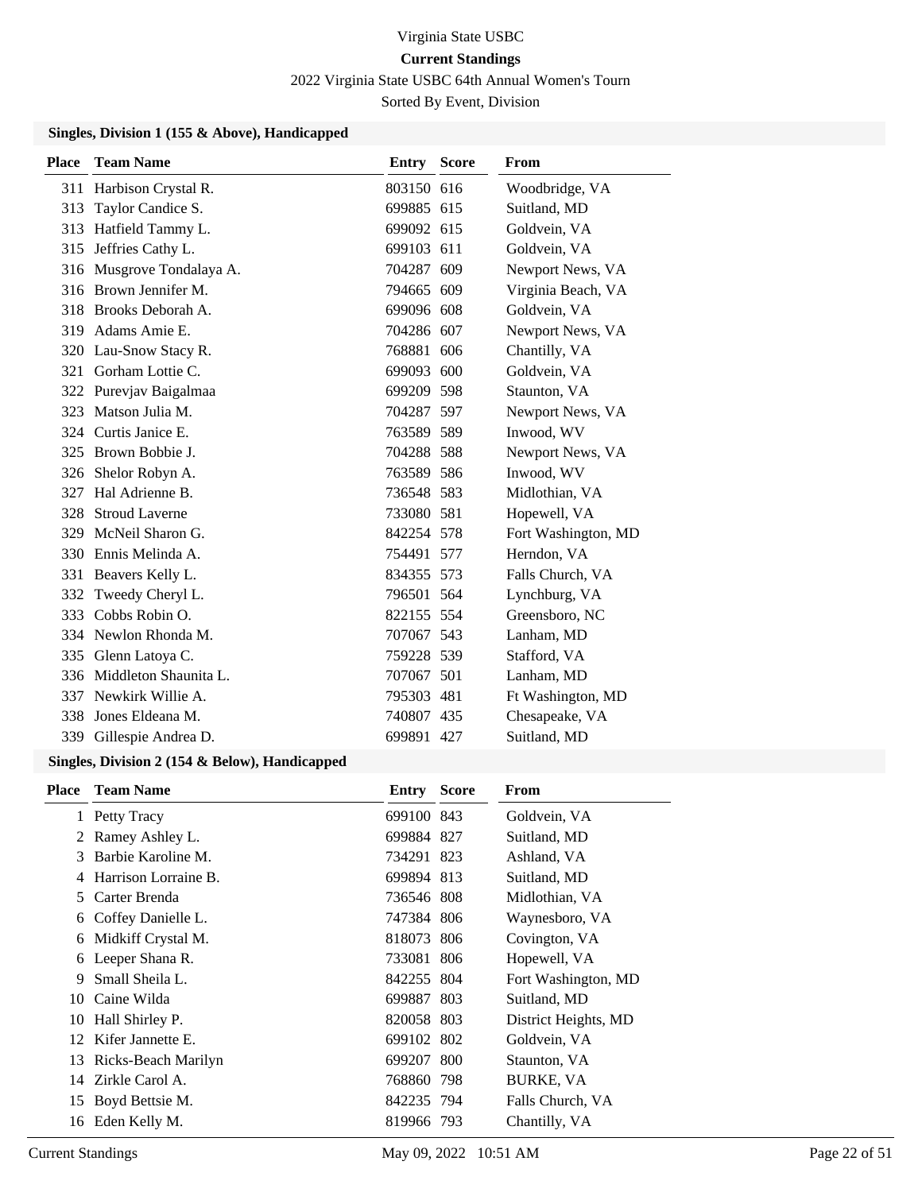Virginia State USBC

**Current Standings**

2022 Virginia State USBC 64th Annual Women's Tourn

Sorted By Event, Division

### Singles, Division 1 (155 & Above), Handicapped

| Place | Team Name | Entry | Score | From |
|---|---|---|---|---|
| 311 | Harbison Crystal R. | 803150 | 616 | Woodbridge, VA |
| 313 | Taylor Candice S. | 699885 | 615 | Suitland, MD |
| 313 | Hatfield Tammy L. | 699092 | 615 | Goldvein, VA |
| 315 | Jeffries Cathy L. | 699103 | 611 | Goldvein, VA |
| 316 | Musgrove Tondalaya A. | 704287 | 609 | Newport News, VA |
| 316 | Brown Jennifer M. | 794665 | 609 | Virginia Beach, VA |
| 318 | Brooks Deborah A. | 699096 | 608 | Goldvein, VA |
| 319 | Adams Amie E. | 704286 | 607 | Newport News, VA |
| 320 | Lau-Snow Stacy R. | 768881 | 606 | Chantilly, VA |
| 321 | Gorham Lottie C. | 699093 | 600 | Goldvein, VA |
| 322 | Purevjav Baigalmaa | 699209 | 598 | Staunton, VA |
| 323 | Matson Julia M. | 704287 | 597 | Newport News, VA |
| 324 | Curtis Janice E. | 763589 | 589 | Inwood, WV |
| 325 | Brown Bobbie J. | 704288 | 588 | Newport News, VA |
| 326 | Shelor Robyn A. | 763589 | 586 | Inwood, WV |
| 327 | Hal Adrienne B. | 736548 | 583 | Midlothian, VA |
| 328 | Stroud Laverne | 733080 | 581 | Hopewell, VA |
| 329 | McNeil Sharon G. | 842254 | 578 | Fort Washington, MD |
| 330 | Ennis Melinda A. | 754491 | 577 | Herndon, VA |
| 331 | Beavers Kelly L. | 834355 | 573 | Falls Church, VA |
| 332 | Tweedy Cheryl L. | 796501 | 564 | Lynchburg, VA |
| 333 | Cobbs Robin O. | 822155 | 554 | Greensboro, NC |
| 334 | Newlon Rhonda M. | 707067 | 543 | Lanham, MD |
| 335 | Glenn Latoya C. | 759228 | 539 | Stafford, VA |
| 336 | Middleton Shaunita L. | 707067 | 501 | Lanham, MD |
| 337 | Newkirk Willie A. | 795303 | 481 | Ft Washington, MD |
| 338 | Jones Eldeana M. | 740807 | 435 | Chesapeake, VA |
| 339 | Gillespie Andrea D. | 699891 | 427 | Suitland, MD |

### Singles, Division 2 (154 & Below), Handicapped

| Place | Team Name | Entry | Score | From |
|---|---|---|---|---|
| 1 | Petty Tracy | 699100 | 843 | Goldvein, VA |
| 2 | Ramey Ashley L. | 699884 | 827 | Suitland, MD |
| 3 | Barbie Karoline M. | 734291 | 823 | Ashland, VA |
| 4 | Harrison Lorraine B. | 699894 | 813 | Suitland, MD |
| 5 | Carter Brenda | 736546 | 808 | Midlothian, VA |
| 6 | Coffey Danielle L. | 747384 | 806 | Waynesboro, VA |
| 6 | Midkiff Crystal M. | 818073 | 806 | Covington, VA |
| 6 | Leeper Shana R. | 733081 | 806 | Hopewell, VA |
| 9 | Small Sheila L. | 842255 | 804 | Fort Washington, MD |
| 10 | Caine Wilda | 699887 | 803 | Suitland, MD |
| 10 | Hall Shirley P. | 820058 | 803 | District Heights, MD |
| 12 | Kifer Jannette E. | 699102 | 802 | Goldvein, VA |
| 13 | Ricks-Beach Marilyn | 699207 | 800 | Staunton, VA |
| 14 | Zirkle Carol A. | 768860 | 798 | BURKE, VA |
| 15 | Boyd Bettsie M. | 842235 | 794 | Falls Church, VA |
| 16 | Eden Kelly M. | 819966 | 793 | Chantilly, VA |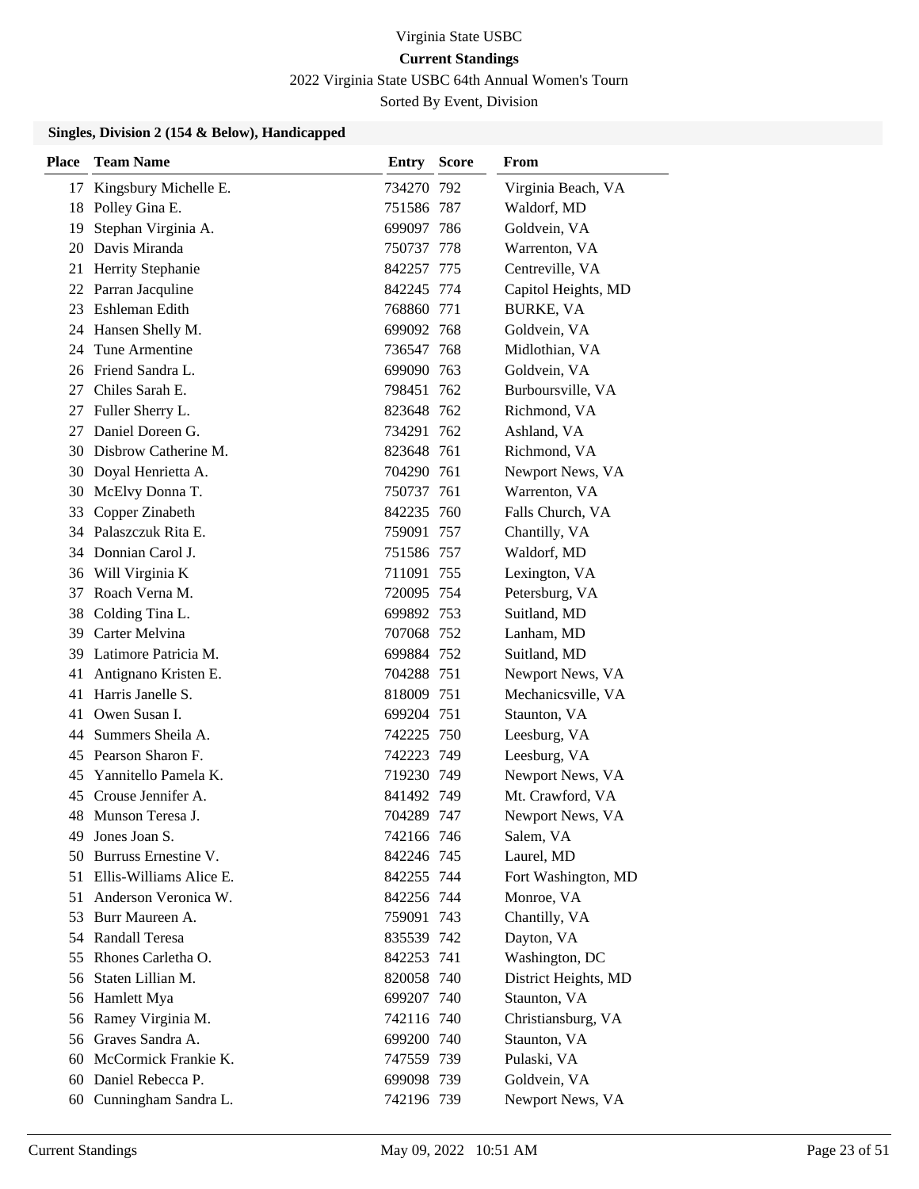Virginia State USBC

**Current Standings**

2022 Virginia State USBC 64th Annual Women's Tourn

Sorted By Event, Division

### Singles, Division 2 (154 & Below), Handicapped

| Place | Team Name | Entry | Score | From |
|---|---|---|---|---|
| 17 | Kingsbury Michelle E. | 734270 | 792 | Virginia Beach, VA |
| 18 | Polley Gina E. | 751586 | 787 | Waldorf, MD |
| 19 | Stephan Virginia A. | 699097 | 786 | Goldvein, VA |
| 20 | Davis Miranda | 750737 | 778 | Warrenton, VA |
| 21 | Herrity Stephanie | 842257 | 775 | Centreville, VA |
| 22 | Parran Jacquline | 842245 | 774 | Capitol Heights, MD |
| 23 | Eshleman Edith | 768860 | 771 | BURKE, VA |
| 24 | Hansen Shelly M. | 699092 | 768 | Goldvein, VA |
| 24 | Tune Armentine | 736547 | 768 | Midlothian, VA |
| 26 | Friend Sandra L. | 699090 | 763 | Goldvein, VA |
| 27 | Chiles Sarah E. | 798451 | 762 | Burboursville, VA |
| 27 | Fuller Sherry L. | 823648 | 762 | Richmond, VA |
| 27 | Daniel Doreen G. | 734291 | 762 | Ashland, VA |
| 30 | Disbrow Catherine M. | 823648 | 761 | Richmond, VA |
| 30 | Doyal Henrietta A. | 704290 | 761 | Newport News, VA |
| 30 | McElvy Donna T. | 750737 | 761 | Warrenton, VA |
| 33 | Copper Zinabeth | 842235 | 760 | Falls Church, VA |
| 34 | Palaszczuk Rita E. | 759091 | 757 | Chantilly, VA |
| 34 | Donnian Carol J. | 751586 | 757 | Waldorf, MD |
| 36 | Will Virginia K | 711091 | 755 | Lexington, VA |
| 37 | Roach Verna M. | 720095 | 754 | Petersburg, VA |
| 38 | Colding Tina L. | 699892 | 753 | Suitland, MD |
| 39 | Carter Melvina | 707068 | 752 | Lanham, MD |
| 39 | Latimore Patricia M. | 699884 | 752 | Suitland, MD |
| 41 | Antignano Kristen E. | 704288 | 751 | Newport News, VA |
| 41 | Harris Janelle S. | 818009 | 751 | Mechanicsville, VA |
| 41 | Owen Susan I. | 699204 | 751 | Staunton, VA |
| 44 | Summers Sheila A. | 742225 | 750 | Leesburg, VA |
| 45 | Pearson Sharon F. | 742223 | 749 | Leesburg, VA |
| 45 | Yannitello Pamela K. | 719230 | 749 | Newport News, VA |
| 45 | Crouse Jennifer A. | 841492 | 749 | Mt. Crawford, VA |
| 48 | Munson Teresa J. | 704289 | 747 | Newport News, VA |
| 49 | Jones Joan S. | 742166 | 746 | Salem, VA |
| 50 | Burruss Ernestine V. | 842246 | 745 | Laurel, MD |
| 51 | Ellis-Williams Alice E. | 842255 | 744 | Fort Washington, MD |
| 51 | Anderson Veronica W. | 842256 | 744 | Monroe, VA |
| 53 | Burr Maureen A. | 759091 | 743 | Chantilly, VA |
| 54 | Randall Teresa | 835539 | 742 | Dayton, VA |
| 55 | Rhones Carletha O. | 842253 | 741 | Washington, DC |
| 56 | Staten Lillian M. | 820058 | 740 | District Heights, MD |
| 56 | Hamlett Mya | 699207 | 740 | Staunton, VA |
| 56 | Ramey Virginia M. | 742116 | 740 | Christiansburg, VA |
| 56 | Graves Sandra A. | 699200 | 740 | Staunton, VA |
| 60 | McCormick Frankie K. | 747559 | 739 | Pulaski, VA |
| 60 | Daniel Rebecca P. | 699098 | 739 | Goldvein, VA |
| 60 | Cunningham Sandra L. | 742196 | 739 | Newport News, VA |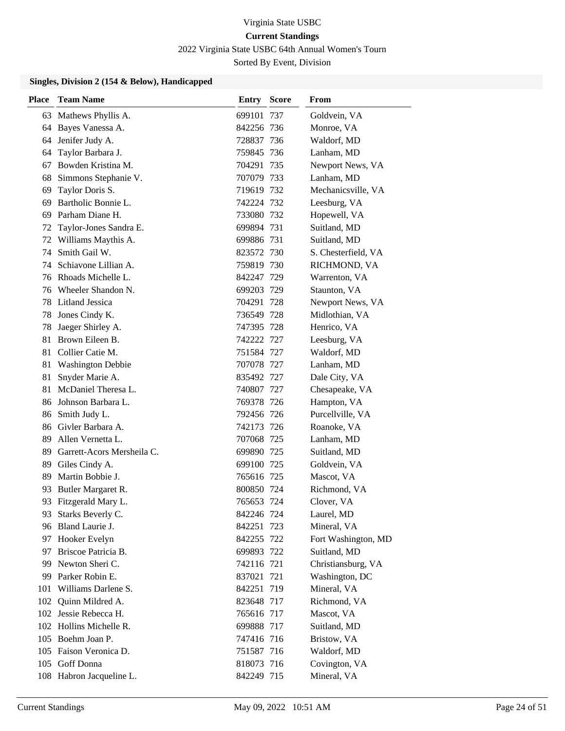Virginia State USBC

**Current Standings**

2022 Virginia State USBC 64th Annual Women's Tourn

Sorted By Event, Division

### Singles, Division 2 (154 & Below), Handicapped

| Place | Team Name | Entry | Score | From |
|---|---|---|---|---|
| 63 | Mathews Phyllis A. | 699101 | 737 | Goldvein, VA |
| 64 | Bayes Vanessa A. | 842256 | 736 | Monroe, VA |
| 64 | Jenifer Judy A. | 728837 | 736 | Waldorf, MD |
| 64 | Taylor Barbara J. | 759845 | 736 | Lanham, MD |
| 67 | Bowden Kristina M. | 704291 | 735 | Newport News, VA |
| 68 | Simmons Stephanie V. | 707079 | 733 | Lanham, MD |
| 69 | Taylor Doris S. | 719619 | 732 | Mechanicsville, VA |
| 69 | Bartholic Bonnie L. | 742224 | 732 | Leesburg, VA |
| 69 | Parham Diane H. | 733080 | 732 | Hopewell, VA |
| 72 | Taylor-Jones Sandra E. | 699894 | 731 | Suitland, MD |
| 72 | Williams Maythis A. | 699886 | 731 | Suitland, MD |
| 74 | Smith Gail W. | 823572 | 730 | S. Chesterfield, VA |
| 74 | Schiavone Lillian A. | 759819 | 730 | RICHMOND, VA |
| 76 | Rhoads Michelle L. | 842247 | 729 | Warrenton, VA |
| 76 | Wheeler Shandon N. | 699203 | 729 | Staunton, VA |
| 78 | Litland Jessica | 704291 | 728 | Newport News, VA |
| 78 | Jones Cindy K. | 736549 | 728 | Midlothian, VA |
| 78 | Jaeger Shirley A. | 747395 | 728 | Henrico, VA |
| 81 | Brown Eileen B. | 742222 | 727 | Leesburg, VA |
| 81 | Collier Catie M. | 751584 | 727 | Waldorf, MD |
| 81 | Washington Debbie | 707078 | 727 | Lanham, MD |
| 81 | Snyder Marie A. | 835492 | 727 | Dale City, VA |
| 81 | McDaniel Theresa L. | 740807 | 727 | Chesapeake, VA |
| 86 | Johnson Barbara L. | 769378 | 726 | Hampton, VA |
| 86 | Smith Judy L. | 792456 | 726 | Purcellville, VA |
| 86 | Givler Barbara A. | 742173 | 726 | Roanoke, VA |
| 89 | Allen Vernetta L. | 707068 | 725 | Lanham, MD |
| 89 | Garrett-Acors Mersheila C. | 699890 | 725 | Suitland, MD |
| 89 | Giles Cindy A. | 699100 | 725 | Goldvein, VA |
| 89 | Martin Bobbie J. | 765616 | 725 | Mascot, VA |
| 93 | Butler Margaret R. | 800850 | 724 | Richmond, VA |
| 93 | Fitzgerald Mary L. | 765653 | 724 | Clover, VA |
| 93 | Starks Beverly C. | 842246 | 724 | Laurel, MD |
| 96 | Bland Laurie J. | 842251 | 723 | Mineral, VA |
| 97 | Hooker Evelyn | 842255 | 722 | Fort Washington, MD |
| 97 | Briscoe Patricia B. | 699893 | 722 | Suitland, MD |
| 99 | Newton Sheri C. | 742116 | 721 | Christiansburg, VA |
| 99 | Parker Robin E. | 837021 | 721 | Washington, DC |
| 101 | Williams Darlene S. | 842251 | 719 | Mineral, VA |
| 102 | Quinn Mildred A. | 823648 | 717 | Richmond, VA |
| 102 | Jessie Rebecca H. | 765616 | 717 | Mascot, VA |
| 102 | Hollins Michelle R. | 699888 | 717 | Suitland, MD |
| 105 | Boehm Joan P. | 747416 | 716 | Bristow, VA |
| 105 | Faison Veronica D. | 751587 | 716 | Waldorf, MD |
| 105 | Goff Donna | 818073 | 716 | Covington, VA |
| 108 | Habron Jacqueline L. | 842249 | 715 | Mineral, VA |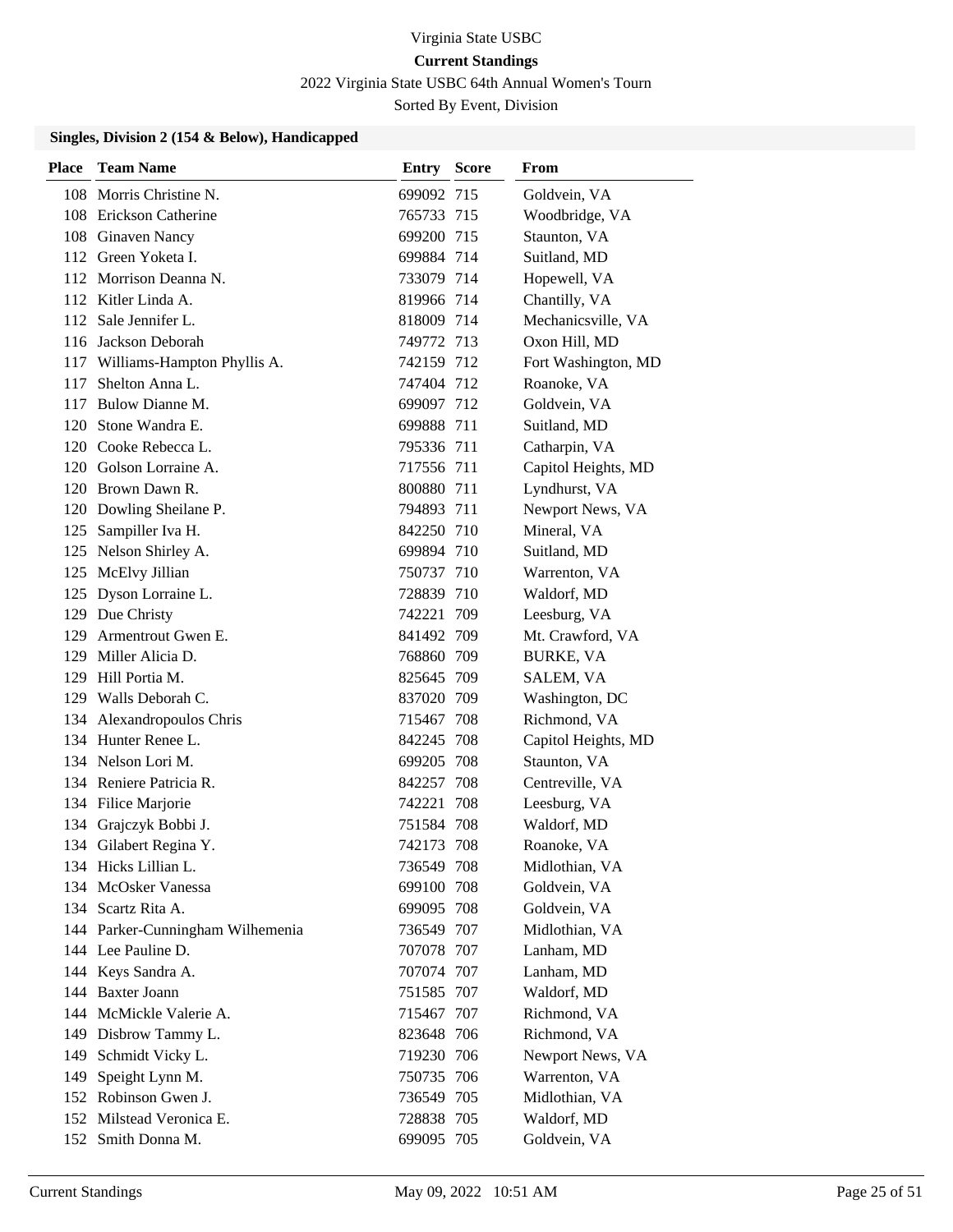Virginia State USBC

**Current Standings**

2022 Virginia State USBC 64th Annual Women's Tourn

Sorted By Event, Division

### Singles, Division 2 (154 & Below), Handicapped

| Place | Team Name | Entry | Score | From |
|---|---|---|---|---|
| 108 | Morris Christine N. | 699092 | 715 | Goldvein, VA |
| 108 | Erickson Catherine | 765733 | 715 | Woodbridge, VA |
| 108 | Ginaven Nancy | 699200 | 715 | Staunton, VA |
| 112 | Green Yoketa I. | 699884 | 714 | Suitland, MD |
| 112 | Morrison Deanna N. | 733079 | 714 | Hopewell, VA |
| 112 | Kitler Linda A. | 819966 | 714 | Chantilly, VA |
| 112 | Sale Jennifer L. | 818009 | 714 | Mechanicsville, VA |
| 116 | Jackson Deborah | 749772 | 713 | Oxon Hill, MD |
| 117 | Williams-Hampton Phyllis A. | 742159 | 712 | Fort Washington, MD |
| 117 | Shelton Anna L. | 747404 | 712 | Roanoke, VA |
| 117 | Bulow Dianne M. | 699097 | 712 | Goldvein, VA |
| 120 | Stone Wandra E. | 699888 | 711 | Suitland, MD |
| 120 | Cooke Rebecca L. | 795336 | 711 | Catharpin, VA |
| 120 | Golson Lorraine A. | 717556 | 711 | Capitol Heights, MD |
| 120 | Brown Dawn R. | 800880 | 711 | Lyndhurst, VA |
| 120 | Dowling Sheilane P. | 794893 | 711 | Newport News, VA |
| 125 | Sampiller Iva H. | 842250 | 710 | Mineral, VA |
| 125 | Nelson Shirley A. | 699894 | 710 | Suitland, MD |
| 125 | McElvy Jillian | 750737 | 710 | Warrenton, VA |
| 125 | Dyson Lorraine L. | 728839 | 710 | Waldorf, MD |
| 129 | Due Christy | 742221 | 709 | Leesburg, VA |
| 129 | Armentrout Gwen E. | 841492 | 709 | Mt. Crawford, VA |
| 129 | Miller Alicia D. | 768860 | 709 | BURKE, VA |
| 129 | Hill Portia M. | 825645 | 709 | SALEM, VA |
| 129 | Walls Deborah C. | 837020 | 709 | Washington, DC |
| 134 | Alexandropoulos Chris | 715467 | 708 | Richmond, VA |
| 134 | Hunter Renee L. | 842245 | 708 | Capitol Heights, MD |
| 134 | Nelson Lori M. | 699205 | 708 | Staunton, VA |
| 134 | Reniere Patricia R. | 842257 | 708 | Centreville, VA |
| 134 | Filice Marjorie | 742221 | 708 | Leesburg, VA |
| 134 | Grajczyk Bobbi J. | 751584 | 708 | Waldorf, MD |
| 134 | Gilabert Regina Y. | 742173 | 708 | Roanoke, VA |
| 134 | Hicks Lillian L. | 736549 | 708 | Midlothian, VA |
| 134 | McOsker Vanessa | 699100 | 708 | Goldvein, VA |
| 134 | Scartz Rita A. | 699095 | 708 | Goldvein, VA |
| 144 | Parker-Cunningham Wilhemenia | 736549 | 707 | Midlothian, VA |
| 144 | Lee Pauline D. | 707078 | 707 | Lanham, MD |
| 144 | Keys Sandra A. | 707074 | 707 | Lanham, MD |
| 144 | Baxter Joann | 751585 | 707 | Waldorf, MD |
| 144 | McMickle Valerie A. | 715467 | 707 | Richmond, VA |
| 149 | Disbrow Tammy L. | 823648 | 706 | Richmond, VA |
| 149 | Schmidt Vicky L. | 719230 | 706 | Newport News, VA |
| 149 | Speight Lynn M. | 750735 | 706 | Warrenton, VA |
| 152 | Robinson Gwen J. | 736549 | 705 | Midlothian, VA |
| 152 | Milstead Veronica E. | 728838 | 705 | Waldorf, MD |
| 152 | Smith Donna M. | 699095 | 705 | Goldvein, VA |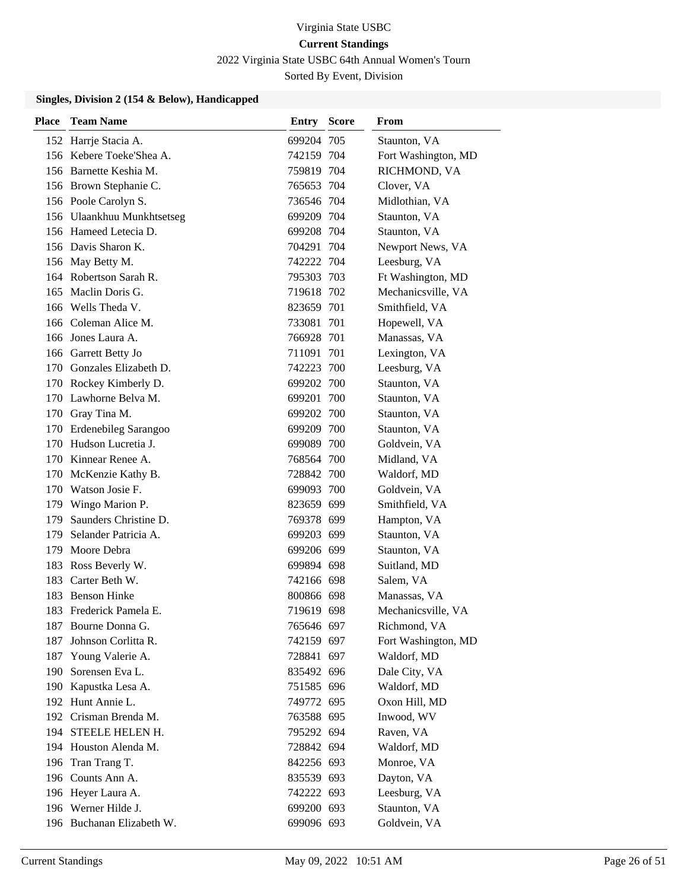Virginia State USBC

**Current Standings**

2022 Virginia State USBC 64th Annual Women's Tourn

Sorted By Event, Division

### Singles, Division 2 (154 & Below), Handicapped

| Place | Team Name | Entry | Score | From |
|---|---|---|---|---|
| 152 | Harrje Stacia A. | 699204 | 705 | Staunton, VA |
| 156 | Kebere Toeke'Shea A. | 742159 | 704 | Fort Washington, MD |
| 156 | Barnette Keshia M. | 759819 | 704 | RICHMOND, VA |
| 156 | Brown Stephanie C. | 765653 | 704 | Clover, VA |
| 156 | Poole Carolyn S. | 736546 | 704 | Midlothian, VA |
| 156 | Ulaankhuu Munkhtsetseg | 699209 | 704 | Staunton, VA |
| 156 | Hameed Letecia D. | 699208 | 704 | Staunton, VA |
| 156 | Davis Sharon K. | 704291 | 704 | Newport News, VA |
| 156 | May Betty M. | 742222 | 704 | Leesburg, VA |
| 164 | Robertson Sarah R. | 795303 | 703 | Ft Washington, MD |
| 165 | Maclin Doris G. | 719618 | 702 | Mechanicsville, VA |
| 166 | Wells Theda V. | 823659 | 701 | Smithfield, VA |
| 166 | Coleman Alice M. | 733081 | 701 | Hopewell, VA |
| 166 | Jones Laura A. | 766928 | 701 | Manassas, VA |
| 166 | Garrett Betty Jo | 711091 | 701 | Lexington, VA |
| 170 | Gonzales Elizabeth D. | 742223 | 700 | Leesburg, VA |
| 170 | Rockey Kimberly D. | 699202 | 700 | Staunton, VA |
| 170 | Lawhorne Belva M. | 699201 | 700 | Staunton, VA |
| 170 | Gray Tina M. | 699202 | 700 | Staunton, VA |
| 170 | Erdenebileg Sarangoo | 699209 | 700 | Staunton, VA |
| 170 | Hudson Lucretia J. | 699089 | 700 | Goldvein, VA |
| 170 | Kinnear Renee A. | 768564 | 700 | Midland, VA |
| 170 | McKenzie Kathy B. | 728842 | 700 | Waldorf, MD |
| 170 | Watson Josie F. | 699093 | 700 | Goldvein, VA |
| 179 | Wingo Marion P. | 823659 | 699 | Smithfield, VA |
| 179 | Saunders Christine D. | 769378 | 699 | Hampton, VA |
| 179 | Selander Patricia A. | 699203 | 699 | Staunton, VA |
| 179 | Moore Debra | 699206 | 699 | Staunton, VA |
| 183 | Ross Beverly W. | 699894 | 698 | Suitland, MD |
| 183 | Carter Beth W. | 742166 | 698 | Salem, VA |
| 183 | Benson Hinke | 800866 | 698 | Manassas, VA |
| 183 | Frederick Pamela E. | 719619 | 698 | Mechanicsville, VA |
| 187 | Bourne Donna G. | 765646 | 697 | Richmond, VA |
| 187 | Johnson Corlitta R. | 742159 | 697 | Fort Washington, MD |
| 187 | Young Valerie A. | 728841 | 697 | Waldorf, MD |
| 190 | Sorensen Eva L. | 835492 | 696 | Dale City, VA |
| 190 | Kapustka Lesa A. | 751585 | 696 | Waldorf, MD |
| 192 | Hunt Annie L. | 749772 | 695 | Oxon Hill, MD |
| 192 | Crisman Brenda M. | 763588 | 695 | Inwood, WV |
| 194 | STEELE HELEN H. | 795292 | 694 | Raven, VA |
| 194 | Houston Alenda M. | 728842 | 694 | Waldorf, MD |
| 196 | Tran Trang T. | 842256 | 693 | Monroe, VA |
| 196 | Counts Ann A. | 835539 | 693 | Dayton, VA |
| 196 | Heyer Laura A. | 742222 | 693 | Leesburg, VA |
| 196 | Werner Hilde J. | 699200 | 693 | Staunton, VA |
| 196 | Buchanan Elizabeth W. | 699096 | 693 | Goldvein, VA |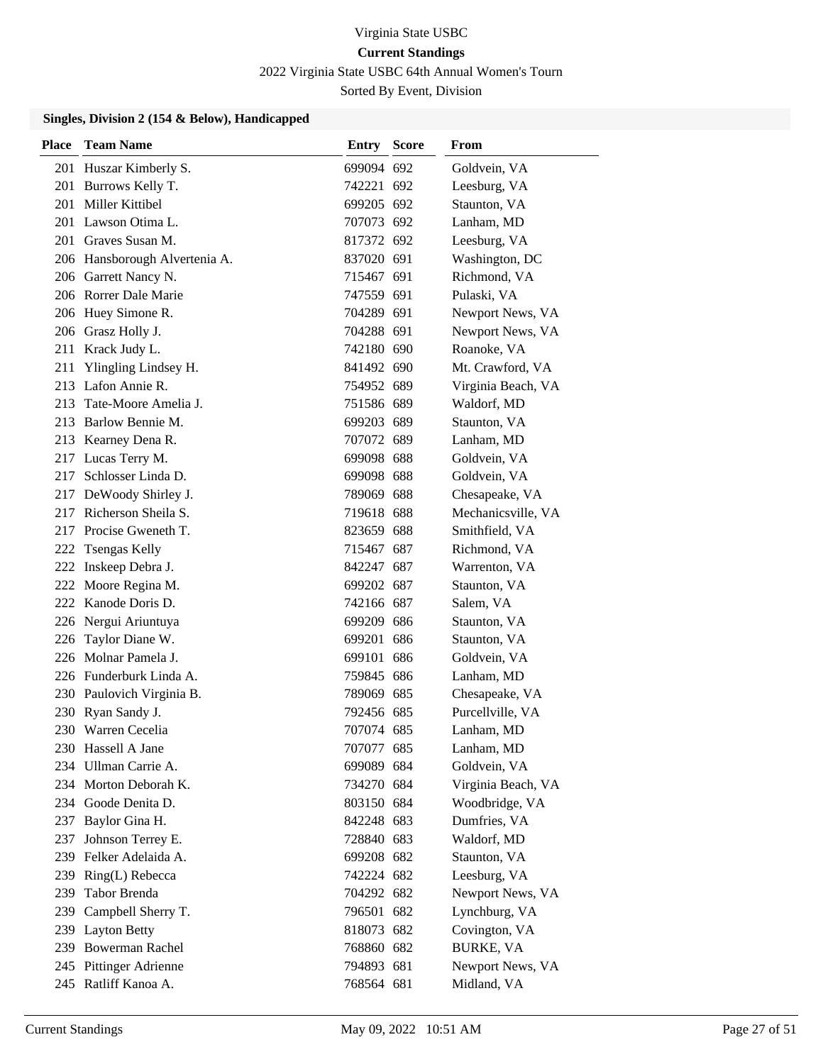Virginia State USBC

**Current Standings**

2022 Virginia State USBC 64th Annual Women's Tourn

Sorted By Event, Division

### Singles, Division 2 (154 & Below), Handicapped

| Place | Team Name | Entry | Score | From |
|---|---|---|---|---|
| 201 | Huszar Kimberly S. | 699094 | 692 | Goldvein, VA |
| 201 | Burrows Kelly T. | 742221 | 692 | Leesburg, VA |
| 201 | Miller Kittibel | 699205 | 692 | Staunton, VA |
| 201 | Lawson Otima L. | 707073 | 692 | Lanham, MD |
| 201 | Graves Susan M. | 817372 | 692 | Leesburg, VA |
| 206 | Hansborough Alvertenia A. | 837020 | 691 | Washington, DC |
| 206 | Garrett Nancy N. | 715467 | 691 | Richmond, VA |
| 206 | Rorrer Dale Marie | 747559 | 691 | Pulaski, VA |
| 206 | Huey Simone R. | 704289 | 691 | Newport News, VA |
| 206 | Grasz Holly J. | 704288 | 691 | Newport News, VA |
| 211 | Krack Judy L. | 742180 | 690 | Roanoke, VA |
| 211 | Ylingling Lindsey H. | 841492 | 690 | Mt. Crawford, VA |
| 213 | Lafon Annie R. | 754952 | 689 | Virginia Beach, VA |
| 213 | Tate-Moore Amelia J. | 751586 | 689 | Waldorf, MD |
| 213 | Barlow Bennie M. | 699203 | 689 | Staunton, VA |
| 213 | Kearney Dena R. | 707072 | 689 | Lanham, MD |
| 217 | Lucas Terry M. | 699098 | 688 | Goldvein, VA |
| 217 | Schlosser Linda D. | 699098 | 688 | Goldvein, VA |
| 217 | DeWoody Shirley J. | 789069 | 688 | Chesapeake, VA |
| 217 | Richerson Sheila S. | 719618 | 688 | Mechanicsville, VA |
| 217 | Procise Gweneth T. | 823659 | 688 | Smithfield, VA |
| 222 | Tsengas Kelly | 715467 | 687 | Richmond, VA |
| 222 | Inskeep Debra J. | 842247 | 687 | Warrenton, VA |
| 222 | Moore Regina M. | 699202 | 687 | Staunton, VA |
| 222 | Kanode Doris D. | 742166 | 687 | Salem, VA |
| 226 | Nergui Ariuntuya | 699209 | 686 | Staunton, VA |
| 226 | Taylor Diane W. | 699201 | 686 | Staunton, VA |
| 226 | Molnar Pamela J. | 699101 | 686 | Goldvein, VA |
| 226 | Funderburk Linda A. | 759845 | 686 | Lanham, MD |
| 230 | Paulovich Virginia B. | 789069 | 685 | Chesapeake, VA |
| 230 | Ryan Sandy J. | 792456 | 685 | Purcellville, VA |
| 230 | Warren Cecelia | 707074 | 685 | Lanham, MD |
| 230 | Hassell A Jane | 707077 | 685 | Lanham, MD |
| 234 | Ullman Carrie A. | 699089 | 684 | Goldvein, VA |
| 234 | Morton Deborah K. | 734270 | 684 | Virginia Beach, VA |
| 234 | Goode Denita D. | 803150 | 684 | Woodbridge, VA |
| 237 | Baylor Gina H. | 842248 | 683 | Dumfries, VA |
| 237 | Johnson Terrey E. | 728840 | 683 | Waldorf, MD |
| 239 | Felker Adelaida A. | 699208 | 682 | Staunton, VA |
| 239 | Ring(L) Rebecca | 742224 | 682 | Leesburg, VA |
| 239 | Tabor Brenda | 704292 | 682 | Newport News, VA |
| 239 | Campbell Sherry T. | 796501 | 682 | Lynchburg, VA |
| 239 | Layton Betty | 818073 | 682 | Covington, VA |
| 239 | Bowerman Rachel | 768860 | 682 | BURKE, VA |
| 245 | Pittinger Adrienne | 794893 | 681 | Newport News, VA |
| 245 | Ratliff Kanoa A. | 768564 | 681 | Midland, VA |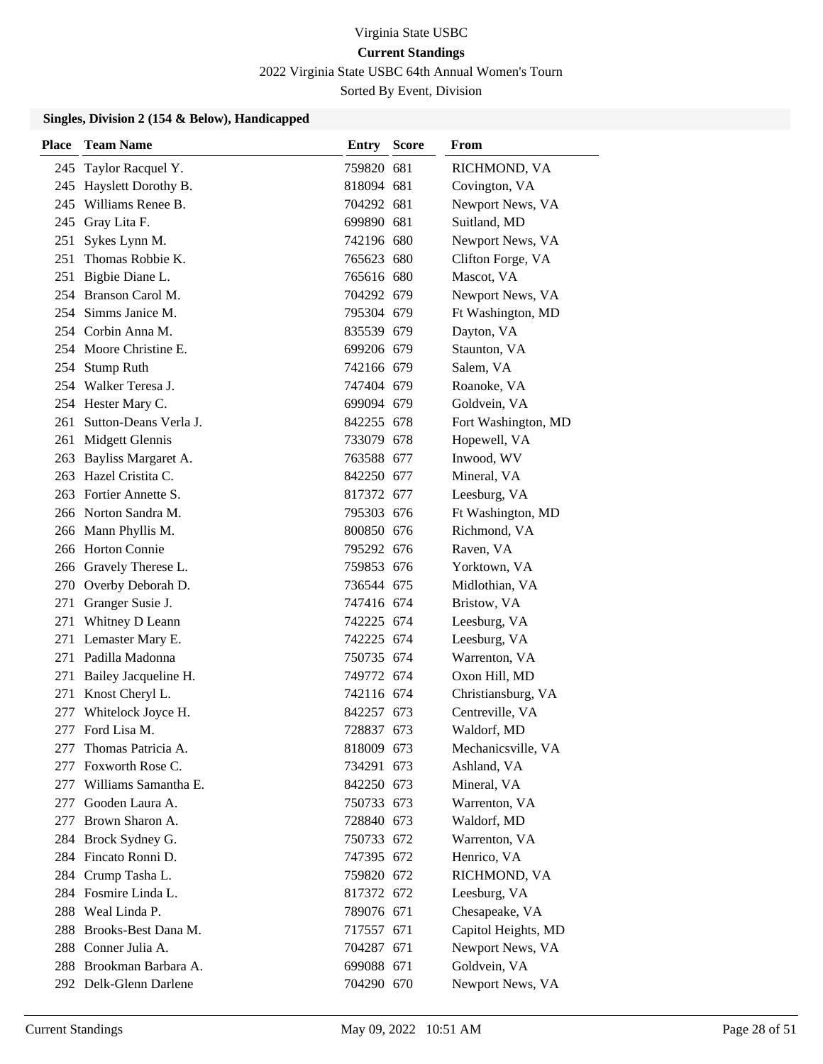Virginia State USBC

**Current Standings**

2022 Virginia State USBC 64th Annual Women's Tourn

Sorted By Event, Division

### Singles, Division 2 (154 & Below), Handicapped

| Place | Team Name | Entry | Score | From |
|---|---|---|---|---|
| 245 | Taylor Racquel Y. | 759820 | 681 | RICHMOND, VA |
| 245 | Hayslett Dorothy B. | 818094 | 681 | Covington, VA |
| 245 | Williams Renee B. | 704292 | 681 | Newport News, VA |
| 245 | Gray Lita F. | 699890 | 681 | Suitland, MD |
| 251 | Sykes Lynn M. | 742196 | 680 | Newport News, VA |
| 251 | Thomas Robbie K. | 765623 | 680 | Clifton Forge, VA |
| 251 | Bigbie Diane L. | 765616 | 680 | Mascot, VA |
| 254 | Branson Carol M. | 704292 | 679 | Newport News, VA |
| 254 | Simms Janice M. | 795304 | 679 | Ft Washington, MD |
| 254 | Corbin Anna M. | 835539 | 679 | Dayton, VA |
| 254 | Moore Christine E. | 699206 | 679 | Staunton, VA |
| 254 | Stump Ruth | 742166 | 679 | Salem, VA |
| 254 | Walker Teresa J. | 747404 | 679 | Roanoke, VA |
| 254 | Hester Mary C. | 699094 | 679 | Goldvein, VA |
| 261 | Sutton-Deans Verla J. | 842255 | 678 | Fort Washington, MD |
| 261 | Midgett Glennis | 733079 | 678 | Hopewell, VA |
| 263 | Bayliss Margaret A. | 763588 | 677 | Inwood, WV |
| 263 | Hazel Cristita C. | 842250 | 677 | Mineral, VA |
| 263 | Fortier Annette S. | 817372 | 677 | Leesburg, VA |
| 266 | Norton Sandra M. | 795303 | 676 | Ft Washington, MD |
| 266 | Mann Phyllis M. | 800850 | 676 | Richmond, VA |
| 266 | Horton Connie | 795292 | 676 | Raven, VA |
| 266 | Gravely Therese L. | 759853 | 676 | Yorktown, VA |
| 270 | Overby Deborah D. | 736544 | 675 | Midlothian, VA |
| 271 | Granger Susie J. | 747416 | 674 | Bristow, VA |
| 271 | Whitney D Leann | 742225 | 674 | Leesburg, VA |
| 271 | Lemaster Mary E. | 742225 | 674 | Leesburg, VA |
| 271 | Padilla Madonna | 750735 | 674 | Warrenton, VA |
| 271 | Bailey Jacqueline H. | 749772 | 674 | Oxon Hill, MD |
| 271 | Knost Cheryl L. | 742116 | 674 | Christiansburg, VA |
| 277 | Whitelock Joyce H. | 842257 | 673 | Centreville, VA |
| 277 | Ford Lisa M. | 728837 | 673 | Waldorf, MD |
| 277 | Thomas Patricia A. | 818009 | 673 | Mechanicsville, VA |
| 277 | Foxworth Rose C. | 734291 | 673 | Ashland, VA |
| 277 | Williams Samantha E. | 842250 | 673 | Mineral, VA |
| 277 | Gooden Laura A. | 750733 | 673 | Warrenton, VA |
| 277 | Brown Sharon A. | 728840 | 673 | Waldorf, MD |
| 284 | Brock Sydney G. | 750733 | 672 | Warrenton, VA |
| 284 | Fincato Ronni D. | 747395 | 672 | Henrico, VA |
| 284 | Crump Tasha L. | 759820 | 672 | RICHMOND, VA |
| 284 | Fosmire Linda L. | 817372 | 672 | Leesburg, VA |
| 288 | Weal Linda P. | 789076 | 671 | Chesapeake, VA |
| 288 | Brooks-Best Dana M. | 717557 | 671 | Capitol Heights, MD |
| 288 | Conner Julia A. | 704287 | 671 | Newport News, VA |
| 288 | Brookman Barbara A. | 699088 | 671 | Goldvein, VA |
| 292 | Delk-Glenn Darlene | 704290 | 670 | Newport News, VA |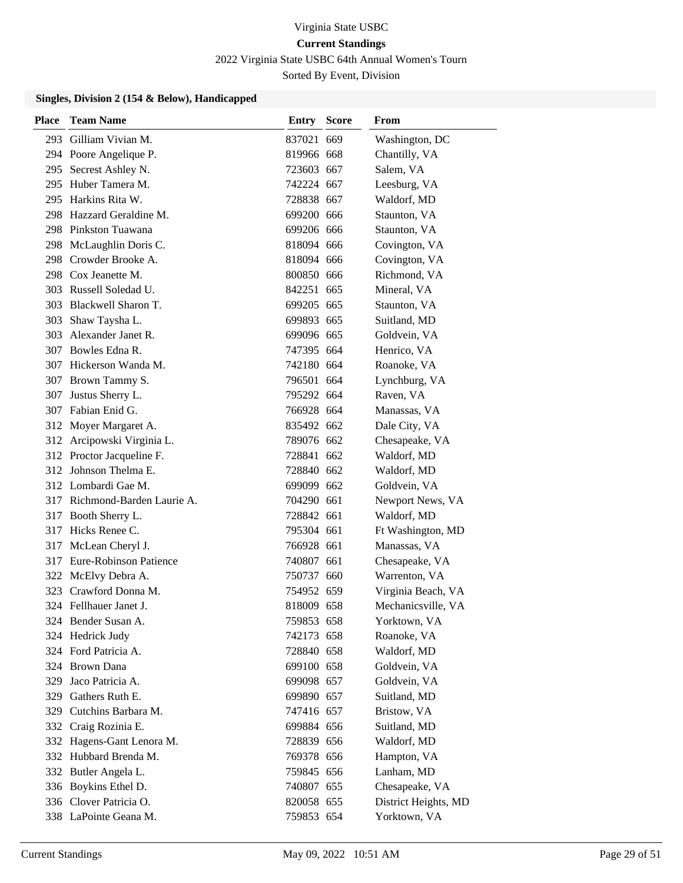Virginia State USBC

**Current Standings**

2022 Virginia State USBC 64th Annual Women's Tourn

Sorted By Event, Division

### Singles, Division 2 (154 & Below), Handicapped

| Place | Team Name | Entry | Score | From |
|---|---|---|---|---|
| 293 | Gilliam Vivian M. | 837021 | 669 | Washington, DC |
| 294 | Poore Angelique P. | 819966 | 668 | Chantilly, VA |
| 295 | Secrest Ashley N. | 723603 | 667 | Salem, VA |
| 295 | Huber Tamera M. | 742224 | 667 | Leesburg, VA |
| 295 | Harkins Rita W. | 728838 | 667 | Waldorf, MD |
| 298 | Hazzard Geraldine M. | 699200 | 666 | Staunton, VA |
| 298 | Pinkston Tuawana | 699206 | 666 | Staunton, VA |
| 298 | McLaughlin Doris C. | 818094 | 666 | Covington, VA |
| 298 | Crowder Brooke A. | 818094 | 666 | Covington, VA |
| 298 | Cox Jeanette M. | 800850 | 666 | Richmond, VA |
| 303 | Russell Soledad U. | 842251 | 665 | Mineral, VA |
| 303 | Blackwell Sharon T. | 699205 | 665 | Staunton, VA |
| 303 | Shaw Taysha L. | 699893 | 665 | Suitland, MD |
| 303 | Alexander Janet R. | 699096 | 665 | Goldvein, VA |
| 307 | Bowles Edna R. | 747395 | 664 | Henrico, VA |
| 307 | Hickerson Wanda M. | 742180 | 664 | Roanoke, VA |
| 307 | Brown Tammy S. | 796501 | 664 | Lynchburg, VA |
| 307 | Justus Sherry L. | 795292 | 664 | Raven, VA |
| 307 | Fabian Enid G. | 766928 | 664 | Manassas, VA |
| 312 | Moyer Margaret A. | 835492 | 662 | Dale City, VA |
| 312 | Arcipowski Virginia L. | 789076 | 662 | Chesapeake, VA |
| 312 | Proctor Jacqueline F. | 728841 | 662 | Waldorf, MD |
| 312 | Johnson Thelma E. | 728840 | 662 | Waldorf, MD |
| 312 | Lombardi Gae M. | 699099 | 662 | Goldvein, VA |
| 317 | Richmond-Barden Laurie A. | 704290 | 661 | Newport News, VA |
| 317 | Booth Sherry L. | 728842 | 661 | Waldorf, MD |
| 317 | Hicks Renee C. | 795304 | 661 | Ft Washington, MD |
| 317 | McLean Cheryl J. | 766928 | 661 | Manassas, VA |
| 317 | Eure-Robinson Patience | 740807 | 661 | Chesapeake, VA |
| 322 | McElvy Debra A. | 750737 | 660 | Warrenton, VA |
| 323 | Crawford Donna M. | 754952 | 659 | Virginia Beach, VA |
| 324 | Fellhauer Janet J. | 818009 | 658 | Mechanicsville, VA |
| 324 | Bender Susan A. | 759853 | 658 | Yorktown, VA |
| 324 | Hedrick Judy | 742173 | 658 | Roanoke, VA |
| 324 | Ford Patricia A. | 728840 | 658 | Waldorf, MD |
| 324 | Brown Dana | 699100 | 658 | Goldvein, VA |
| 329 | Jaco Patricia A. | 699098 | 657 | Goldvein, VA |
| 329 | Gathers Ruth E. | 699890 | 657 | Suitland, MD |
| 329 | Cutchins Barbara M. | 747416 | 657 | Bristow, VA |
| 332 | Craig Rozinia E. | 699884 | 656 | Suitland, MD |
| 332 | Hagens-Gant Lenora M. | 728839 | 656 | Waldorf, MD |
| 332 | Hubbard Brenda M. | 769378 | 656 | Hampton, VA |
| 332 | Butler Angela L. | 759845 | 656 | Lanham, MD |
| 336 | Boykins Ethel D. | 740807 | 655 | Chesapeake, VA |
| 336 | Clover Patricia O. | 820058 | 655 | District Heights, MD |
| 338 | LaPointe Geana M. | 759853 | 654 | Yorktown, VA |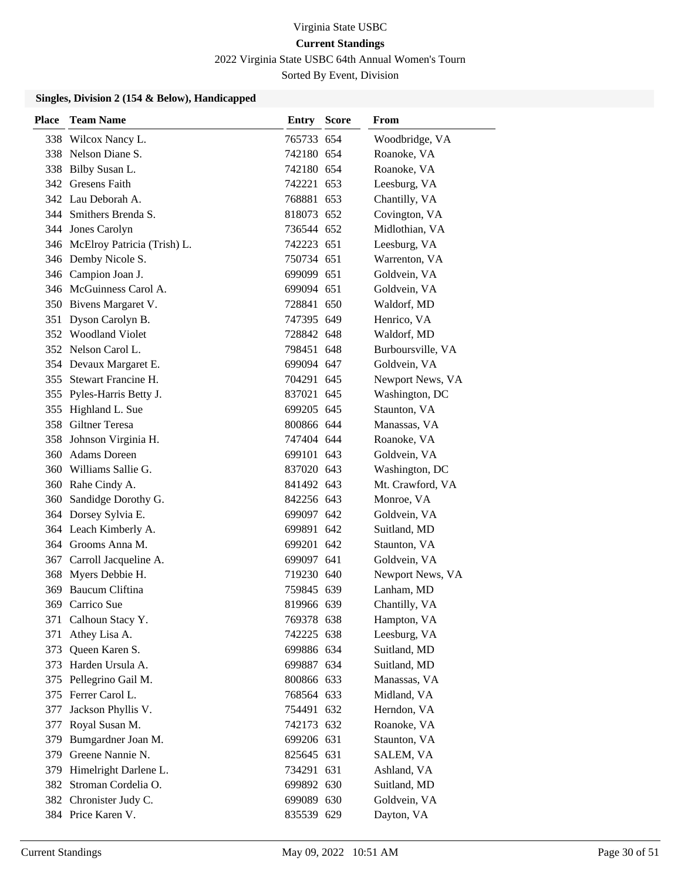Virginia State USBC

**Current Standings**

2022 Virginia State USBC 64th Annual Women's Tourn

Sorted By Event, Division

### Singles, Division 2 (154 & Below), Handicapped

| Place | Team Name | Entry | Score | From |
|---|---|---|---|---|
| 338 | Wilcox Nancy L. | 765733 | 654 | Woodbridge, VA |
| 338 | Nelson Diane S. | 742180 | 654 | Roanoke, VA |
| 338 | Bilby Susan L. | 742180 | 654 | Roanoke, VA |
| 342 | Gresens Faith | 742221 | 653 | Leesburg, VA |
| 342 | Lau Deborah A. | 768881 | 653 | Chantilly, VA |
| 344 | Smithers Brenda S. | 818073 | 652 | Covington, VA |
| 344 | Jones Carolyn | 736544 | 652 | Midlothian, VA |
| 346 | McElroy Patricia (Trish) L. | 742223 | 651 | Leesburg, VA |
| 346 | Demby Nicole S. | 750734 | 651 | Warrenton, VA |
| 346 | Campion Joan J. | 699099 | 651 | Goldvein, VA |
| 346 | McGuinness Carol A. | 699094 | 651 | Goldvein, VA |
| 350 | Bivens Margaret V. | 728841 | 650 | Waldorf, MD |
| 351 | Dyson Carolyn B. | 747395 | 649 | Henrico, VA |
| 352 | Woodland Violet | 728842 | 648 | Waldorf, MD |
| 352 | Nelson Carol L. | 798451 | 648 | Burboursville, VA |
| 354 | Devaux Margaret E. | 699094 | 647 | Goldvein, VA |
| 355 | Stewart Francine H. | 704291 | 645 | Newport News, VA |
| 355 | Pyles-Harris Betty J. | 837021 | 645 | Washington, DC |
| 355 | Highland L. Sue | 699205 | 645 | Staunton, VA |
| 358 | Giltner Teresa | 800866 | 644 | Manassas, VA |
| 358 | Johnson Virginia H. | 747404 | 644 | Roanoke, VA |
| 360 | Adams Doreen | 699101 | 643 | Goldvein, VA |
| 360 | Williams Sallie G. | 837020 | 643 | Washington, DC |
| 360 | Rahe Cindy A. | 841492 | 643 | Mt. Crawford, VA |
| 360 | Sandidge Dorothy G. | 842256 | 643 | Monroe, VA |
| 364 | Dorsey Sylvia E. | 699097 | 642 | Goldvein, VA |
| 364 | Leach Kimberly A. | 699891 | 642 | Suitland, MD |
| 364 | Grooms Anna M. | 699201 | 642 | Staunton, VA |
| 367 | Carroll Jacqueline A. | 699097 | 641 | Goldvein, VA |
| 368 | Myers Debbie H. | 719230 | 640 | Newport News, VA |
| 369 | Baucum Cliftina | 759845 | 639 | Lanham, MD |
| 369 | Carrico Sue | 819966 | 639 | Chantilly, VA |
| 371 | Calhoun Stacy Y. | 769378 | 638 | Hampton, VA |
| 371 | Athey Lisa A. | 742225 | 638 | Leesburg, VA |
| 373 | Queen Karen S. | 699886 | 634 | Suitland, MD |
| 373 | Harden Ursula A. | 699887 | 634 | Suitland, MD |
| 375 | Pellegrino Gail M. | 800866 | 633 | Manassas, VA |
| 375 | Ferrer Carol L. | 768564 | 633 | Midland, VA |
| 377 | Jackson Phyllis V. | 754491 | 632 | Herndon, VA |
| 377 | Royal Susan M. | 742173 | 632 | Roanoke, VA |
| 379 | Bumgardner Joan M. | 699206 | 631 | Staunton, VA |
| 379 | Greene Nannie N. | 825645 | 631 | SALEM, VA |
| 379 | Himelright Darlene L. | 734291 | 631 | Ashland, VA |
| 382 | Stroman Cordelia O. | 699892 | 630 | Suitland, MD |
| 382 | Chronister Judy C. | 699089 | 630 | Goldvein, VA |
| 384 | Price Karen V. | 835539 | 629 | Dayton, VA |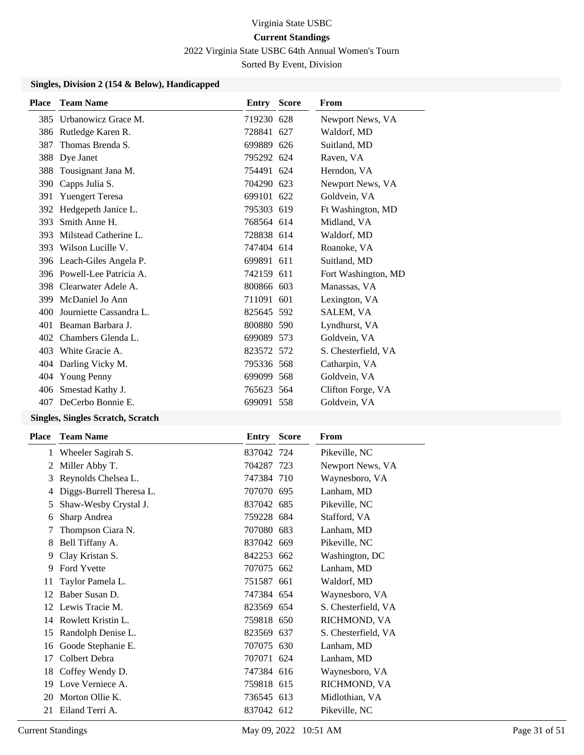Virginia State USBC

**Current Standings**

2022 Virginia State USBC 64th Annual Women's Tourn

Sorted By Event, Division

### Singles, Division 2 (154 & Below), Handicapped

| Place | Team Name | Entry | Score | From |
|---|---|---|---|---|
| 385 | Urbanowicz Grace M. | 719230 | 628 | Newport News, VA |
| 386 | Rutledge Karen R. | 728841 | 627 | Waldorf, MD |
| 387 | Thomas Brenda S. | 699889 | 626 | Suitland, MD |
| 388 | Dye Janet | 795292 | 624 | Raven, VA |
| 388 | Tousignant Jana M. | 754491 | 624 | Herndon, VA |
| 390 | Capps Julia S. | 704290 | 623 | Newport News, VA |
| 391 | Yuengert Teresa | 699101 | 622 | Goldvein, VA |
| 392 | Hedgepeth Janice L. | 795303 | 619 | Ft Washington, MD |
| 393 | Smith Anne H. | 768564 | 614 | Midland, VA |
| 393 | Milstead Catherine L. | 728838 | 614 | Waldorf, MD |
| 393 | Wilson Lucille V. | 747404 | 614 | Roanoke, VA |
| 396 | Leach-Giles Angela P. | 699891 | 611 | Suitland, MD |
| 396 | Powell-Lee Patricia A. | 742159 | 611 | Fort Washington, MD |
| 398 | Clearwater Adele A. | 800866 | 603 | Manassas, VA |
| 399 | McDaniel Jo Ann | 711091 | 601 | Lexington, VA |
| 400 | Journiette Cassandra L. | 825645 | 592 | SALEM, VA |
| 401 | Beaman Barbara J. | 800880 | 590 | Lyndhurst, VA |
| 402 | Chambers Glenda L. | 699089 | 573 | Goldvein, VA |
| 403 | White Gracie A. | 823572 | 572 | S. Chesterfield, VA |
| 404 | Darling Vicky M. | 795336 | 568 | Catharpin, VA |
| 404 | Young Penny | 699099 | 568 | Goldvein, VA |
| 406 | Smestad Kathy J. | 765623 | 564 | Clifton Forge, VA |
| 407 | DeCerbo Bonnie E. | 699091 | 558 | Goldvein, VA |

### Singles, Singles Scratch, Scratch

| Place | Team Name | Entry | Score | From |
|---|---|---|---|---|
| 1 | Wheeler Sagirah S. | 837042 | 724 | Pikeville, NC |
| 2 | Miller Abby T. | 704287 | 723 | Newport News, VA |
| 3 | Reynolds Chelsea L. | 747384 | 710 | Waynesboro, VA |
| 4 | Diggs-Burrell Theresa L. | 707070 | 695 | Lanham, MD |
| 5 | Shaw-Wesby Crystal J. | 837042 | 685 | Pikeville, NC |
| 6 | Sharp Andrea | 759228 | 684 | Stafford, VA |
| 7 | Thompson Ciara N. | 707080 | 683 | Lanham, MD |
| 8 | Bell Tiffany A. | 837042 | 669 | Pikeville, NC |
| 9 | Clay Kristan S. | 842253 | 662 | Washington, DC |
| 9 | Ford Yvette | 707075 | 662 | Lanham, MD |
| 11 | Taylor Pamela L. | 751587 | 661 | Waldorf, MD |
| 12 | Baber Susan D. | 747384 | 654 | Waynesboro, VA |
| 12 | Lewis Tracie M. | 823569 | 654 | S. Chesterfield, VA |
| 14 | Rowlett Kristin L. | 759818 | 650 | RICHMOND, VA |
| 15 | Randolph Denise L. | 823569 | 637 | S. Chesterfield, VA |
| 16 | Goode Stephanie E. | 707075 | 630 | Lanham, MD |
| 17 | Colbert Debra | 707071 | 624 | Lanham, MD |
| 18 | Coffey Wendy D. | 747384 | 616 | Waynesboro, VA |
| 19 | Love Verniece A. | 759818 | 615 | RICHMOND, VA |
| 20 | Morton Ollie K. | 736545 | 613 | Midlothian, VA |
| 21 | Eiland Terri A. | 837042 | 612 | Pikeville, NC |

Current Standings May 09, 2022 10:51 AM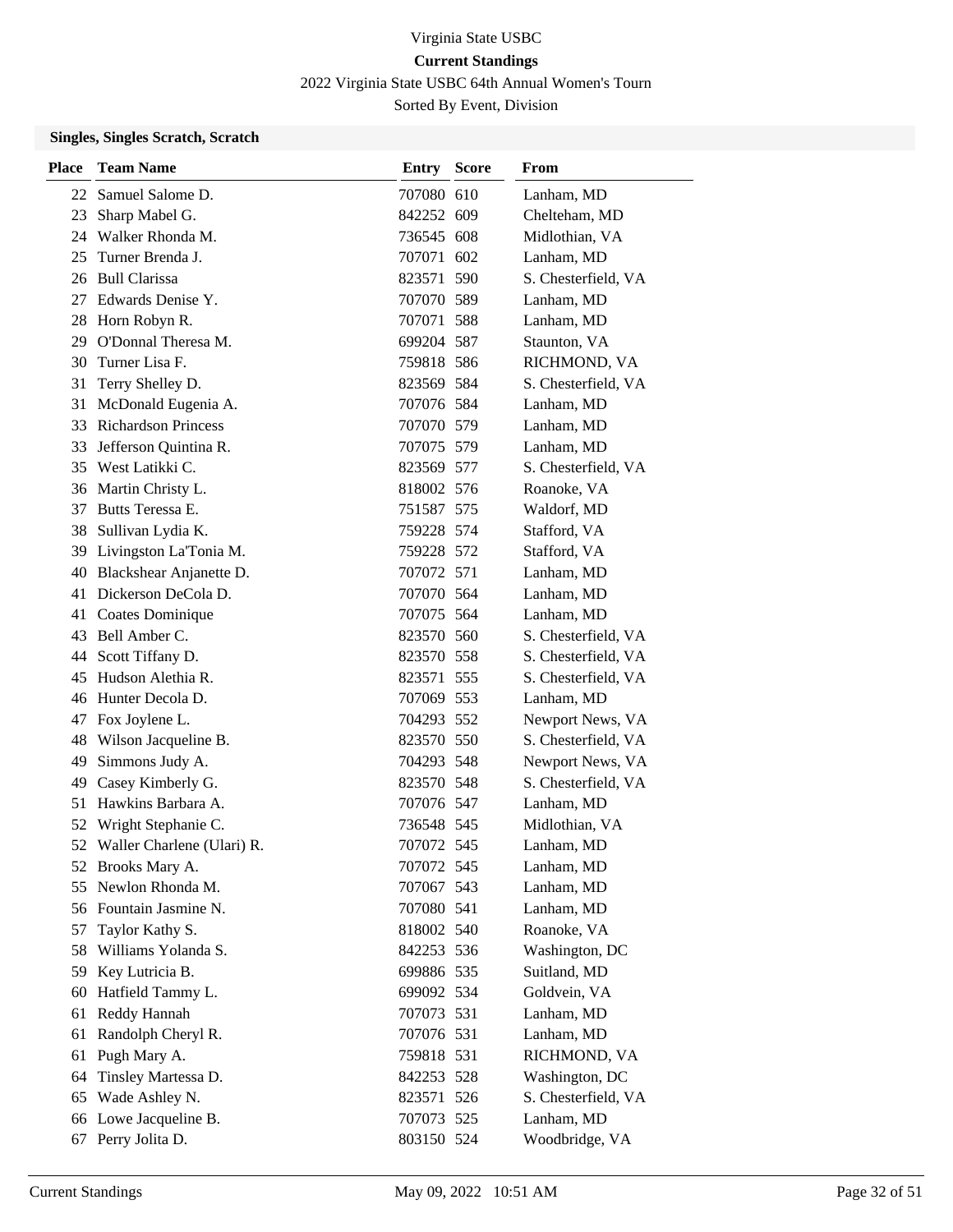Virginia State USBC

**Current Standings**

2022 Virginia State USBC 64th Annual Women's Tourn

Sorted By Event, Division

### Singles, Singles Scratch, Scratch

| Place | Team Name | Entry | Score | From |
|---|---|---|---|---|
| 22 | Samuel Salome D. | 707080 | 610 | Lanham, MD |
| 23 | Sharp Mabel G. | 842252 | 609 | Chelteham, MD |
| 24 | Walker Rhonda M. | 736545 | 608 | Midlothian, VA |
| 25 | Turner Brenda J. | 707071 | 602 | Lanham, MD |
| 26 | Bull Clarissa | 823571 | 590 | S. Chesterfield, VA |
| 27 | Edwards Denise Y. | 707070 | 589 | Lanham, MD |
| 28 | Horn Robyn R. | 707071 | 588 | Lanham, MD |
| 29 | O'Donnal Theresa M. | 699204 | 587 | Staunton, VA |
| 30 | Turner Lisa F. | 759818 | 586 | RICHMOND, VA |
| 31 | Terry Shelley D. | 823569 | 584 | S. Chesterfield, VA |
| 31 | McDonald Eugenia A. | 707076 | 584 | Lanham, MD |
| 33 | Richardson Princess | 707070 | 579 | Lanham, MD |
| 33 | Jefferson Quintina R. | 707075 | 579 | Lanham, MD |
| 35 | West Latikki C. | 823569 | 577 | S. Chesterfield, VA |
| 36 | Martin Christy L. | 818002 | 576 | Roanoke, VA |
| 37 | Butts Teressa E. | 751587 | 575 | Waldorf, MD |
| 38 | Sullivan Lydia K. | 759228 | 574 | Stafford, VA |
| 39 | Livingston La'Tonia M. | 759228 | 572 | Stafford, VA |
| 40 | Blackshear Anjanette D. | 707072 | 571 | Lanham, MD |
| 41 | Dickerson DeCola D. | 707070 | 564 | Lanham, MD |
| 41 | Coates Dominique | 707075 | 564 | Lanham, MD |
| 43 | Bell Amber C. | 823570 | 560 | S. Chesterfield, VA |
| 44 | Scott Tiffany D. | 823570 | 558 | S. Chesterfield, VA |
| 45 | Hudson Alethia R. | 823571 | 555 | S. Chesterfield, VA |
| 46 | Hunter Decola D. | 707069 | 553 | Lanham, MD |
| 47 | Fox Joylene L. | 704293 | 552 | Newport News, VA |
| 48 | Wilson Jacqueline B. | 823570 | 550 | S. Chesterfield, VA |
| 49 | Simmons Judy A. | 704293 | 548 | Newport News, VA |
| 49 | Casey Kimberly G. | 823570 | 548 | S. Chesterfield, VA |
| 51 | Hawkins Barbara A. | 707076 | 547 | Lanham, MD |
| 52 | Wright Stephanie C. | 736548 | 545 | Midlothian, VA |
| 52 | Waller Charlene (Ulari) R. | 707072 | 545 | Lanham, MD |
| 52 | Brooks Mary A. | 707072 | 545 | Lanham, MD |
| 55 | Newlon Rhonda M. | 707067 | 543 | Lanham, MD |
| 56 | Fountain Jasmine N. | 707080 | 541 | Lanham, MD |
| 57 | Taylor Kathy S. | 818002 | 540 | Roanoke, VA |
| 58 | Williams Yolanda S. | 842253 | 536 | Washington, DC |
| 59 | Key Lutricia B. | 699886 | 535 | Suitland, MD |
| 60 | Hatfield Tammy L. | 699092 | 534 | Goldvein, VA |
| 61 | Reddy Hannah | 707073 | 531 | Lanham, MD |
| 61 | Randolph Cheryl R. | 707076 | 531 | Lanham, MD |
| 61 | Pugh Mary A. | 759818 | 531 | RICHMOND, VA |
| 64 | Tinsley Martessa D. | 842253 | 528 | Washington, DC |
| 65 | Wade Ashley N. | 823571 | 526 | S. Chesterfield, VA |
| 66 | Lowe Jacqueline B. | 707073 | 525 | Lanham, MD |
| 67 | Perry Jolita D. | 803150 | 524 | Woodbridge, VA |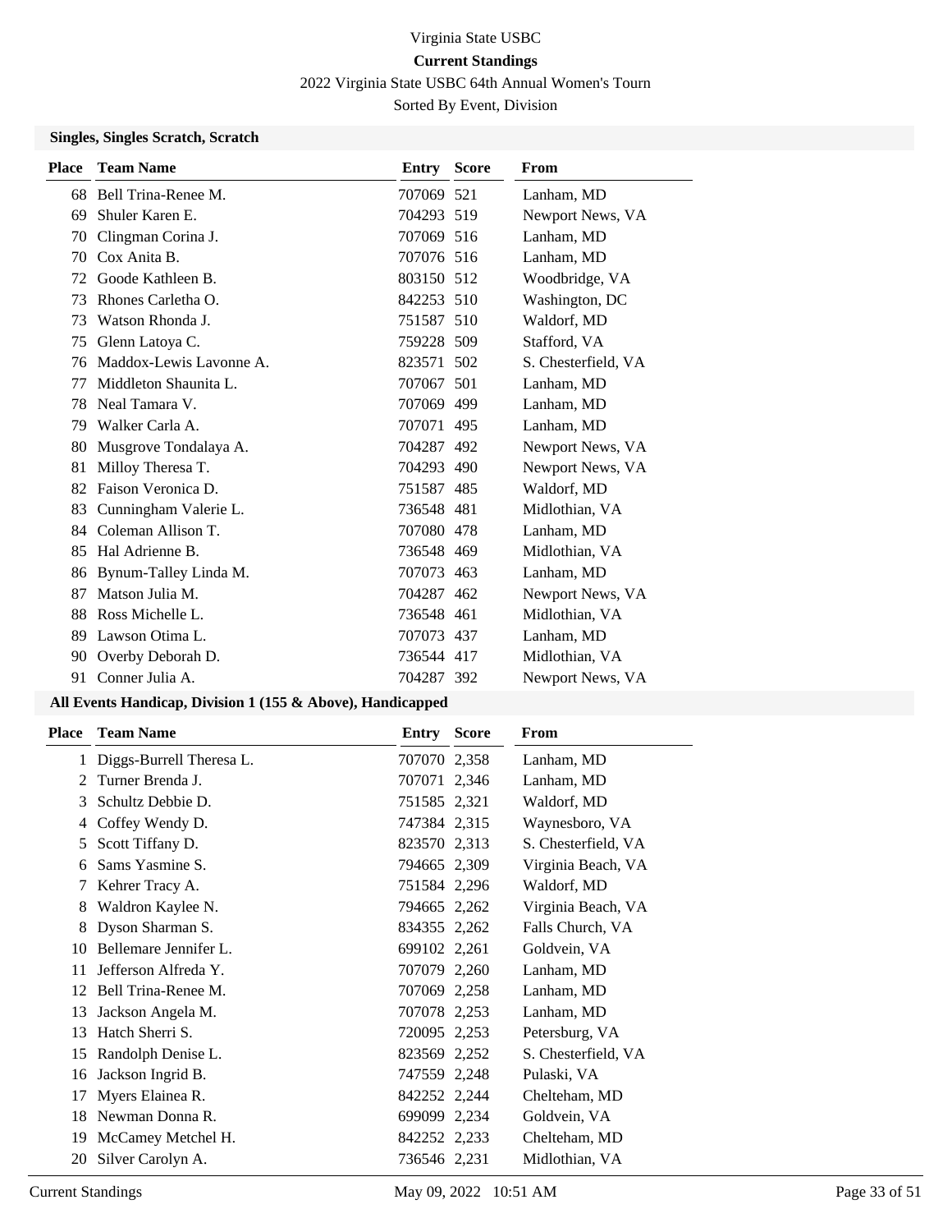Virginia State USBC

**Current Standings**

2022 Virginia State USBC 64th Annual Women's Tourn

Sorted By Event, Division

### Singles, Singles Scratch, Scratch

| Place | Team Name | Entry | Score | From |
|---|---|---|---|---|
| 68 | Bell Trina-Renee M. | 707069 | 521 | Lanham, MD |
| 69 | Shuler Karen E. | 704293 | 519 | Newport News, VA |
| 70 | Clingman Corina J. | 707069 | 516 | Lanham, MD |
| 70 | Cox Anita B. | 707076 | 516 | Lanham, MD |
| 72 | Goode Kathleen B. | 803150 | 512 | Woodbridge, VA |
| 73 | Rhones Carletha O. | 842253 | 510 | Washington, DC |
| 73 | Watson Rhonda J. | 751587 | 510 | Waldorf, MD |
| 75 | Glenn Latoya C. | 759228 | 509 | Stafford, VA |
| 76 | Maddox-Lewis Lavonne A. | 823571 | 502 | S. Chesterfield, VA |
| 77 | Middleton Shaunita L. | 707067 | 501 | Lanham, MD |
| 78 | Neal Tamara V. | 707069 | 499 | Lanham, MD |
| 79 | Walker Carla A. | 707071 | 495 | Lanham, MD |
| 80 | Musgrove Tondalaya A. | 704287 | 492 | Newport News, VA |
| 81 | Milloy Theresa T. | 704293 | 490 | Newport News, VA |
| 82 | Faison Veronica D. | 751587 | 485 | Waldorf, MD |
| 83 | Cunningham Valerie L. | 736548 | 481 | Midlothian, VA |
| 84 | Coleman Allison T. | 707080 | 478 | Lanham, MD |
| 85 | Hal Adrienne B. | 736548 | 469 | Midlothian, VA |
| 86 | Bynum-Talley Linda M. | 707073 | 463 | Lanham, MD |
| 87 | Matson Julia M. | 704287 | 462 | Newport News, VA |
| 88 | Ross Michelle L. | 736548 | 461 | Midlothian, VA |
| 89 | Lawson Otima L. | 707073 | 437 | Lanham, MD |
| 90 | Overby Deborah D. | 736544 | 417 | Midlothian, VA |
| 91 | Conner Julia A. | 704287 | 392 | Newport News, VA |

### All Events Handicap, Division 1 (155 & Above), Handicapped

| Place | Team Name | Entry | Score | From |
|---|---|---|---|---|
| 1 | Diggs-Burrell Theresa L. | 707070 | 2,358 | Lanham, MD |
| 2 | Turner Brenda J. | 707071 | 2,346 | Lanham, MD |
| 3 | Schultz Debbie D. | 751585 | 2,321 | Waldorf, MD |
| 4 | Coffey Wendy D. | 747384 | 2,315 | Waynesboro, VA |
| 5 | Scott Tiffany D. | 823570 | 2,313 | S. Chesterfield, VA |
| 6 | Sams Yasmine S. | 794665 | 2,309 | Virginia Beach, VA |
| 7 | Kehrer Tracy A. | 751584 | 2,296 | Waldorf, MD |
| 8 | Waldron Kaylee N. | 794665 | 2,262 | Virginia Beach, VA |
| 8 | Dyson Sharman S. | 834355 | 2,262 | Falls Church, VA |
| 10 | Bellemare Jennifer L. | 699102 | 2,261 | Goldvein, VA |
| 11 | Jefferson Alfreda Y. | 707079 | 2,260 | Lanham, MD |
| 12 | Bell Trina-Renee M. | 707069 | 2,258 | Lanham, MD |
| 13 | Jackson Angela M. | 707078 | 2,253 | Lanham, MD |
| 13 | Hatch Sherri S. | 720095 | 2,253 | Petersburg, VA |
| 15 | Randolph Denise L. | 823569 | 2,252 | S. Chesterfield, VA |
| 16 | Jackson Ingrid B. | 747559 | 2,248 | Pulaski, VA |
| 17 | Myers Elainea R. | 842252 | 2,244 | Chelteham, MD |
| 18 | Newman Donna R. | 699099 | 2,234 | Goldvein, VA |
| 19 | McCamey Metchel H. | 842252 | 2,233 | Chelteham, MD |
| 20 | Silver Carolyn A. | 736546 | 2,231 | Midlothian, VA |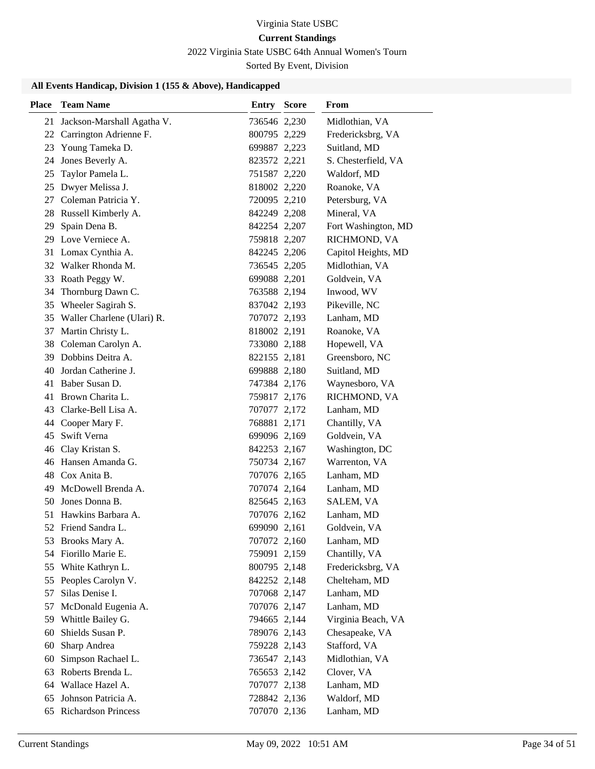Virginia State USBC

**Current Standings**

2022 Virginia State USBC 64th Annual Women's Tourn

Sorted By Event, Division

### All Events Handicap, Division 1 (155 & Above), Handicapped

| Place | Team Name | Entry | Score | From |
|---|---|---|---|---|
| 21 | Jackson-Marshall Agatha V. | 736546 | 2,230 | Midlothian, VA |
| 22 | Carrington Adrienne F. | 800795 | 2,229 | Fredericksbrg, VA |
| 23 | Young Tameka D. | 699887 | 2,223 | Suitland, MD |
| 24 | Jones Beverly A. | 823572 | 2,221 | S. Chesterfield, VA |
| 25 | Taylor Pamela L. | 751587 | 2,220 | Waldorf, MD |
| 25 | Dwyer Melissa J. | 818002 | 2,220 | Roanoke, VA |
| 27 | Coleman Patricia Y. | 720095 | 2,210 | Petersburg, VA |
| 28 | Russell Kimberly A. | 842249 | 2,208 | Mineral, VA |
| 29 | Spain Dena B. | 842254 | 2,207 | Fort Washington, MD |
| 29 | Love Verniece A. | 759818 | 2,207 | RICHMOND, VA |
| 31 | Lomax Cynthia A. | 842245 | 2,206 | Capitol Heights, MD |
| 32 | Walker Rhonda M. | 736545 | 2,205 | Midlothian, VA |
| 33 | Roath Peggy W. | 699088 | 2,201 | Goldvein, VA |
| 34 | Thornburg Dawn C. | 763588 | 2,194 | Inwood, WV |
| 35 | Wheeler Sagirah S. | 837042 | 2,193 | Pikeville, NC |
| 35 | Waller Charlene (Ulari) R. | 707072 | 2,193 | Lanham, MD |
| 37 | Martin Christy L. | 818002 | 2,191 | Roanoke, VA |
| 38 | Coleman Carolyn A. | 733080 | 2,188 | Hopewell, VA |
| 39 | Dobbins Deitra A. | 822155 | 2,181 | Greensboro, NC |
| 40 | Jordan Catherine J. | 699888 | 2,180 | Suitland, MD |
| 41 | Baber Susan D. | 747384 | 2,176 | Waynesboro, VA |
| 41 | Brown Charita L. | 759817 | 2,176 | RICHMOND, VA |
| 43 | Clarke-Bell Lisa A. | 707077 | 2,172 | Lanham, MD |
| 44 | Cooper Mary F. | 768881 | 2,171 | Chantilly, VA |
| 45 | Swift Verna | 699096 | 2,169 | Goldvein, VA |
| 46 | Clay Kristan S. | 842253 | 2,167 | Washington, DC |
| 46 | Hansen Amanda G. | 750734 | 2,167 | Warrenton, VA |
| 48 | Cox Anita B. | 707076 | 2,165 | Lanham, MD |
| 49 | McDowell Brenda A. | 707074 | 2,164 | Lanham, MD |
| 50 | Jones Donna B. | 825645 | 2,163 | SALEM, VA |
| 51 | Hawkins Barbara A. | 707076 | 2,162 | Lanham, MD |
| 52 | Friend Sandra L. | 699090 | 2,161 | Goldvein, VA |
| 53 | Brooks Mary A. | 707072 | 2,160 | Lanham, MD |
| 54 | Fiorillo Marie E. | 759091 | 2,159 | Chantilly, VA |
| 55 | White Kathryn L. | 800795 | 2,148 | Fredericksbrg, VA |
| 55 | Peoples Carolyn V. | 842252 | 2,148 | Chelteham, MD |
| 57 | Silas Denise I. | 707068 | 2,147 | Lanham, MD |
| 57 | McDonald Eugenia A. | 707076 | 2,147 | Lanham, MD |
| 59 | Whittle Bailey G. | 794665 | 2,144 | Virginia Beach, VA |
| 60 | Shields Susan P. | 789076 | 2,143 | Chesapeake, VA |
| 60 | Sharp Andrea | 759228 | 2,143 | Stafford, VA |
| 60 | Simpson Rachael L. | 736547 | 2,143 | Midlothian, VA |
| 63 | Roberts Brenda L. | 765653 | 2,142 | Clover, VA |
| 64 | Wallace Hazel A. | 707077 | 2,138 | Lanham, MD |
| 65 | Johnson Patricia A. | 728842 | 2,136 | Waldorf, MD |
| 65 | Richardson Princess | 707070 | 2,136 | Lanham, MD |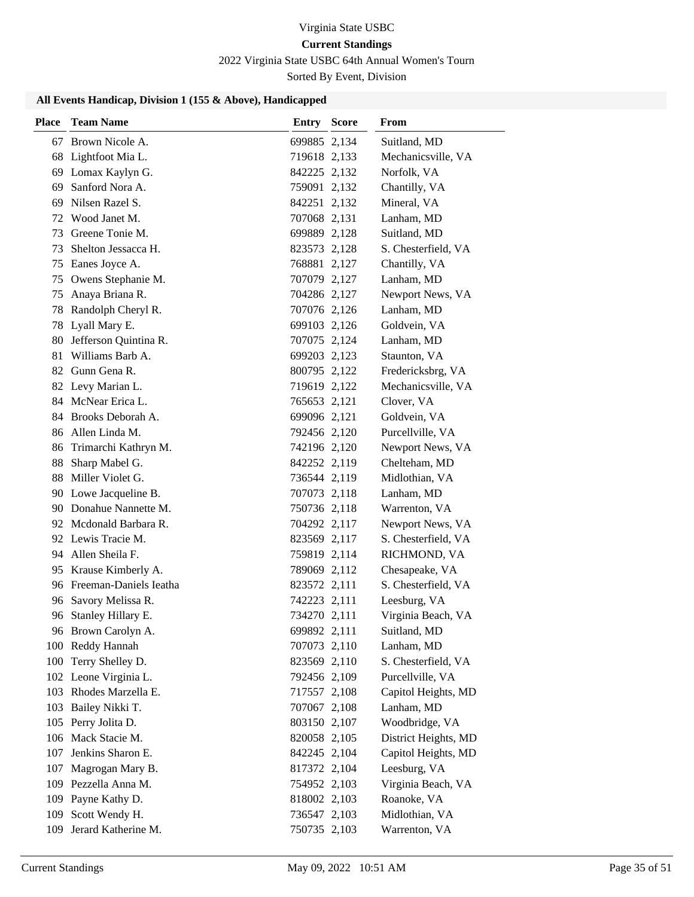Virginia State USBC

**Current Standings**

2022 Virginia State USBC 64th Annual Women's Tourn

Sorted By Event, Division

### All Events Handicap, Division 1 (155 & Above), Handicapped

| Place | Team Name | Entry | Score | From |
|---|---|---|---|---|
| 67 | Brown Nicole A. | 699885 | 2,134 | Suitland, MD |
| 68 | Lightfoot Mia L. | 719618 | 2,133 | Mechanicsville, VA |
| 69 | Lomax Kaylyn G. | 842225 | 2,132 | Norfolk, VA |
| 69 | Sanford Nora A. | 759091 | 2,132 | Chantilly, VA |
| 69 | Nilsen Razel S. | 842251 | 2,132 | Mineral, VA |
| 72 | Wood Janet M. | 707068 | 2,131 | Lanham, MD |
| 73 | Greene Tonie M. | 699889 | 2,128 | Suitland, MD |
| 73 | Shelton Jessacca H. | 823573 | 2,128 | S. Chesterfield, VA |
| 75 | Eanes Joyce A. | 768881 | 2,127 | Chantilly, VA |
| 75 | Owens Stephanie M. | 707079 | 2,127 | Lanham, MD |
| 75 | Anaya Briana R. | 704286 | 2,127 | Newport News, VA |
| 78 | Randolph Cheryl R. | 707076 | 2,126 | Lanham, MD |
| 78 | Lyall Mary E. | 699103 | 2,126 | Goldvein, VA |
| 80 | Jefferson Quintina R. | 707075 | 2,124 | Lanham, MD |
| 81 | Williams Barb A. | 699203 | 2,123 | Staunton, VA |
| 82 | Gunn Gena R. | 800795 | 2,122 | Fredericksbrg, VA |
| 82 | Levy Marian L. | 719619 | 2,122 | Mechanicsville, VA |
| 84 | McNear Erica L. | 765653 | 2,121 | Clover, VA |
| 84 | Brooks Deborah A. | 699096 | 2,121 | Goldvein, VA |
| 86 | Allen Linda M. | 792456 | 2,120 | Purcellville, VA |
| 86 | Trimarchi Kathryn M. | 742196 | 2,120 | Newport News, VA |
| 88 | Sharp Mabel G. | 842252 | 2,119 | Chelteham, MD |
| 88 | Miller Violet G. | 736544 | 2,119 | Midlothian, VA |
| 90 | Lowe Jacqueline B. | 707073 | 2,118 | Lanham, MD |
| 90 | Donahue Nannette M. | 750736 | 2,118 | Warrenton, VA |
| 92 | Mcdonald Barbara R. | 704292 | 2,117 | Newport News, VA |
| 92 | Lewis Tracie M. | 823569 | 2,117 | S. Chesterfield, VA |
| 94 | Allen Sheila F. | 759819 | 2,114 | RICHMOND, VA |
| 95 | Krause Kimberly A. | 789069 | 2,112 | Chesapeake, VA |
| 96 | Freeman-Daniels Ieatha | 823572 | 2,111 | S. Chesterfield, VA |
| 96 | Savory Melissa R. | 742223 | 2,111 | Leesburg, VA |
| 96 | Stanley Hillary E. | 734270 | 2,111 | Virginia Beach, VA |
| 96 | Brown Carolyn A. | 699892 | 2,111 | Suitland, MD |
| 100 | Reddy Hannah | 707073 | 2,110 | Lanham, MD |
| 100 | Terry Shelley D. | 823569 | 2,110 | S. Chesterfield, VA |
| 102 | Leone Virginia L. | 792456 | 2,109 | Purcellville, VA |
| 103 | Rhodes Marzella E. | 717557 | 2,108 | Capitol Heights, MD |
| 103 | Bailey Nikki T. | 707067 | 2,108 | Lanham, MD |
| 105 | Perry Jolita D. | 803150 | 2,107 | Woodbridge, VA |
| 106 | Mack Stacie M. | 820058 | 2,105 | District Heights, MD |
| 107 | Jenkins Sharon E. | 842245 | 2,104 | Capitol Heights, MD |
| 107 | Magrogan Mary B. | 817372 | 2,104 | Leesburg, VA |
| 109 | Pezzella Anna M. | 754952 | 2,103 | Virginia Beach, VA |
| 109 | Payne Kathy D. | 818002 | 2,103 | Roanoke, VA |
| 109 | Scott Wendy H. | 736547 | 2,103 | Midlothian, VA |
| 109 | Jerard Katherine M. | 750735 | 2,103 | Warrenton, VA |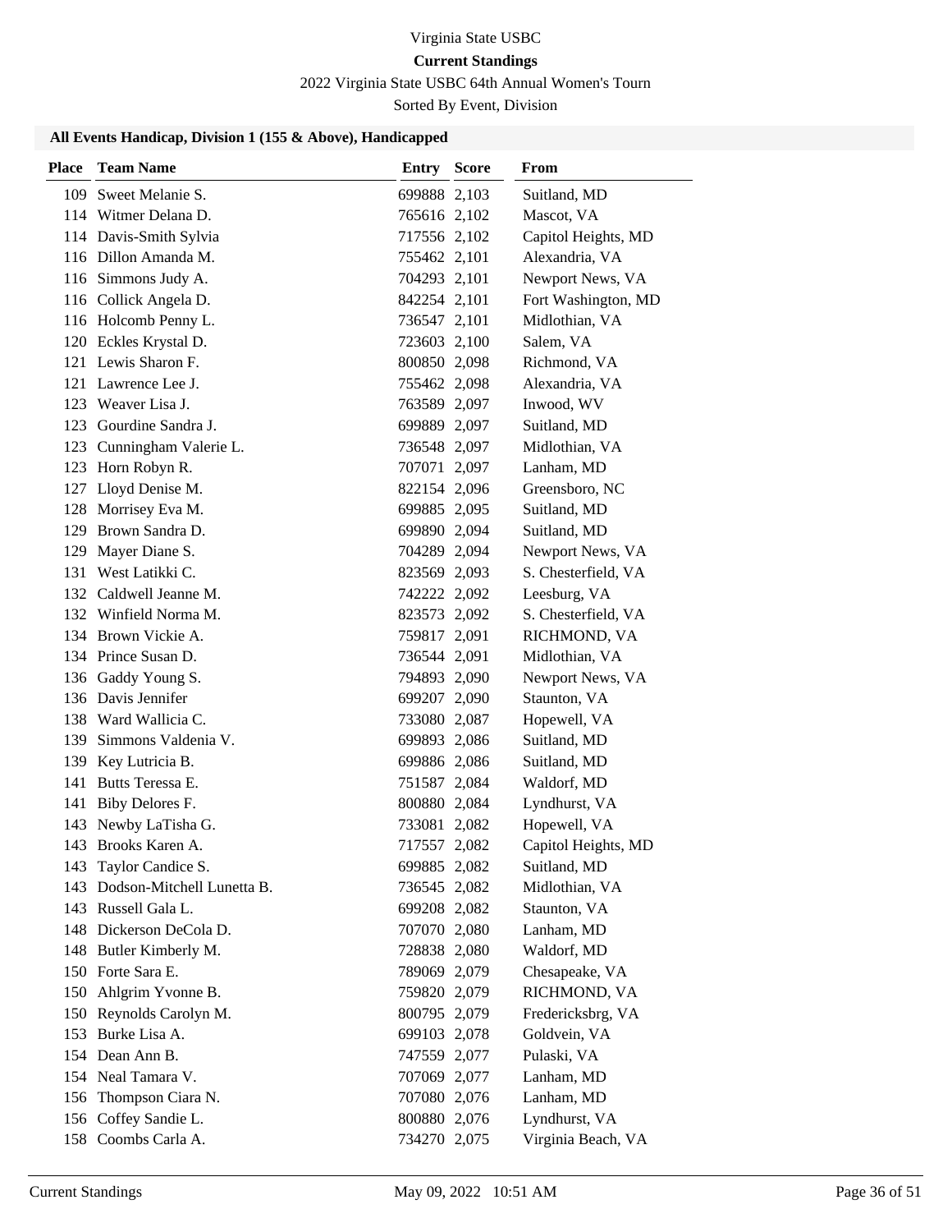Virginia State USBC

**Current Standings**

2022 Virginia State USBC 64th Annual Women's Tourn

Sorted By Event, Division

### All Events Handicap, Division 1 (155 & Above), Handicapped

| Place | Team Name | Entry | Score | From |
|---|---|---|---|---|
| 109 | Sweet Melanie S. | 699888 | 2,103 | Suitland, MD |
| 114 | Witmer Delana D. | 765616 | 2,102 | Mascot, VA |
| 114 | Davis-Smith Sylvia | 717556 | 2,102 | Capitol Heights, MD |
| 116 | Dillon Amanda M. | 755462 | 2,101 | Alexandria, VA |
| 116 | Simmons Judy A. | 704293 | 2,101 | Newport News, VA |
| 116 | Collick Angela D. | 842254 | 2,101 | Fort Washington, MD |
| 116 | Holcomb Penny L. | 736547 | 2,101 | Midlothian, VA |
| 120 | Eckles Krystal D. | 723603 | 2,100 | Salem, VA |
| 121 | Lewis Sharon F. | 800850 | 2,098 | Richmond, VA |
| 121 | Lawrence Lee J. | 755462 | 2,098 | Alexandria, VA |
| 123 | Weaver Lisa J. | 763589 | 2,097 | Inwood, WV |
| 123 | Gourdine Sandra J. | 699889 | 2,097 | Suitland, MD |
| 123 | Cunningham Valerie L. | 736548 | 2,097 | Midlothian, VA |
| 123 | Horn Robyn R. | 707071 | 2,097 | Lanham, MD |
| 127 | Lloyd Denise M. | 822154 | 2,096 | Greensboro, NC |
| 128 | Morrisey Eva M. | 699885 | 2,095 | Suitland, MD |
| 129 | Brown Sandra D. | 699890 | 2,094 | Suitland, MD |
| 129 | Mayer Diane S. | 704289 | 2,094 | Newport News, VA |
| 131 | West Latikki C. | 823569 | 2,093 | S. Chesterfield, VA |
| 132 | Caldwell Jeanne M. | 742222 | 2,092 | Leesburg, VA |
| 132 | Winfield Norma M. | 823573 | 2,092 | S. Chesterfield, VA |
| 134 | Brown Vickie A. | 759817 | 2,091 | RICHMOND, VA |
| 134 | Prince Susan D. | 736544 | 2,091 | Midlothian, VA |
| 136 | Gaddy Young S. | 794893 | 2,090 | Newport News, VA |
| 136 | Davis Jennifer | 699207 | 2,090 | Staunton, VA |
| 138 | Ward Wallicia C. | 733080 | 2,087 | Hopewell, VA |
| 139 | Simmons Valdenia V. | 699893 | 2,086 | Suitland, MD |
| 139 | Key Lutricia B. | 699886 | 2,086 | Suitland, MD |
| 141 | Butts Teressa E. | 751587 | 2,084 | Waldorf, MD |
| 141 | Biby Delores F. | 800880 | 2,084 | Lyndhurst, VA |
| 143 | Newby LaTisha G. | 733081 | 2,082 | Hopewell, VA |
| 143 | Brooks Karen A. | 717557 | 2,082 | Capitol Heights, MD |
| 143 | Taylor Candice S. | 699885 | 2,082 | Suitland, MD |
| 143 | Dodson-Mitchell Lunetta B. | 736545 | 2,082 | Midlothian, VA |
| 143 | Russell Gala L. | 699208 | 2,082 | Staunton, VA |
| 148 | Dickerson DeCola D. | 707070 | 2,080 | Lanham, MD |
| 148 | Butler Kimberly M. | 728838 | 2,080 | Waldorf, MD |
| 150 | Forte Sara E. | 789069 | 2,079 | Chesapeake, VA |
| 150 | Ahlgrim Yvonne B. | 759820 | 2,079 | RICHMOND, VA |
| 150 | Reynolds Carolyn M. | 800795 | 2,079 | Fredericksbrg, VA |
| 153 | Burke Lisa A. | 699103 | 2,078 | Goldvein, VA |
| 154 | Dean Ann B. | 747559 | 2,077 | Pulaski, VA |
| 154 | Neal Tamara V. | 707069 | 2,077 | Lanham, MD |
| 156 | Thompson Ciara N. | 707080 | 2,076 | Lanham, MD |
| 156 | Coffey Sandie L. | 800880 | 2,076 | Lyndhurst, VA |
| 158 | Coombs Carla A. | 734270 | 2,075 | Virginia Beach, VA |

Current Standings May 09, 2022 10:51 AM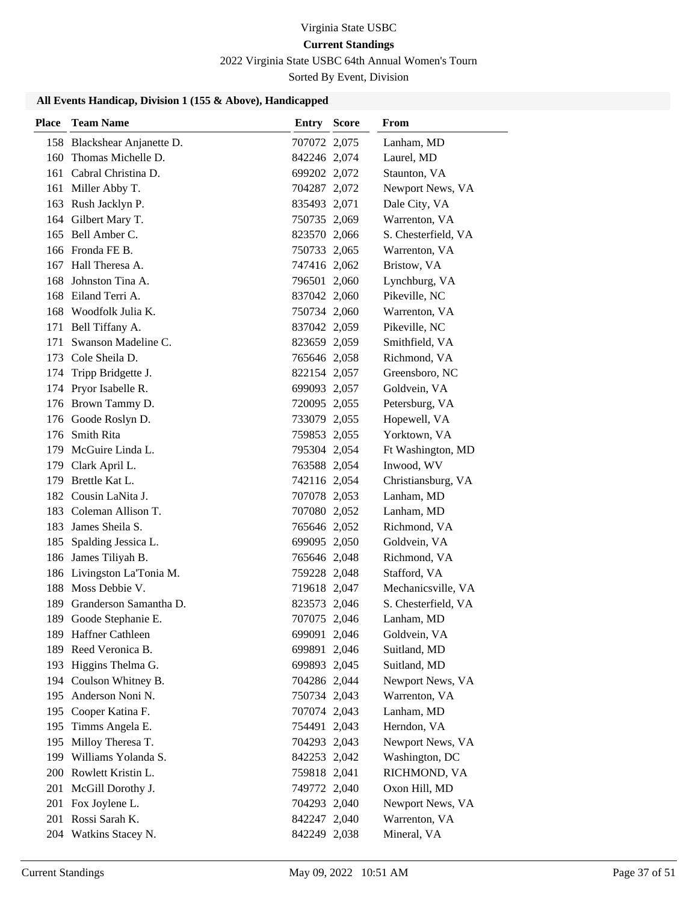Virginia State USBC

**Current Standings**

2022 Virginia State USBC 64th Annual Women's Tourn

Sorted By Event, Division

### All Events Handicap, Division 1 (155 & Above), Handicapped

| Place | Team Name | Entry | Score | From |
|---|---|---|---|---|
| 158 | Blackshear Anjanette D. | 707072 | 2,075 | Lanham, MD |
| 160 | Thomas Michelle D. | 842246 | 2,074 | Laurel, MD |
| 161 | Cabral Christina D. | 699202 | 2,072 | Staunton, VA |
| 161 | Miller Abby T. | 704287 | 2,072 | Newport News, VA |
| 163 | Rush Jacklyn P. | 835493 | 2,071 | Dale City, VA |
| 164 | Gilbert Mary T. | 750735 | 2,069 | Warrenton, VA |
| 165 | Bell Amber C. | 823570 | 2,066 | S. Chesterfield, VA |
| 166 | Fronda FE B. | 750733 | 2,065 | Warrenton, VA |
| 167 | Hall Theresa A. | 747416 | 2,062 | Bristow, VA |
| 168 | Johnston Tina A. | 796501 | 2,060 | Lynchburg, VA |
| 168 | Eiland Terri A. | 837042 | 2,060 | Pikeville, NC |
| 168 | Woodfolk Julia K. | 750734 | 2,060 | Warrenton, VA |
| 171 | Bell Tiffany A. | 837042 | 2,059 | Pikeville, NC |
| 171 | Swanson Madeline C. | 823659 | 2,059 | Smithfield, VA |
| 173 | Cole Sheila D. | 765646 | 2,058 | Richmond, VA |
| 174 | Tripp Bridgette J. | 822154 | 2,057 | Greensboro, NC |
| 174 | Pryor Isabelle R. | 699093 | 2,057 | Goldvein, VA |
| 176 | Brown Tammy D. | 720095 | 2,055 | Petersburg, VA |
| 176 | Goode Roslyn D. | 733079 | 2,055 | Hopewell, VA |
| 176 | Smith Rita | 759853 | 2,055 | Yorktown, VA |
| 179 | McGuire Linda L. | 795304 | 2,054 | Ft Washington, MD |
| 179 | Clark April L. | 763588 | 2,054 | Inwood, WV |
| 179 | Brettle Kat L. | 742116 | 2,054 | Christiansburg, VA |
| 182 | Cousin LaNita J. | 707078 | 2,053 | Lanham, MD |
| 183 | Coleman Allison T. | 707080 | 2,052 | Lanham, MD |
| 183 | James Sheila S. | 765646 | 2,052 | Richmond, VA |
| 185 | Spalding Jessica L. | 699095 | 2,050 | Goldvein, VA |
| 186 | James Tiliyah B. | 765646 | 2,048 | Richmond, VA |
| 186 | Livingston La'Tonia M. | 759228 | 2,048 | Stafford, VA |
| 188 | Moss Debbie V. | 719618 | 2,047 | Mechanicsville, VA |
| 189 | Granderson Samantha D. | 823573 | 2,046 | S. Chesterfield, VA |
| 189 | Goode Stephanie E. | 707075 | 2,046 | Lanham, MD |
| 189 | Haffner Cathleen | 699091 | 2,046 | Goldvein, VA |
| 189 | Reed Veronica B. | 699891 | 2,046 | Suitland, MD |
| 193 | Higgins Thelma G. | 699893 | 2,045 | Suitland, MD |
| 194 | Coulson Whitney B. | 704286 | 2,044 | Newport News, VA |
| 195 | Anderson Noni N. | 750734 | 2,043 | Warrenton, VA |
| 195 | Cooper Katina F. | 707074 | 2,043 | Lanham, MD |
| 195 | Timms Angela E. | 754491 | 2,043 | Herndon, VA |
| 195 | Milloy Theresa T. | 704293 | 2,043 | Newport News, VA |
| 199 | Williams Yolanda S. | 842253 | 2,042 | Washington, DC |
| 200 | Rowlett Kristin L. | 759818 | 2,041 | RICHMOND, VA |
| 201 | McGill Dorothy J. | 749772 | 2,040 | Oxon Hill, MD |
| 201 | Fox Joylene L. | 704293 | 2,040 | Newport News, VA |
| 201 | Rossi Sarah K. | 842247 | 2,040 | Warrenton, VA |
| 204 | Watkins Stacey N. | 842249 | 2,038 | Mineral, VA |

Current Standings May 09, 2022 10:51 AM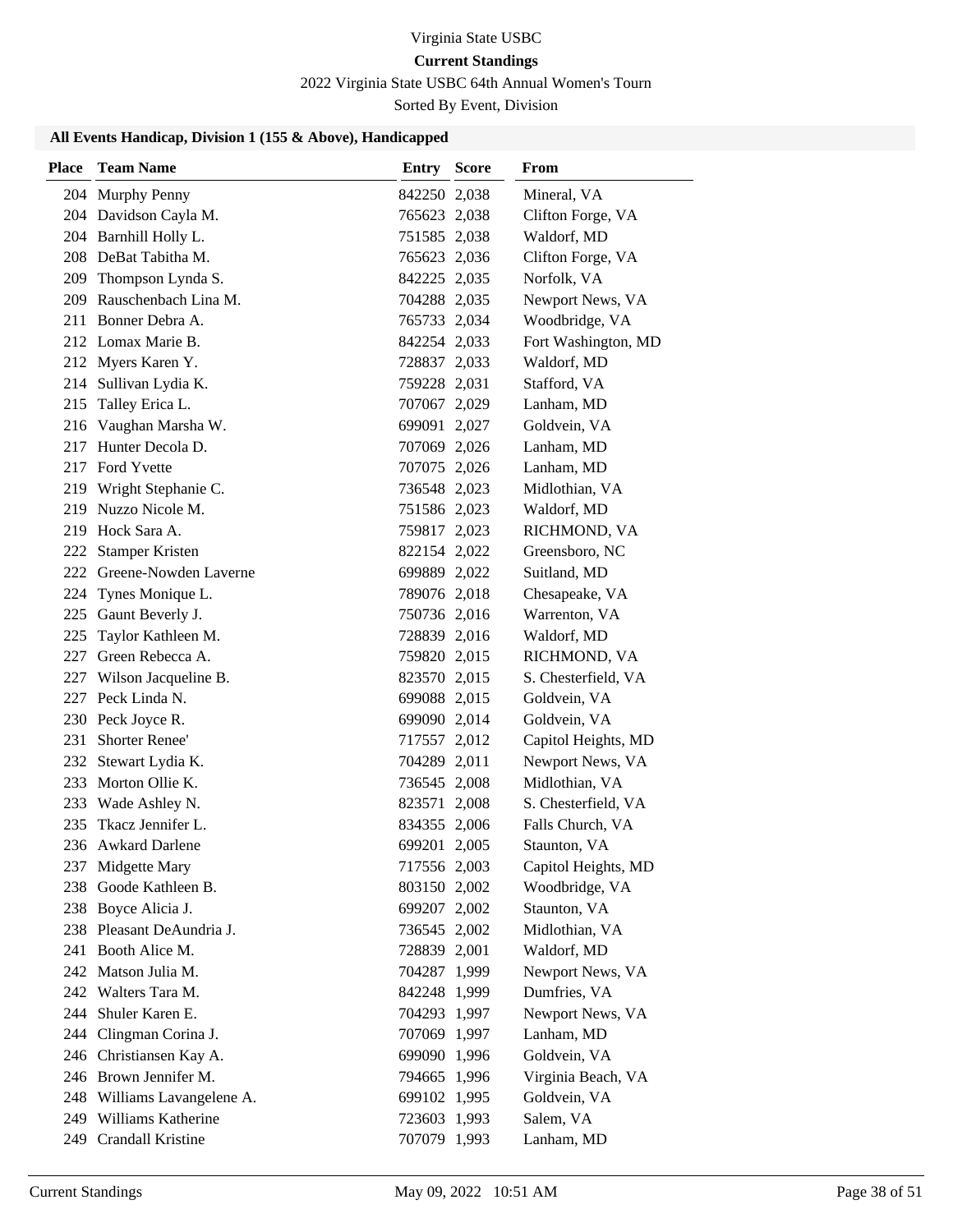Virginia State USBC

**Current Standings**

2022 Virginia State USBC 64th Annual Women's Tourn

Sorted By Event, Division

### All Events Handicap, Division 1 (155 & Above), Handicapped

| Place | Team Name | Entry | Score | From |
|---|---|---|---|---|
| 204 | Murphy Penny | 842250 | 2,038 | Mineral, VA |
| 204 | Davidson Cayla M. | 765623 | 2,038 | Clifton Forge, VA |
| 204 | Barnhill Holly L. | 751585 | 2,038 | Waldorf, MD |
| 208 | DeBat Tabitha M. | 765623 | 2,036 | Clifton Forge, VA |
| 209 | Thompson Lynda S. | 842225 | 2,035 | Norfolk, VA |
| 209 | Rauschenbach Lina M. | 704288 | 2,035 | Newport News, VA |
| 211 | Bonner Debra A. | 765733 | 2,034 | Woodbridge, VA |
| 212 | Lomax Marie B. | 842254 | 2,033 | Fort Washington, MD |
| 212 | Myers Karen Y. | 728837 | 2,033 | Waldorf, MD |
| 214 | Sullivan Lydia K. | 759228 | 2,031 | Stafford, VA |
| 215 | Talley Erica L. | 707067 | 2,029 | Lanham, MD |
| 216 | Vaughan Marsha W. | 699091 | 2,027 | Goldvein, VA |
| 217 | Hunter Decola D. | 707069 | 2,026 | Lanham, MD |
| 217 | Ford Yvette | 707075 | 2,026 | Lanham, MD |
| 219 | Wright Stephanie C. | 736548 | 2,023 | Midlothian, VA |
| 219 | Nuzzo Nicole M. | 751586 | 2,023 | Waldorf, MD |
| 219 | Hock Sara A. | 759817 | 2,023 | RICHMOND, VA |
| 222 | Stamper Kristen | 822154 | 2,022 | Greensboro, NC |
| 222 | Greene-Nowden Laverne | 699889 | 2,022 | Suitland, MD |
| 224 | Tynes Monique L. | 789076 | 2,018 | Chesapeake, VA |
| 225 | Gaunt Beverly J. | 750736 | 2,016 | Warrenton, VA |
| 225 | Taylor Kathleen M. | 728839 | 2,016 | Waldorf, MD |
| 227 | Green Rebecca A. | 759820 | 2,015 | RICHMOND, VA |
| 227 | Wilson Jacqueline B. | 823570 | 2,015 | S. Chesterfield, VA |
| 227 | Peck Linda N. | 699088 | 2,015 | Goldvein, VA |
| 230 | Peck Joyce R. | 699090 | 2,014 | Goldvein, VA |
| 231 | Shorter Renee' | 717557 | 2,012 | Capitol Heights, MD |
| 232 | Stewart Lydia K. | 704289 | 2,011 | Newport News, VA |
| 233 | Morton Ollie K. | 736545 | 2,008 | Midlothian, VA |
| 233 | Wade Ashley N. | 823571 | 2,008 | S. Chesterfield, VA |
| 235 | Tkacz Jennifer L. | 834355 | 2,006 | Falls Church, VA |
| 236 | Awkard Darlene | 699201 | 2,005 | Staunton, VA |
| 237 | Midgette Mary | 717556 | 2,003 | Capitol Heights, MD |
| 238 | Goode Kathleen B. | 803150 | 2,002 | Woodbridge, VA |
| 238 | Boyce Alicia J. | 699207 | 2,002 | Staunton, VA |
| 238 | Pleasant DeAundria J. | 736545 | 2,002 | Midlothian, VA |
| 241 | Booth Alice M. | 728839 | 2,001 | Waldorf, MD |
| 242 | Matson Julia M. | 704287 | 1,999 | Newport News, VA |
| 242 | Walters Tara M. | 842248 | 1,999 | Dumfries, VA |
| 244 | Shuler Karen E. | 704293 | 1,997 | Newport News, VA |
| 244 | Clingman Corina J. | 707069 | 1,997 | Lanham, MD |
| 246 | Christiansen Kay A. | 699090 | 1,996 | Goldvein, VA |
| 246 | Brown Jennifer M. | 794665 | 1,996 | Virginia Beach, VA |
| 248 | Williams Lavangelene A. | 699102 | 1,995 | Goldvein, VA |
| 249 | Williams Katherine | 723603 | 1,993 | Salem, VA |
| 249 | Crandall Kristine | 707079 | 1,993 | Lanham, MD |

Current Standings May 09, 2022 10:51 AM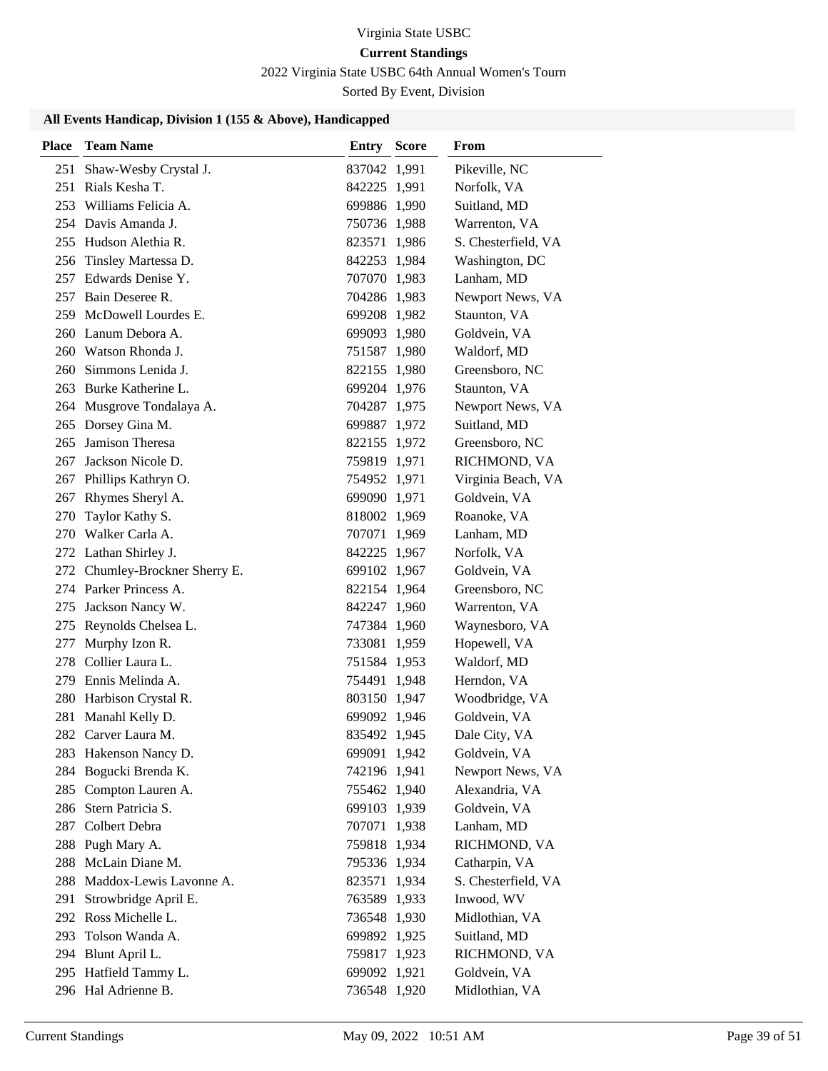Virginia State USBC

**Current Standings**

2022 Virginia State USBC 64th Annual Women's Tourn

Sorted By Event, Division

### All Events Handicap, Division 1 (155 & Above), Handicapped

| Place | Team Name | Entry | Score | From |
|---|---|---|---|---|
| 251 | Shaw-Wesby Crystal J. | 837042 | 1,991 | Pikeville, NC |
| 251 | Rials Kesha T. | 842225 | 1,991 | Norfolk, VA |
| 253 | Williams Felicia A. | 699886 | 1,990 | Suitland, MD |
| 254 | Davis Amanda J. | 750736 | 1,988 | Warrenton, VA |
| 255 | Hudson Alethia R. | 823571 | 1,986 | S. Chesterfield, VA |
| 256 | Tinsley Martessa D. | 842253 | 1,984 | Washington, DC |
| 257 | Edwards Denise Y. | 707070 | 1,983 | Lanham, MD |
| 257 | Bain Deseree R. | 704286 | 1,983 | Newport News, VA |
| 259 | McDowell Lourdes E. | 699208 | 1,982 | Staunton, VA |
| 260 | Lanum Debora A. | 699093 | 1,980 | Goldvein, VA |
| 260 | Watson Rhonda J. | 751587 | 1,980 | Waldorf, MD |
| 260 | Simmons Lenida J. | 822155 | 1,980 | Greensboro, NC |
| 263 | Burke Katherine L. | 699204 | 1,976 | Staunton, VA |
| 264 | Musgrove Tondalaya A. | 704287 | 1,975 | Newport News, VA |
| 265 | Dorsey Gina M. | 699887 | 1,972 | Suitland, MD |
| 265 | Jamison Theresa | 822155 | 1,972 | Greensboro, NC |
| 267 | Jackson Nicole D. | 759819 | 1,971 | RICHMOND, VA |
| 267 | Phillips Kathryn O. | 754952 | 1,971 | Virginia Beach, VA |
| 267 | Rhymes Sheryl A. | 699090 | 1,971 | Goldvein, VA |
| 270 | Taylor Kathy S. | 818002 | 1,969 | Roanoke, VA |
| 270 | Walker Carla A. | 707071 | 1,969 | Lanham, MD |
| 272 | Lathan Shirley J. | 842225 | 1,967 | Norfolk, VA |
| 272 | Chumley-Brockner Sherry E. | 699102 | 1,967 | Goldvein, VA |
| 274 | Parker Princess A. | 822154 | 1,964 | Greensboro, NC |
| 275 | Jackson Nancy W. | 842247 | 1,960 | Warrenton, VA |
| 275 | Reynolds Chelsea L. | 747384 | 1,960 | Waynesboro, VA |
| 277 | Murphy Izon R. | 733081 | 1,959 | Hopewell, VA |
| 278 | Collier Laura L. | 751584 | 1,953 | Waldorf, MD |
| 279 | Ennis Melinda A. | 754491 | 1,948 | Herndon, VA |
| 280 | Harbison Crystal R. | 803150 | 1,947 | Woodbridge, VA |
| 281 | Manahl Kelly D. | 699092 | 1,946 | Goldvein, VA |
| 282 | Carver Laura M. | 835492 | 1,945 | Dale City, VA |
| 283 | Hakenson Nancy D. | 699091 | 1,942 | Goldvein, VA |
| 284 | Bogucki Brenda K. | 742196 | 1,941 | Newport News, VA |
| 285 | Compton Lauren A. | 755462 | 1,940 | Alexandria, VA |
| 286 | Stern Patricia S. | 699103 | 1,939 | Goldvein, VA |
| 287 | Colbert Debra | 707071 | 1,938 | Lanham, MD |
| 288 | Pugh Mary A. | 759818 | 1,934 | RICHMOND, VA |
| 288 | McLain Diane M. | 795336 | 1,934 | Catharpin, VA |
| 288 | Maddox-Lewis Lavonne A. | 823571 | 1,934 | S. Chesterfield, VA |
| 291 | Strowbridge April E. | 763589 | 1,933 | Inwood, WV |
| 292 | Ross Michelle L. | 736548 | 1,930 | Midlothian, VA |
| 293 | Tolson Wanda A. | 699892 | 1,925 | Suitland, MD |
| 294 | Blunt April L. | 759817 | 1,923 | RICHMOND, VA |
| 295 | Hatfield Tammy L. | 699092 | 1,921 | Goldvein, VA |
| 296 | Hal Adrienne B. | 736548 | 1,920 | Midlothian, VA |

Current Standings May 09, 2022 10:51 AM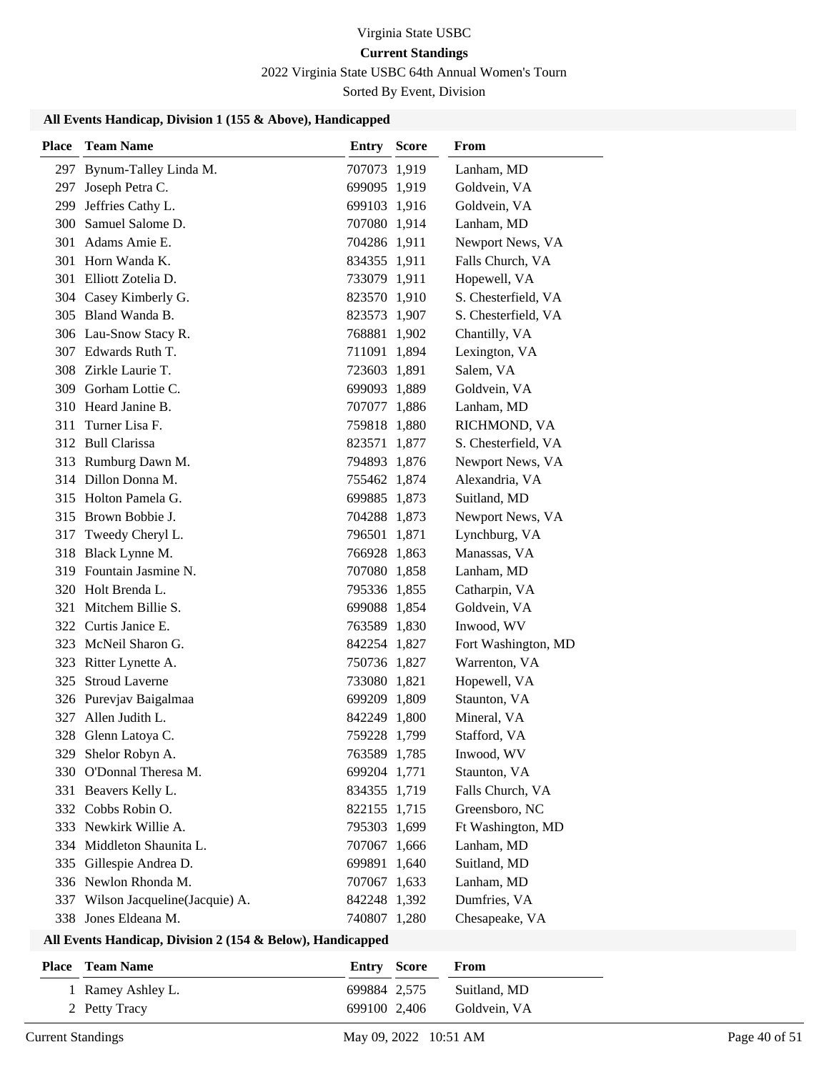Virginia State USBC

**Current Standings**

2022 Virginia State USBC 64th Annual Women's Tourn

Sorted By Event, Division

### All Events Handicap, Division 1 (155 & Above), Handicapped

| Place | Team Name | Entry | Score | From |
|---|---|---|---|---|
| 297 | Bynum-Talley Linda M. | 707073 | 1,919 | Lanham, MD |
| 297 | Joseph Petra C. | 699095 | 1,919 | Goldvein, VA |
| 299 | Jeffries Cathy L. | 699103 | 1,916 | Goldvein, VA |
| 300 | Samuel Salome D. | 707080 | 1,914 | Lanham, MD |
| 301 | Adams Amie E. | 704286 | 1,911 | Newport News, VA |
| 301 | Horn Wanda K. | 834355 | 1,911 | Falls Church, VA |
| 301 | Elliott Zotelia D. | 733079 | 1,911 | Hopewell, VA |
| 304 | Casey Kimberly G. | 823570 | 1,910 | S. Chesterfield, VA |
| 305 | Bland Wanda B. | 823573 | 1,907 | S. Chesterfield, VA |
| 306 | Lau-Snow Stacy R. | 768881 | 1,902 | Chantilly, VA |
| 307 | Edwards Ruth T. | 711091 | 1,894 | Lexington, VA |
| 308 | Zirkle Laurie T. | 723603 | 1,891 | Salem, VA |
| 309 | Gorham Lottie C. | 699093 | 1,889 | Goldvein, VA |
| 310 | Heard Janine B. | 707077 | 1,886 | Lanham, MD |
| 311 | Turner Lisa F. | 759818 | 1,880 | RICHMOND, VA |
| 312 | Bull Clarissa | 823571 | 1,877 | S. Chesterfield, VA |
| 313 | Rumburg Dawn M. | 794893 | 1,876 | Newport News, VA |
| 314 | Dillon Donna M. | 755462 | 1,874 | Alexandria, VA |
| 315 | Holton Pamela G. | 699885 | 1,873 | Suitland, MD |
| 315 | Brown Bobbie J. | 704288 | 1,873 | Newport News, VA |
| 317 | Tweedy Cheryl L. | 796501 | 1,871 | Lynchburg, VA |
| 318 | Black Lynne M. | 766928 | 1,863 | Manassas, VA |
| 319 | Fountain Jasmine N. | 707080 | 1,858 | Lanham, MD |
| 320 | Holt Brenda L. | 795336 | 1,855 | Catharpin, VA |
| 321 | Mitchem Billie S. | 699088 | 1,854 | Goldvein, VA |
| 322 | Curtis Janice E. | 763589 | 1,830 | Inwood, WV |
| 323 | McNeil Sharon G. | 842254 | 1,827 | Fort Washington, MD |
| 323 | Ritter Lynette A. | 750736 | 1,827 | Warrenton, VA |
| 325 | Stroud Laverne | 733080 | 1,821 | Hopewell, VA |
| 326 | Purevjav Baigalmaa | 699209 | 1,809 | Staunton, VA |
| 327 | Allen Judith L. | 842249 | 1,800 | Mineral, VA |
| 328 | Glenn Latoya C. | 759228 | 1,799 | Stafford, VA |
| 329 | Shelor Robyn A. | 763589 | 1,785 | Inwood, WV |
| 330 | O'Donnal Theresa M. | 699204 | 1,771 | Staunton, VA |
| 331 | Beavers Kelly L. | 834355 | 1,719 | Falls Church, VA |
| 332 | Cobbs Robin O. | 822155 | 1,715 | Greensboro, NC |
| 333 | Newkirk Willie A. | 795303 | 1,699 | Ft Washington, MD |
| 334 | Middleton Shaunita L. | 707067 | 1,666 | Lanham, MD |
| 335 | Gillespie Andrea D. | 699891 | 1,640 | Suitland, MD |
| 336 | Newlon Rhonda M. | 707067 | 1,633 | Lanham, MD |
| 337 | Wilson Jacqueline(Jacquie) A. | 842248 | 1,392 | Dumfries, VA |
| 338 | Jones Eldeana M. | 740807 | 1,280 | Chesapeake, VA |

### All Events Handicap, Division 2 (154 & Below), Handicapped

| Place | Team Name | Entry | Score | From |
|---|---|---|---|---|
| 1 | Ramey Ashley L. | 699884 | 2,575 | Suitland, MD |
| 2 | Petty Tracy | 699100 | 2,406 | Goldvein, VA |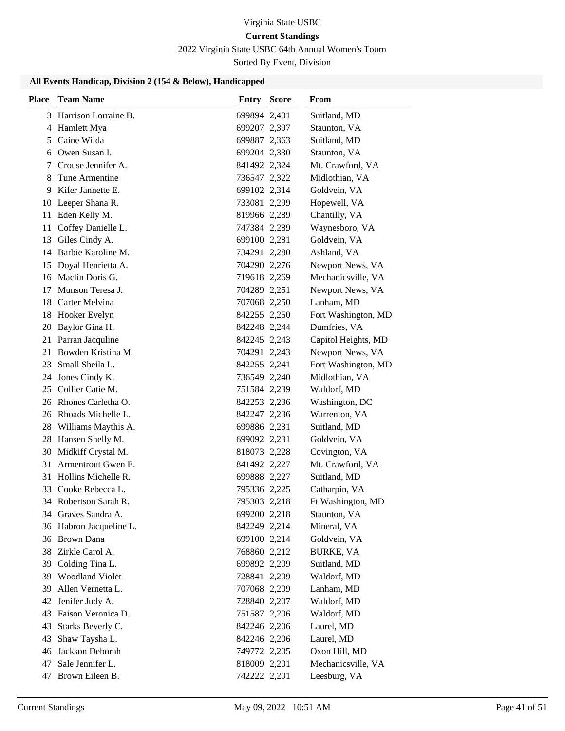Virginia State USBC

**Current Standings**

2022 Virginia State USBC 64th Annual Women's Tourn

Sorted By Event, Division

### All Events Handicap, Division 2 (154 & Below), Handicapped

| Place | Team Name | Entry | Score | From |
|---|---|---|---|---|
| 3 | Harrison Lorraine B. | 699894 | 2,401 | Suitland, MD |
| 4 | Hamlett Mya | 699207 | 2,397 | Staunton, VA |
| 5 | Caine Wilda | 699887 | 2,363 | Suitland, MD |
| 6 | Owen Susan I. | 699204 | 2,330 | Staunton, VA |
| 7 | Crouse Jennifer A. | 841492 | 2,324 | Mt. Crawford, VA |
| 8 | Tune Armentine | 736547 | 2,322 | Midlothian, VA |
| 9 | Kifer Jannette E. | 699102 | 2,314 | Goldvein, VA |
| 10 | Leeper Shana R. | 733081 | 2,299 | Hopewell, VA |
| 11 | Eden Kelly M. | 819966 | 2,289 | Chantilly, VA |
| 11 | Coffey Danielle L. | 747384 | 2,289 | Waynesboro, VA |
| 13 | Giles Cindy A. | 699100 | 2,281 | Goldvein, VA |
| 14 | Barbie Karoline M. | 734291 | 2,280 | Ashland, VA |
| 15 | Doyal Henrietta A. | 704290 | 2,276 | Newport News, VA |
| 16 | Maclin Doris G. | 719618 | 2,269 | Mechanicsville, VA |
| 17 | Munson Teresa J. | 704289 | 2,251 | Newport News, VA |
| 18 | Carter Melvina | 707068 | 2,250 | Lanham, MD |
| 18 | Hooker Evelyn | 842255 | 2,250 | Fort Washington, MD |
| 20 | Baylor Gina H. | 842248 | 2,244 | Dumfries, VA |
| 21 | Parran Jacquline | 842245 | 2,243 | Capitol Heights, MD |
| 21 | Bowden Kristina M. | 704291 | 2,243 | Newport News, VA |
| 23 | Small Sheila L. | 842255 | 2,241 | Fort Washington, MD |
| 24 | Jones Cindy K. | 736549 | 2,240 | Midlothian, VA |
| 25 | Collier Catie M. | 751584 | 2,239 | Waldorf, MD |
| 26 | Rhones Carletha O. | 842253 | 2,236 | Washington, DC |
| 26 | Rhoads Michelle L. | 842247 | 2,236 | Warrenton, VA |
| 28 | Williams Maythis A. | 699886 | 2,231 | Suitland, MD |
| 28 | Hansen Shelly M. | 699092 | 2,231 | Goldvein, VA |
| 30 | Midkiff Crystal M. | 818073 | 2,228 | Covington, VA |
| 31 | Armentrout Gwen E. | 841492 | 2,227 | Mt. Crawford, VA |
| 31 | Hollins Michelle R. | 699888 | 2,227 | Suitland, MD |
| 33 | Cooke Rebecca L. | 795336 | 2,225 | Catharpin, VA |
| 34 | Robertson Sarah R. | 795303 | 2,218 | Ft Washington, MD |
| 34 | Graves Sandra A. | 699200 | 2,218 | Staunton, VA |
| 36 | Habron Jacqueline L. | 842249 | 2,214 | Mineral, VA |
| 36 | Brown Dana | 699100 | 2,214 | Goldvein, VA |
| 38 | Zirkle Carol A. | 768860 | 2,212 | BURKE, VA |
| 39 | Colding Tina L. | 699892 | 2,209 | Suitland, MD |
| 39 | Woodland Violet | 728841 | 2,209 | Waldorf, MD |
| 39 | Allen Vernetta L. | 707068 | 2,209 | Lanham, MD |
| 42 | Jenifer Judy A. | 728840 | 2,207 | Waldorf, MD |
| 43 | Faison Veronica D. | 751587 | 2,206 | Waldorf, MD |
| 43 | Starks Beverly C. | 842246 | 2,206 | Laurel, MD |
| 43 | Shaw Taysha L. | 842246 | 2,206 | Laurel, MD |
| 46 | Jackson Deborah | 749772 | 2,205 | Oxon Hill, MD |
| 47 | Sale Jennifer L. | 818009 | 2,201 | Mechanicsville, VA |
| 47 | Brown Eileen B. | 742222 | 2,201 | Leesburg, VA |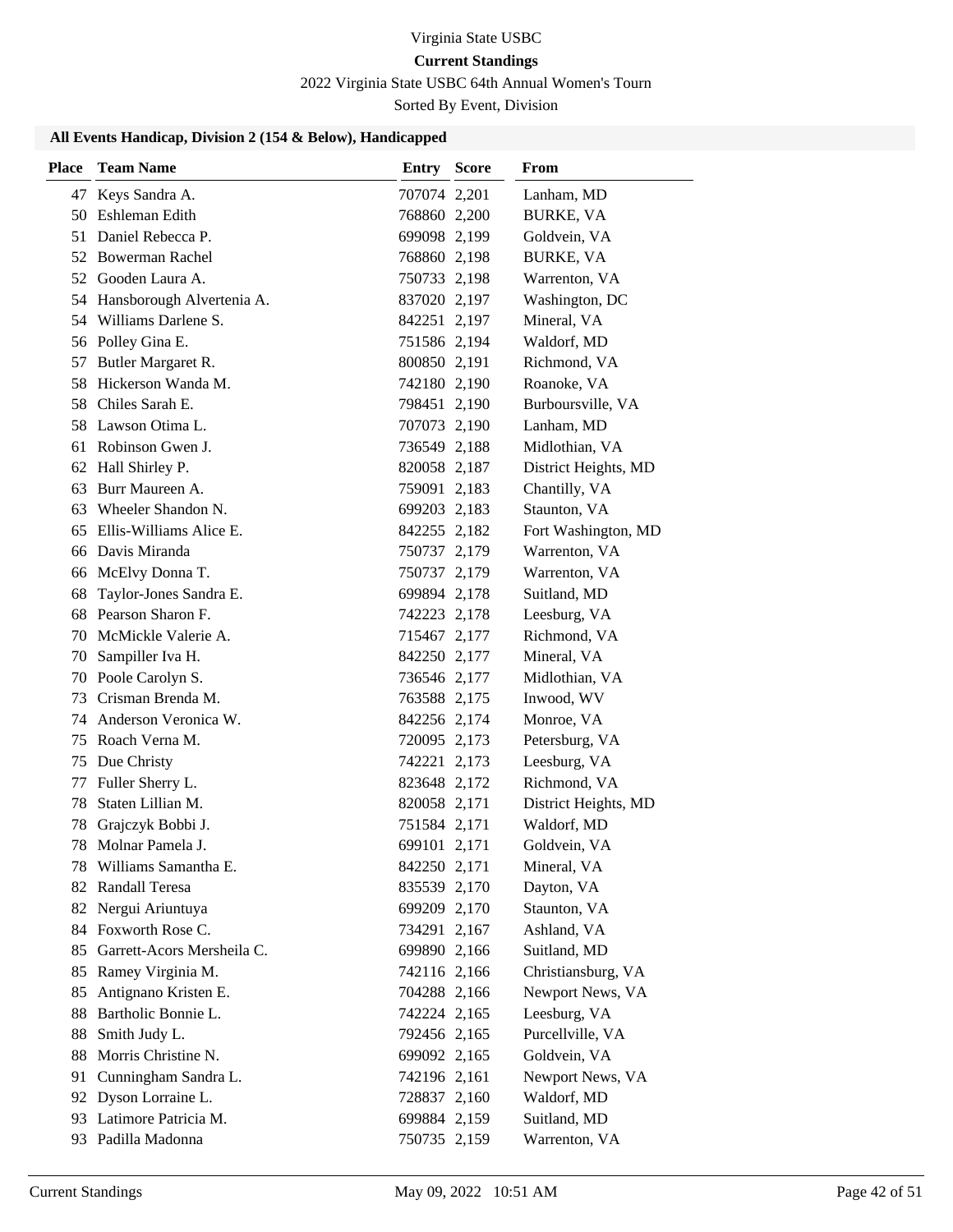Virginia State USBC

**Current Standings**

2022 Virginia State USBC 64th Annual Women's Tourn

Sorted By Event, Division

### All Events Handicap, Division 2 (154 & Below), Handicapped

| Place | Team Name | Entry | Score | From |
|---|---|---|---|---|
| 47 | Keys Sandra A. | 707074 | 2,201 | Lanham, MD |
| 50 | Eshleman Edith | 768860 | 2,200 | BURKE, VA |
| 51 | Daniel Rebecca P. | 699098 | 2,199 | Goldvein, VA |
| 52 | Bowerman Rachel | 768860 | 2,198 | BURKE, VA |
| 52 | Gooden Laura A. | 750733 | 2,198 | Warrenton, VA |
| 54 | Hansborough Alvertenia A. | 837020 | 2,197 | Washington, DC |
| 54 | Williams Darlene S. | 842251 | 2,197 | Mineral, VA |
| 56 | Polley Gina E. | 751586 | 2,194 | Waldorf, MD |
| 57 | Butler Margaret R. | 800850 | 2,191 | Richmond, VA |
| 58 | Hickerson Wanda M. | 742180 | 2,190 | Roanoke, VA |
| 58 | Chiles Sarah E. | 798451 | 2,190 | Burboursville, VA |
| 58 | Lawson Otima L. | 707073 | 2,190 | Lanham, MD |
| 61 | Robinson Gwen J. | 736549 | 2,188 | Midlothian, VA |
| 62 | Hall Shirley P. | 820058 | 2,187 | District Heights, MD |
| 63 | Burr Maureen A. | 759091 | 2,183 | Chantilly, VA |
| 63 | Wheeler Shandon N. | 699203 | 2,183 | Staunton, VA |
| 65 | Ellis-Williams Alice E. | 842255 | 2,182 | Fort Washington, MD |
| 66 | Davis Miranda | 750737 | 2,179 | Warrenton, VA |
| 66 | McElvy Donna T. | 750737 | 2,179 | Warrenton, VA |
| 68 | Taylor-Jones Sandra E. | 699894 | 2,178 | Suitland, MD |
| 68 | Pearson Sharon F. | 742223 | 2,178 | Leesburg, VA |
| 70 | McMickle Valerie A. | 715467 | 2,177 | Richmond, VA |
| 70 | Sampiller Iva H. | 842250 | 2,177 | Mineral, VA |
| 70 | Poole Carolyn S. | 736546 | 2,177 | Midlothian, VA |
| 73 | Crisman Brenda M. | 763588 | 2,175 | Inwood, WV |
| 74 | Anderson Veronica W. | 842256 | 2,174 | Monroe, VA |
| 75 | Roach Verna M. | 720095 | 2,173 | Petersburg, VA |
| 75 | Due Christy | 742221 | 2,173 | Leesburg, VA |
| 77 | Fuller Sherry L. | 823648 | 2,172 | Richmond, VA |
| 78 | Staten Lillian M. | 820058 | 2,171 | District Heights, MD |
| 78 | Grajczyk Bobbi J. | 751584 | 2,171 | Waldorf, MD |
| 78 | Molnar Pamela J. | 699101 | 2,171 | Goldvein, VA |
| 78 | Williams Samantha E. | 842250 | 2,171 | Mineral, VA |
| 82 | Randall Teresa | 835539 | 2,170 | Dayton, VA |
| 82 | Nergui Ariuntuya | 699209 | 2,170 | Staunton, VA |
| 84 | Foxworth Rose C. | 734291 | 2,167 | Ashland, VA |
| 85 | Garrett-Acors Mersheila C. | 699890 | 2,166 | Suitland, MD |
| 85 | Ramey Virginia M. | 742116 | 2,166 | Christiansburg, VA |
| 85 | Antignano Kristen E. | 704288 | 2,166 | Newport News, VA |
| 88 | Bartholic Bonnie L. | 742224 | 2,165 | Leesburg, VA |
| 88 | Smith Judy L. | 792456 | 2,165 | Purcellville, VA |
| 88 | Morris Christine N. | 699092 | 2,165 | Goldvein, VA |
| 91 | Cunningham Sandra L. | 742196 | 2,161 | Newport News, VA |
| 92 | Dyson Lorraine L. | 728837 | 2,160 | Waldorf, MD |
| 93 | Latimore Patricia M. | 699884 | 2,159 | Suitland, MD |
| 93 | Padilla Madonna | 750735 | 2,159 | Warrenton, VA |

Current Standings May 09, 2022 10:51 AM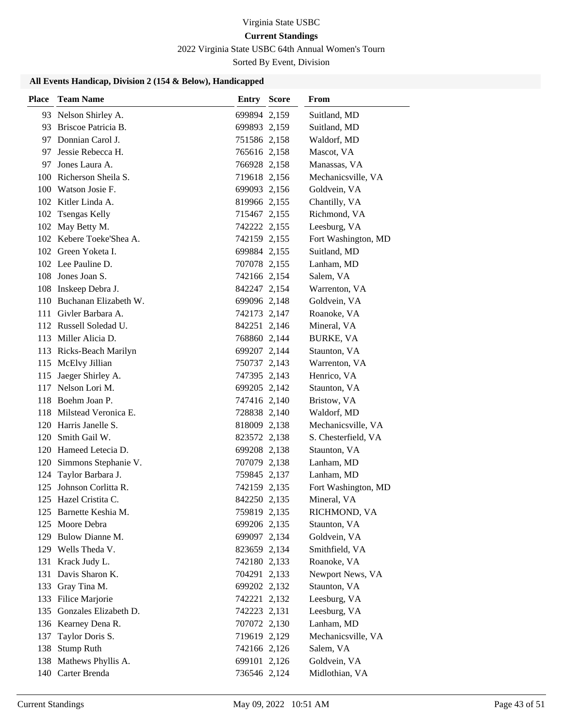Virginia State USBC

**Current Standings**

2022 Virginia State USBC 64th Annual Women's Tourn

Sorted By Event, Division

### All Events Handicap, Division 2 (154 & Below), Handicapped

| Place | Team Name | Entry | Score | From |
|---|---|---|---|---|
| 93 | Nelson Shirley A. | 699894 | 2,159 | Suitland, MD |
| 93 | Briscoe Patricia B. | 699893 | 2,159 | Suitland, MD |
| 97 | Donnian Carol J. | 751586 | 2,158 | Waldorf, MD |
| 97 | Jessie Rebecca H. | 765616 | 2,158 | Mascot, VA |
| 97 | Jones Laura A. | 766928 | 2,158 | Manassas, VA |
| 100 | Richerson Sheila S. | 719618 | 2,156 | Mechanicsville, VA |
| 100 | Watson Josie F. | 699093 | 2,156 | Goldvein, VA |
| 102 | Kitler Linda A. | 819966 | 2,155 | Chantilly, VA |
| 102 | Tsengas Kelly | 715467 | 2,155 | Richmond, VA |
| 102 | May Betty M. | 742222 | 2,155 | Leesburg, VA |
| 102 | Kebere Toeke'Shea A. | 742159 | 2,155 | Fort Washington, MD |
| 102 | Green Yoketa I. | 699884 | 2,155 | Suitland, MD |
| 102 | Lee Pauline D. | 707078 | 2,155 | Lanham, MD |
| 108 | Jones Joan S. | 742166 | 2,154 | Salem, VA |
| 108 | Inskeep Debra J. | 842247 | 2,154 | Warrenton, VA |
| 110 | Buchanan Elizabeth W. | 699096 | 2,148 | Goldvein, VA |
| 111 | Givler Barbara A. | 742173 | 2,147 | Roanoke, VA |
| 112 | Russell Soledad U. | 842251 | 2,146 | Mineral, VA |
| 113 | Miller Alicia D. | 768860 | 2,144 | BURKE, VA |
| 113 | Ricks-Beach Marilyn | 699207 | 2,144 | Staunton, VA |
| 115 | McElvy Jillian | 750737 | 2,143 | Warrenton, VA |
| 115 | Jaeger Shirley A. | 747395 | 2,143 | Henrico, VA |
| 117 | Nelson Lori M. | 699205 | 2,142 | Staunton, VA |
| 118 | Boehm Joan P. | 747416 | 2,140 | Bristow, VA |
| 118 | Milstead Veronica E. | 728838 | 2,140 | Waldorf, MD |
| 120 | Harris Janelle S. | 818009 | 2,138 | Mechanicsville, VA |
| 120 | Smith Gail W. | 823572 | 2,138 | S. Chesterfield, VA |
| 120 | Hameed Letecia D. | 699208 | 2,138 | Staunton, VA |
| 120 | Simmons Stephanie V. | 707079 | 2,138 | Lanham, MD |
| 124 | Taylor Barbara J. | 759845 | 2,137 | Lanham, MD |
| 125 | Johnson Corlitta R. | 742159 | 2,135 | Fort Washington, MD |
| 125 | Hazel Cristita C. | 842250 | 2,135 | Mineral, VA |
| 125 | Barnette Keshia M. | 759819 | 2,135 | RICHMOND, VA |
| 125 | Moore Debra | 699206 | 2,135 | Staunton, VA |
| 129 | Bulow Dianne M. | 699097 | 2,134 | Goldvein, VA |
| 129 | Wells Theda V. | 823659 | 2,134 | Smithfield, VA |
| 131 | Krack Judy L. | 742180 | 2,133 | Roanoke, VA |
| 131 | Davis Sharon K. | 704291 | 2,133 | Newport News, VA |
| 133 | Gray Tina M. | 699202 | 2,132 | Staunton, VA |
| 133 | Filice Marjorie | 742221 | 2,132 | Leesburg, VA |
| 135 | Gonzales Elizabeth D. | 742223 | 2,131 | Leesburg, VA |
| 136 | Kearney Dena R. | 707072 | 2,130 | Lanham, MD |
| 137 | Taylor Doris S. | 719619 | 2,129 | Mechanicsville, VA |
| 138 | Stump Ruth | 742166 | 2,126 | Salem, VA |
| 138 | Mathews Phyllis A. | 699101 | 2,126 | Goldvein, VA |
| 140 | Carter Brenda | 736546 | 2,124 | Midlothian, VA |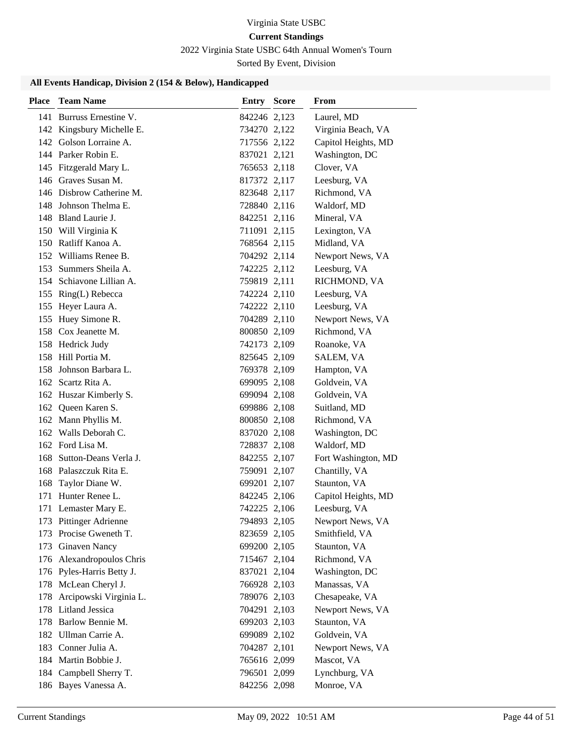Virginia State USBC

**Current Standings**

2022 Virginia State USBC 64th Annual Women's Tourn

Sorted By Event, Division

### All Events Handicap, Division 2 (154 & Below), Handicapped

| Place | Team Name | Entry | Score | From |
|---|---|---|---|---|
| 141 | Burruss Ernestine V. | 842246 | 2,123 | Laurel, MD |
| 142 | Kingsbury Michelle E. | 734270 | 2,122 | Virginia Beach, VA |
| 142 | Golson Lorraine A. | 717556 | 2,122 | Capitol Heights, MD |
| 144 | Parker Robin E. | 837021 | 2,121 | Washington, DC |
| 145 | Fitzgerald Mary L. | 765653 | 2,118 | Clover, VA |
| 146 | Graves Susan M. | 817372 | 2,117 | Leesburg, VA |
| 146 | Disbrow Catherine M. | 823648 | 2,117 | Richmond, VA |
| 148 | Johnson Thelma E. | 728840 | 2,116 | Waldorf, MD |
| 148 | Bland Laurie J. | 842251 | 2,116 | Mineral, VA |
| 150 | Will Virginia K | 711091 | 2,115 | Lexington, VA |
| 150 | Ratliff Kanoa A. | 768564 | 2,115 | Midland, VA |
| 152 | Williams Renee B. | 704292 | 2,114 | Newport News, VA |
| 153 | Summers Sheila A. | 742225 | 2,112 | Leesburg, VA |
| 154 | Schiavone Lillian A. | 759819 | 2,111 | RICHMOND, VA |
| 155 | Ring(L) Rebecca | 742224 | 2,110 | Leesburg, VA |
| 155 | Heyer Laura A. | 742222 | 2,110 | Leesburg, VA |
| 155 | Huey Simone R. | 704289 | 2,110 | Newport News, VA |
| 158 | Cox Jeanette M. | 800850 | 2,109 | Richmond, VA |
| 158 | Hedrick Judy | 742173 | 2,109 | Roanoke, VA |
| 158 | Hill Portia M. | 825645 | 2,109 | SALEM, VA |
| 158 | Johnson Barbara L. | 769378 | 2,109 | Hampton, VA |
| 162 | Scartz Rita A. | 699095 | 2,108 | Goldvein, VA |
| 162 | Huszar Kimberly S. | 699094 | 2,108 | Goldvein, VA |
| 162 | Queen Karen S. | 699886 | 2,108 | Suitland, MD |
| 162 | Mann Phyllis M. | 800850 | 2,108 | Richmond, VA |
| 162 | Walls Deborah C. | 837020 | 2,108 | Washington, DC |
| 162 | Ford Lisa M. | 728837 | 2,108 | Waldorf, MD |
| 168 | Sutton-Deans Verla J. | 842255 | 2,107 | Fort Washington, MD |
| 168 | Palaszczuk Rita E. | 759091 | 2,107 | Chantilly, VA |
| 168 | Taylor Diane W. | 699201 | 2,107 | Staunton, VA |
| 171 | Hunter Renee L. | 842245 | 2,106 | Capitol Heights, MD |
| 171 | Lemaster Mary E. | 742225 | 2,106 | Leesburg, VA |
| 173 | Pittinger Adrienne | 794893 | 2,105 | Newport News, VA |
| 173 | Procise Gweneth T. | 823659 | 2,105 | Smithfield, VA |
| 173 | Ginaven Nancy | 699200 | 2,105 | Staunton, VA |
| 176 | Alexandropoulos Chris | 715467 | 2,104 | Richmond, VA |
| 176 | Pyles-Harris Betty J. | 837021 | 2,104 | Washington, DC |
| 178 | McLean Cheryl J. | 766928 | 2,103 | Manassas, VA |
| 178 | Arcipowski Virginia L. | 789076 | 2,103 | Chesapeake, VA |
| 178 | Litland Jessica | 704291 | 2,103 | Newport News, VA |
| 178 | Barlow Bennie M. | 699203 | 2,103 | Staunton, VA |
| 182 | Ullman Carrie A. | 699089 | 2,102 | Goldvein, VA |
| 183 | Conner Julia A. | 704287 | 2,101 | Newport News, VA |
| 184 | Martin Bobbie J. | 765616 | 2,099 | Mascot, VA |
| 184 | Campbell Sherry T. | 796501 | 2,099 | Lynchburg, VA |
| 186 | Bayes Vanessa A. | 842256 | 2,098 | Monroe, VA |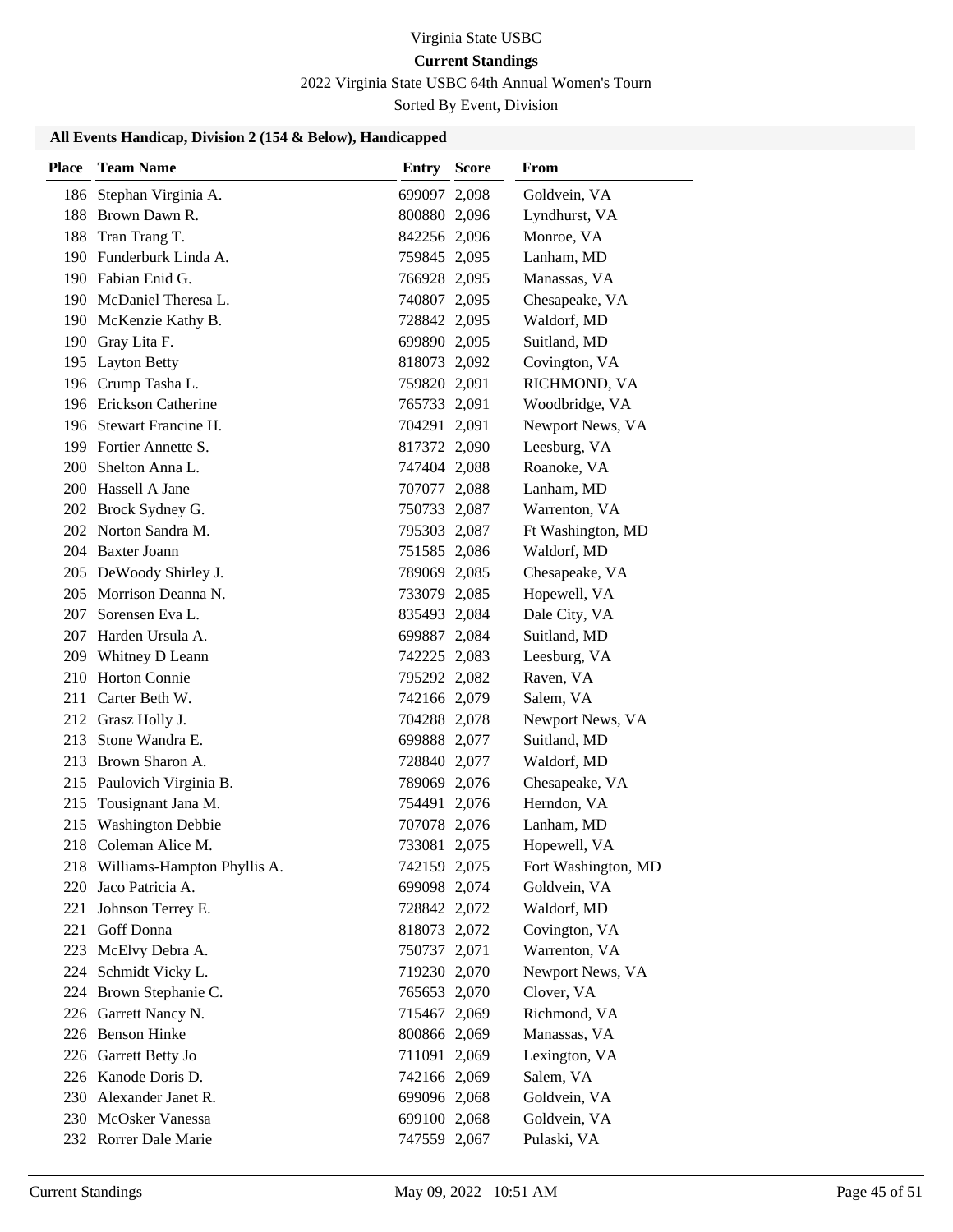Virginia State USBC

**Current Standings**

2022 Virginia State USBC 64th Annual Women's Tourn

Sorted By Event, Division

### All Events Handicap, Division 2 (154 & Below), Handicapped

| Place | Team Name | Entry | Score | From |
|---|---|---|---|---|
| 186 | Stephan Virginia A. | 699097 | 2,098 | Goldvein, VA |
| 188 | Brown Dawn R. | 800880 | 2,096 | Lyndhurst, VA |
| 188 | Tran Trang T. | 842256 | 2,096 | Monroe, VA |
| 190 | Funderburk Linda A. | 759845 | 2,095 | Lanham, MD |
| 190 | Fabian Enid G. | 766928 | 2,095 | Manassas, VA |
| 190 | McDaniel Theresa L. | 740807 | 2,095 | Chesapeake, VA |
| 190 | McKenzie Kathy B. | 728842 | 2,095 | Waldorf, MD |
| 190 | Gray Lita F. | 699890 | 2,095 | Suitland, MD |
| 195 | Layton Betty | 818073 | 2,092 | Covington, VA |
| 196 | Crump Tasha L. | 759820 | 2,091 | RICHMOND, VA |
| 196 | Erickson Catherine | 765733 | 2,091 | Woodbridge, VA |
| 196 | Stewart Francine H. | 704291 | 2,091 | Newport News, VA |
| 199 | Fortier Annette S. | 817372 | 2,090 | Leesburg, VA |
| 200 | Shelton Anna L. | 747404 | 2,088 | Roanoke, VA |
| 200 | Hassell A Jane | 707077 | 2,088 | Lanham, MD |
| 202 | Brock Sydney G. | 750733 | 2,087 | Warrenton, VA |
| 202 | Norton Sandra M. | 795303 | 2,087 | Ft Washington, MD |
| 204 | Baxter Joann | 751585 | 2,086 | Waldorf, MD |
| 205 | DeWoody Shirley J. | 789069 | 2,085 | Chesapeake, VA |
| 205 | Morrison Deanna N. | 733079 | 2,085 | Hopewell, VA |
| 207 | Sorensen Eva L. | 835493 | 2,084 | Dale City, VA |
| 207 | Harden Ursula A. | 699887 | 2,084 | Suitland, MD |
| 209 | Whitney D Leann | 742225 | 2,083 | Leesburg, VA |
| 210 | Horton Connie | 795292 | 2,082 | Raven, VA |
| 211 | Carter Beth W. | 742166 | 2,079 | Salem, VA |
| 212 | Grasz Holly J. | 704288 | 2,078 | Newport News, VA |
| 213 | Stone Wandra E. | 699888 | 2,077 | Suitland, MD |
| 213 | Brown Sharon A. | 728840 | 2,077 | Waldorf, MD |
| 215 | Paulovich Virginia B. | 789069 | 2,076 | Chesapeake, VA |
| 215 | Tousignant Jana M. | 754491 | 2,076 | Herndon, VA |
| 215 | Washington Debbie | 707078 | 2,076 | Lanham, MD |
| 218 | Coleman Alice M. | 733081 | 2,075 | Hopewell, VA |
| 218 | Williams-Hampton Phyllis A. | 742159 | 2,075 | Fort Washington, MD |
| 220 | Jaco Patricia A. | 699098 | 2,074 | Goldvein, VA |
| 221 | Johnson Terrey E. | 728842 | 2,072 | Waldorf, MD |
| 221 | Goff Donna | 818073 | 2,072 | Covington, VA |
| 223 | McElvy Debra A. | 750737 | 2,071 | Warrenton, VA |
| 224 | Schmidt Vicky L. | 719230 | 2,070 | Newport News, VA |
| 224 | Brown Stephanie C. | 765653 | 2,070 | Clover, VA |
| 226 | Garrett Nancy N. | 715467 | 2,069 | Richmond, VA |
| 226 | Benson Hinke | 800866 | 2,069 | Manassas, VA |
| 226 | Garrett Betty Jo | 711091 | 2,069 | Lexington, VA |
| 226 | Kanode Doris D. | 742166 | 2,069 | Salem, VA |
| 230 | Alexander Janet R. | 699096 | 2,068 | Goldvein, VA |
| 230 | McOsker Vanessa | 699100 | 2,068 | Goldvein, VA |
| 232 | Rorrer Dale Marie | 747559 | 2,067 | Pulaski, VA |

Current Standings May 09, 2022 10:51 AM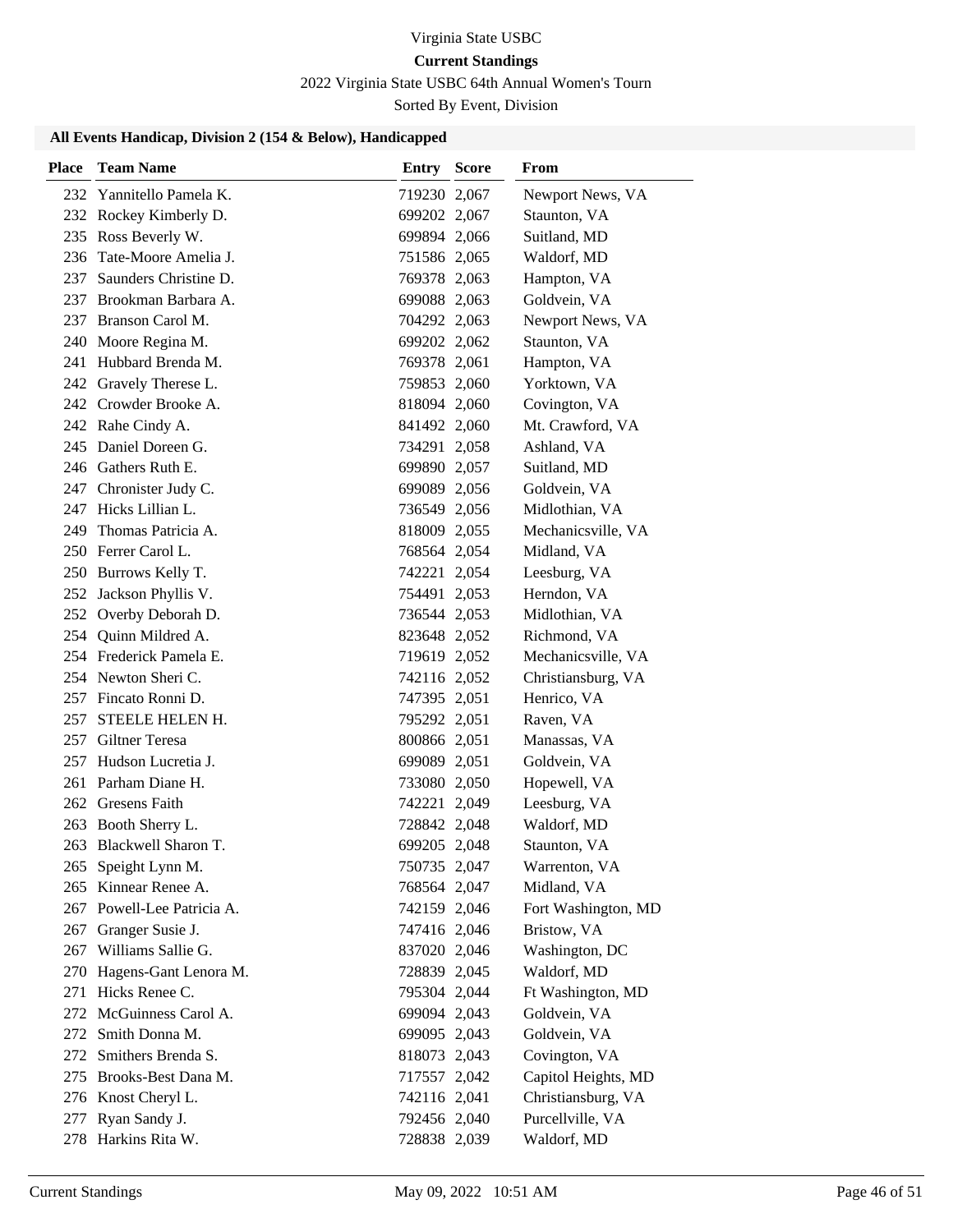Virginia State USBC

**Current Standings**

2022 Virginia State USBC 64th Annual Women's Tourn

Sorted By Event, Division

### All Events Handicap, Division 2 (154 & Below), Handicapped

| Place | Team Name | Entry | Score | From |
|---|---|---|---|---|
| 232 | Yannitello Pamela K. | 719230 | 2,067 | Newport News, VA |
| 232 | Rockey Kimberly D. | 699202 | 2,067 | Staunton, VA |
| 235 | Ross Beverly W. | 699894 | 2,066 | Suitland, MD |
| 236 | Tate-Moore Amelia J. | 751586 | 2,065 | Waldorf, MD |
| 237 | Saunders Christine D. | 769378 | 2,063 | Hampton, VA |
| 237 | Brookman Barbara A. | 699088 | 2,063 | Goldvein, VA |
| 237 | Branson Carol M. | 704292 | 2,063 | Newport News, VA |
| 240 | Moore Regina M. | 699202 | 2,062 | Staunton, VA |
| 241 | Hubbard Brenda M. | 769378 | 2,061 | Hampton, VA |
| 242 | Gravely Therese L. | 759853 | 2,060 | Yorktown, VA |
| 242 | Crowder Brooke A. | 818094 | 2,060 | Covington, VA |
| 242 | Rahe Cindy A. | 841492 | 2,060 | Mt. Crawford, VA |
| 245 | Daniel Doreen G. | 734291 | 2,058 | Ashland, VA |
| 246 | Gathers Ruth E. | 699890 | 2,057 | Suitland, MD |
| 247 | Chronister Judy C. | 699089 | 2,056 | Goldvein, VA |
| 247 | Hicks Lillian L. | 736549 | 2,056 | Midlothian, VA |
| 249 | Thomas Patricia A. | 818009 | 2,055 | Mechanicsville, VA |
| 250 | Ferrer Carol L. | 768564 | 2,054 | Midland, VA |
| 250 | Burrows Kelly T. | 742221 | 2,054 | Leesburg, VA |
| 252 | Jackson Phyllis V. | 754491 | 2,053 | Herndon, VA |
| 252 | Overby Deborah D. | 736544 | 2,053 | Midlothian, VA |
| 254 | Quinn Mildred A. | 823648 | 2,052 | Richmond, VA |
| 254 | Frederick Pamela E. | 719619 | 2,052 | Mechanicsville, VA |
| 254 | Newton Sheri C. | 742116 | 2,052 | Christiansburg, VA |
| 257 | Fincato Ronni D. | 747395 | 2,051 | Henrico, VA |
| 257 | STEELE HELEN H. | 795292 | 2,051 | Raven, VA |
| 257 | Giltner Teresa | 800866 | 2,051 | Manassas, VA |
| 257 | Hudson Lucretia J. | 699089 | 2,051 | Goldvein, VA |
| 261 | Parham Diane H. | 733080 | 2,050 | Hopewell, VA |
| 262 | Gresens Faith | 742221 | 2,049 | Leesburg, VA |
| 263 | Booth Sherry L. | 728842 | 2,048 | Waldorf, MD |
| 263 | Blackwell Sharon T. | 699205 | 2,048 | Staunton, VA |
| 265 | Speight Lynn M. | 750735 | 2,047 | Warrenton, VA |
| 265 | Kinnear Renee A. | 768564 | 2,047 | Midland, VA |
| 267 | Powell-Lee Patricia A. | 742159 | 2,046 | Fort Washington, MD |
| 267 | Granger Susie J. | 747416 | 2,046 | Bristow, VA |
| 267 | Williams Sallie G. | 837020 | 2,046 | Washington, DC |
| 270 | Hagens-Gant Lenora M. | 728839 | 2,045 | Waldorf, MD |
| 271 | Hicks Renee C. | 795304 | 2,044 | Ft Washington, MD |
| 272 | McGuinness Carol A. | 699094 | 2,043 | Goldvein, VA |
| 272 | Smith Donna M. | 699095 | 2,043 | Goldvein, VA |
| 272 | Smithers Brenda S. | 818073 | 2,043 | Covington, VA |
| 275 | Brooks-Best Dana M. | 717557 | 2,042 | Capitol Heights, MD |
| 276 | Knost Cheryl L. | 742116 | 2,041 | Christiansburg, VA |
| 277 | Ryan Sandy J. | 792456 | 2,040 | Purcellville, VA |
| 278 | Harkins Rita W. | 728838 | 2,039 | Waldorf, MD |

Current Standings May 09, 2022 10:51 AM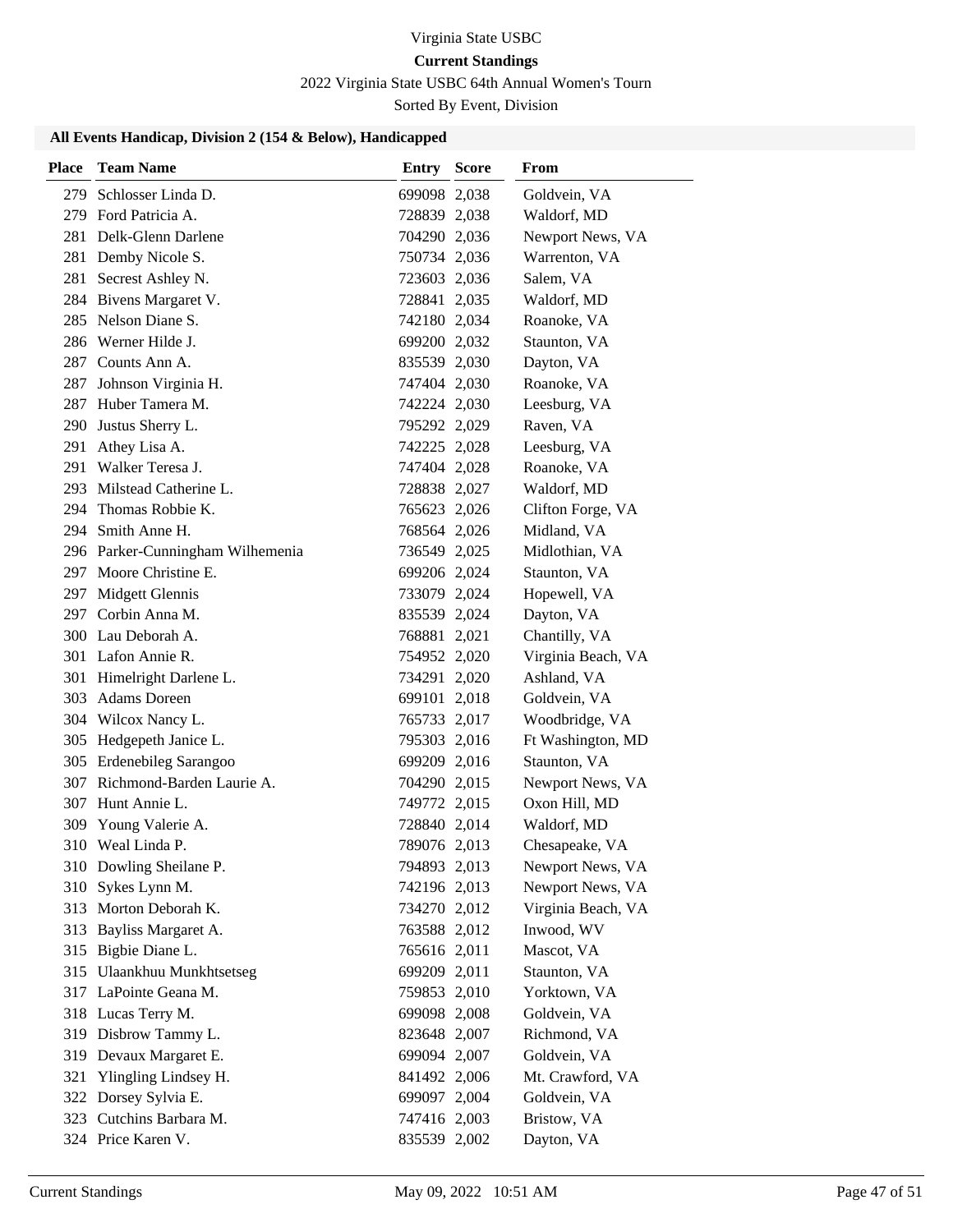Virginia State USBC

**Current Standings**

2022 Virginia State USBC 64th Annual Women's Tourn

Sorted By Event, Division

### All Events Handicap, Division 2 (154 & Below), Handicapped

| Place | Team Name | Entry | Score | From |
|---|---|---|---|---|
| 279 | Schlosser Linda D. | 699098 | 2,038 | Goldvein, VA |
| 279 | Ford Patricia A. | 728839 | 2,038 | Waldorf, MD |
| 281 | Delk-Glenn Darlene | 704290 | 2,036 | Newport News, VA |
| 281 | Demby Nicole S. | 750734 | 2,036 | Warrenton, VA |
| 281 | Secrest Ashley N. | 723603 | 2,036 | Salem, VA |
| 284 | Bivens Margaret V. | 728841 | 2,035 | Waldorf, MD |
| 285 | Nelson Diane S. | 742180 | 2,034 | Roanoke, VA |
| 286 | Werner Hilde J. | 699200 | 2,032 | Staunton, VA |
| 287 | Counts Ann A. | 835539 | 2,030 | Dayton, VA |
| 287 | Johnson Virginia H. | 747404 | 2,030 | Roanoke, VA |
| 287 | Huber Tamera M. | 742224 | 2,030 | Leesburg, VA |
| 290 | Justus Sherry L. | 795292 | 2,029 | Raven, VA |
| 291 | Athey Lisa A. | 742225 | 2,028 | Leesburg, VA |
| 291 | Walker Teresa J. | 747404 | 2,028 | Roanoke, VA |
| 293 | Milstead Catherine L. | 728838 | 2,027 | Waldorf, MD |
| 294 | Thomas Robbie K. | 765623 | 2,026 | Clifton Forge, VA |
| 294 | Smith Anne H. | 768564 | 2,026 | Midland, VA |
| 296 | Parker-Cunningham Wilhemenia | 736549 | 2,025 | Midlothian, VA |
| 297 | Moore Christine E. | 699206 | 2,024 | Staunton, VA |
| 297 | Midgett Glennis | 733079 | 2,024 | Hopewell, VA |
| 297 | Corbin Anna M. | 835539 | 2,024 | Dayton, VA |
| 300 | Lau Deborah A. | 768881 | 2,021 | Chantilly, VA |
| 301 | Lafon Annie R. | 754952 | 2,020 | Virginia Beach, VA |
| 301 | Himelright Darlene L. | 734291 | 2,020 | Ashland, VA |
| 303 | Adams Doreen | 699101 | 2,018 | Goldvein, VA |
| 304 | Wilcox Nancy L. | 765733 | 2,017 | Woodbridge, VA |
| 305 | Hedgepeth Janice L. | 795303 | 2,016 | Ft Washington, MD |
| 305 | Erdenebileg Sarangoo | 699209 | 2,016 | Staunton, VA |
| 307 | Richmond-Barden Laurie A. | 704290 | 2,015 | Newport News, VA |
| 307 | Hunt Annie L. | 749772 | 2,015 | Oxon Hill, MD |
| 309 | Young Valerie A. | 728840 | 2,014 | Waldorf, MD |
| 310 | Weal Linda P. | 789076 | 2,013 | Chesapeake, VA |
| 310 | Dowling Sheilane P. | 794893 | 2,013 | Newport News, VA |
| 310 | Sykes Lynn M. | 742196 | 2,013 | Newport News, VA |
| 313 | Morton Deborah K. | 734270 | 2,012 | Virginia Beach, VA |
| 313 | Bayliss Margaret A. | 763588 | 2,012 | Inwood, WV |
| 315 | Bigbie Diane L. | 765616 | 2,011 | Mascot, VA |
| 315 | Ulaankhuu Munkhtsetseg | 699209 | 2,011 | Staunton, VA |
| 317 | LaPointe Geana M. | 759853 | 2,010 | Yorktown, VA |
| 318 | Lucas Terry M. | 699098 | 2,008 | Goldvein, VA |
| 319 | Disbrow Tammy L. | 823648 | 2,007 | Richmond, VA |
| 319 | Devaux Margaret E. | 699094 | 2,007 | Goldvein, VA |
| 321 | Ylingling Lindsey H. | 841492 | 2,006 | Mt. Crawford, VA |
| 322 | Dorsey Sylvia E. | 699097 | 2,004 | Goldvein, VA |
| 323 | Cutchins Barbara M. | 747416 | 2,003 | Bristow, VA |
| 324 | Price Karen V. | 835539 | 2,002 | Dayton, VA |

Current Standings May 09, 2022 10:51 AM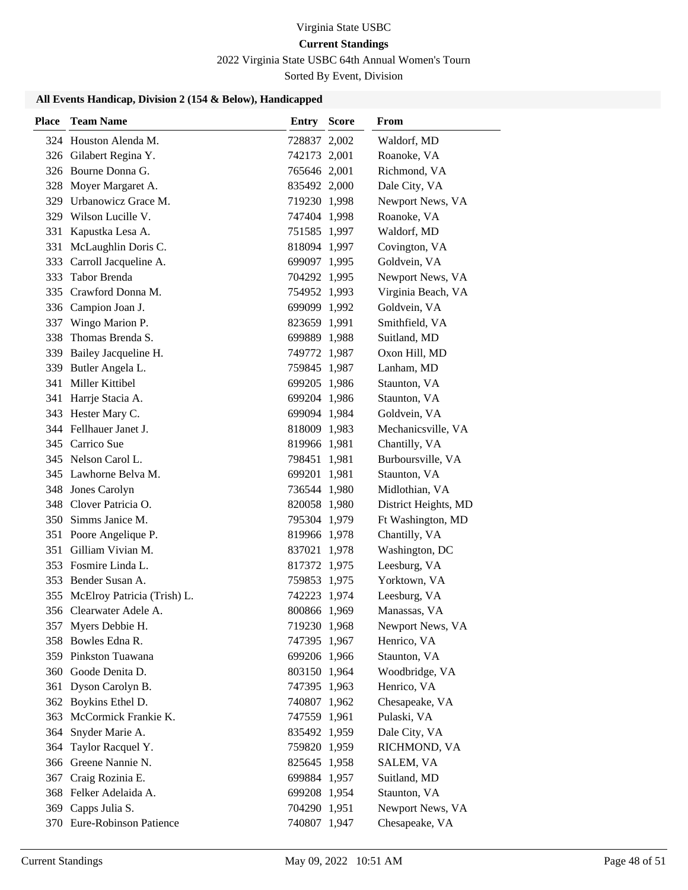Virginia State USBC

**Current Standings**

2022 Virginia State USBC 64th Annual Women's Tourn

Sorted By Event, Division

### All Events Handicap, Division 2 (154 & Below), Handicapped

| Place | Team Name | Entry | Score | From |
|---|---|---|---|---|
| 324 | Houston Alenda M. | 728837 | 2,002 | Waldorf, MD |
| 326 | Gilabert Regina Y. | 742173 | 2,001 | Roanoke, VA |
| 326 | Bourne Donna G. | 765646 | 2,001 | Richmond, VA |
| 328 | Moyer Margaret A. | 835492 | 2,000 | Dale City, VA |
| 329 | Urbanowicz Grace M. | 719230 | 1,998 | Newport News, VA |
| 329 | Wilson Lucille V. | 747404 | 1,998 | Roanoke, VA |
| 331 | Kapustka Lesa A. | 751585 | 1,997 | Waldorf, MD |
| 331 | McLaughlin Doris C. | 818094 | 1,997 | Covington, VA |
| 333 | Carroll Jacqueline A. | 699097 | 1,995 | Goldvein, VA |
| 333 | Tabor Brenda | 704292 | 1,995 | Newport News, VA |
| 335 | Crawford Donna M. | 754952 | 1,993 | Virginia Beach, VA |
| 336 | Campion Joan J. | 699099 | 1,992 | Goldvein, VA |
| 337 | Wingo Marion P. | 823659 | 1,991 | Smithfield, VA |
| 338 | Thomas Brenda S. | 699889 | 1,988 | Suitland, MD |
| 339 | Bailey Jacqueline H. | 749772 | 1,987 | Oxon Hill, MD |
| 339 | Butler Angela L. | 759845 | 1,987 | Lanham, MD |
| 341 | Miller Kittibel | 699205 | 1,986 | Staunton, VA |
| 341 | Harrje Stacia A. | 699204 | 1,986 | Staunton, VA |
| 343 | Hester Mary C. | 699094 | 1,984 | Goldvein, VA |
| 344 | Fellhauer Janet J. | 818009 | 1,983 | Mechanicsville, VA |
| 345 | Carrico Sue | 819966 | 1,981 | Chantilly, VA |
| 345 | Nelson Carol L. | 798451 | 1,981 | Burboursville, VA |
| 345 | Lawhorne Belva M. | 699201 | 1,981 | Staunton, VA |
| 348 | Jones Carolyn | 736544 | 1,980 | Midlothian, VA |
| 348 | Clover Patricia O. | 820058 | 1,980 | District Heights, MD |
| 350 | Simms Janice M. | 795304 | 1,979 | Ft Washington, MD |
| 351 | Poore Angelique P. | 819966 | 1,978 | Chantilly, VA |
| 351 | Gilliam Vivian M. | 837021 | 1,978 | Washington, DC |
| 353 | Fosmire Linda L. | 817372 | 1,975 | Leesburg, VA |
| 353 | Bender Susan A. | 759853 | 1,975 | Yorktown, VA |
| 355 | McElroy Patricia (Trish) L. | 742223 | 1,974 | Leesburg, VA |
| 356 | Clearwater Adele A. | 800866 | 1,969 | Manassas, VA |
| 357 | Myers Debbie H. | 719230 | 1,968 | Newport News, VA |
| 358 | Bowles Edna R. | 747395 | 1,967 | Henrico, VA |
| 359 | Pinkston Tuawana | 699206 | 1,966 | Staunton, VA |
| 360 | Goode Denita D. | 803150 | 1,964 | Woodbridge, VA |
| 361 | Dyson Carolyn B. | 747395 | 1,963 | Henrico, VA |
| 362 | Boykins Ethel D. | 740807 | 1,962 | Chesapeake, VA |
| 363 | McCormick Frankie K. | 747559 | 1,961 | Pulaski, VA |
| 364 | Snyder Marie A. | 835492 | 1,959 | Dale City, VA |
| 364 | Taylor Racquel Y. | 759820 | 1,959 | RICHMOND, VA |
| 366 | Greene Nannie N. | 825645 | 1,958 | SALEM, VA |
| 367 | Craig Rozinia E. | 699884 | 1,957 | Suitland, MD |
| 368 | Felker Adelaida A. | 699208 | 1,954 | Staunton, VA |
| 369 | Capps Julia S. | 704290 | 1,951 | Newport News, VA |
| 370 | Eure-Robinson Patience | 740807 | 1,947 | Chesapeake, VA |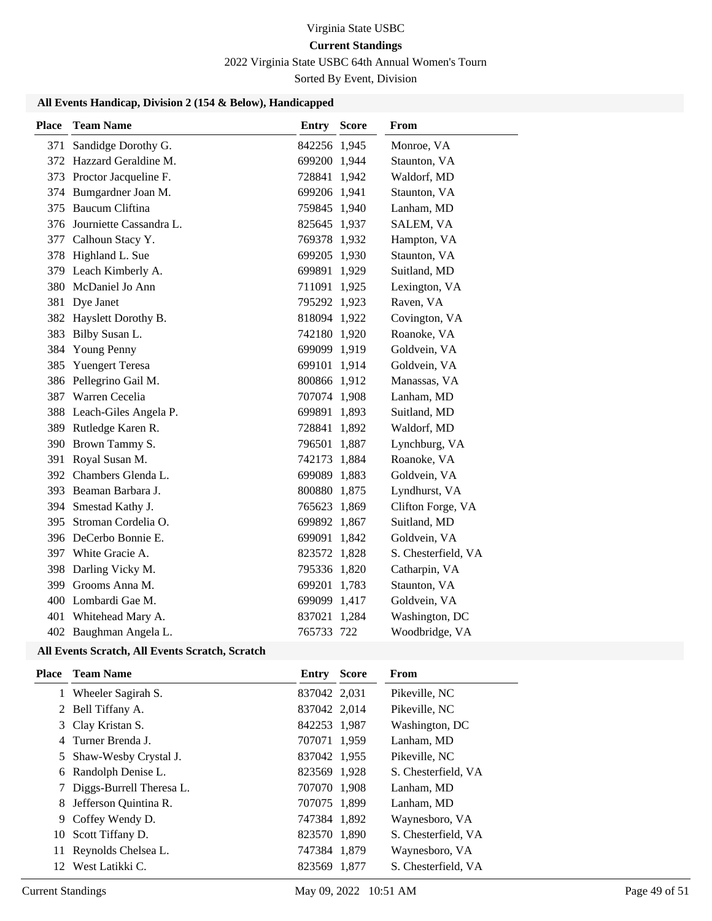# Virginia State USBC

## Current Standings

2022 Virginia State USBC 64th Annual Women's Tourn

Sorted By Event, Division

### All Events Handicap, Division 2 (154 & Below), Handicapped

| Place | Team Name | Entry | Score | From |
|---|---|---|---|---|
| 371 | Sandidge Dorothy G. | 842256 | 1,945 | Monroe, VA |
| 372 | Hazzard Geraldine M. | 699200 | 1,944 | Staunton, VA |
| 373 | Proctor Jacqueline F. | 728841 | 1,942 | Waldorf, MD |
| 374 | Bumgardner Joan M. | 699206 | 1,941 | Staunton, VA |
| 375 | Baucum Cliftina | 759845 | 1,940 | Lanham, MD |
| 376 | Journiette Cassandra L. | 825645 | 1,937 | SALEM, VA |
| 377 | Calhoun Stacy Y. | 769378 | 1,932 | Hampton, VA |
| 378 | Highland L. Sue | 699205 | 1,930 | Staunton, VA |
| 379 | Leach Kimberly A. | 699891 | 1,929 | Suitland, MD |
| 380 | McDaniel Jo Ann | 711091 | 1,925 | Lexington, VA |
| 381 | Dye Janet | 795292 | 1,923 | Raven, VA |
| 382 | Hayslett Dorothy B. | 818094 | 1,922 | Covington, VA |
| 383 | Bilby Susan L. | 742180 | 1,920 | Roanoke, VA |
| 384 | Young Penny | 699099 | 1,919 | Goldvein, VA |
| 385 | Yuengert Teresa | 699101 | 1,914 | Goldvein, VA |
| 386 | Pellegrino Gail M. | 800866 | 1,912 | Manassas, VA |
| 387 | Warren Cecelia | 707074 | 1,908 | Lanham, MD |
| 388 | Leach-Giles Angela P. | 699891 | 1,893 | Suitland, MD |
| 389 | Rutledge Karen R. | 728841 | 1,892 | Waldorf, MD |
| 390 | Brown Tammy S. | 796501 | 1,887 | Lynchburg, VA |
| 391 | Royal Susan M. | 742173 | 1,884 | Roanoke, VA |
| 392 | Chambers Glenda L. | 699089 | 1,883 | Goldvein, VA |
| 393 | Beaman Barbara J. | 800880 | 1,875 | Lyndhurst, VA |
| 394 | Smestad Kathy J. | 765623 | 1,869 | Clifton Forge, VA |
| 395 | Stroman Cordelia O. | 699892 | 1,867 | Suitland, MD |
| 396 | DeCerbo Bonnie E. | 699091 | 1,842 | Goldvein, VA |
| 397 | White Gracie A. | 823572 | 1,828 | S. Chesterfield, VA |
| 398 | Darling Vicky M. | 795336 | 1,820 | Catharpin, VA |
| 399 | Grooms Anna M. | 699201 | 1,783 | Staunton, VA |
| 400 | Lombardi Gae M. | 699099 | 1,417 | Goldvein, VA |
| 401 | Whitehead Mary A. | 837021 | 1,284 | Washington, DC |
| 402 | Baughman Angela L. | 765733 | 722 | Woodbridge, VA |

### All Events Scratch, All Events Scratch, Scratch

| Place | Team Name | Entry | Score | From |
|---|---|---|---|---|
| 1 | Wheeler Sagirah S. | 837042 | 2,031 | Pikeville, NC |
| 2 | Bell Tiffany A. | 837042 | 2,014 | Pikeville, NC |
| 3 | Clay Kristan S. | 842253 | 1,987 | Washington, DC |
| 4 | Turner Brenda J. | 707071 | 1,959 | Lanham, MD |
| 5 | Shaw-Wesby Crystal J. | 837042 | 1,955 | Pikeville, NC |
| 6 | Randolph Denise L. | 823569 | 1,928 | S. Chesterfield, VA |
| 7 | Diggs-Burrell Theresa L. | 707070 | 1,908 | Lanham, MD |
| 8 | Jefferson Quintina R. | 707075 | 1,899 | Lanham, MD |
| 9 | Coffey Wendy D. | 747384 | 1,892 | Waynesboro, VA |
| 10 | Scott Tiffany D. | 823570 | 1,890 | S. Chesterfield, VA |
| 11 | Reynolds Chelsea L. | 747384 | 1,879 | Waynesboro, VA |
| 12 | West Latikki C. | 823569 | 1,877 | S. Chesterfield, VA |

Current Standings May 09, 2022 10:51 AM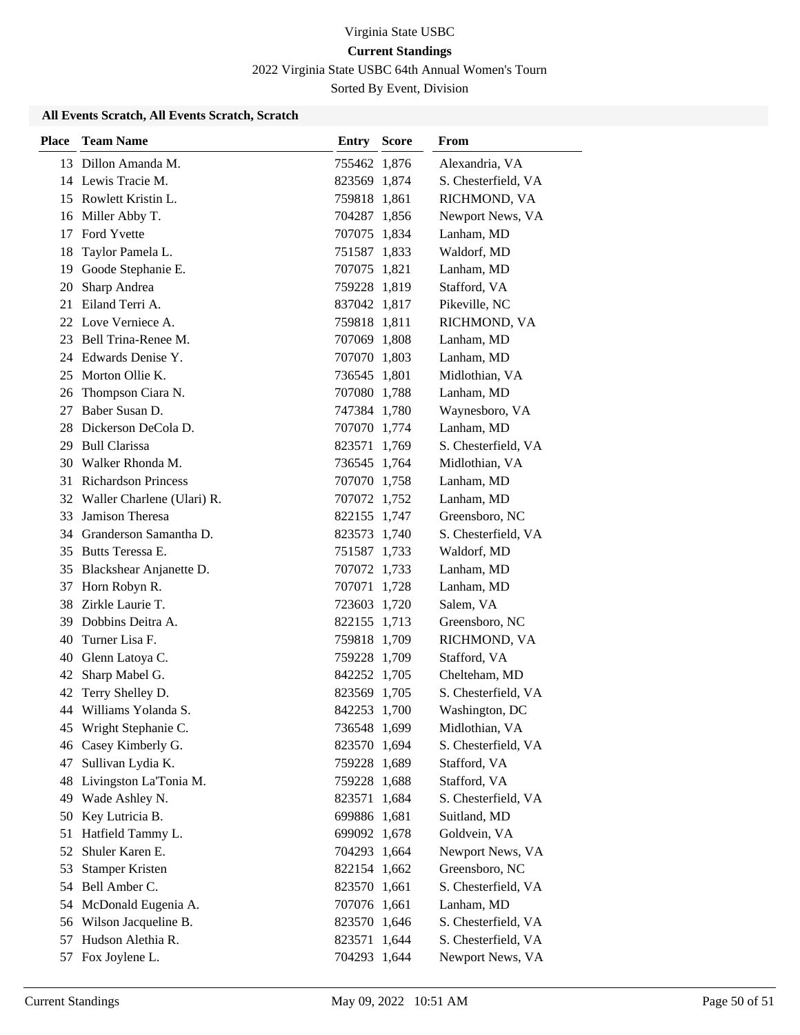Virginia State USBC

**Current Standings**

2022 Virginia State USBC 64th Annual Women's Tourn

Sorted By Event, Division

### All Events Scratch, All Events Scratch, Scratch

| Place | Team Name | Entry | Score | From |
|---|---|---|---|---|
| 13 | Dillon Amanda M. | 755462 | 1,876 | Alexandria, VA |
| 14 | Lewis Tracie M. | 823569 | 1,874 | S. Chesterfield, VA |
| 15 | Rowlett Kristin L. | 759818 | 1,861 | RICHMOND, VA |
| 16 | Miller Abby T. | 704287 | 1,856 | Newport News, VA |
| 17 | Ford Yvette | 707075 | 1,834 | Lanham, MD |
| 18 | Taylor Pamela L. | 751587 | 1,833 | Waldorf, MD |
| 19 | Goode Stephanie E. | 707075 | 1,821 | Lanham, MD |
| 20 | Sharp Andrea | 759228 | 1,819 | Stafford, VA |
| 21 | Eiland Terri A. | 837042 | 1,817 | Pikeville, NC |
| 22 | Love Verniece A. | 759818 | 1,811 | RICHMOND, VA |
| 23 | Bell Trina-Renee M. | 707069 | 1,808 | Lanham, MD |
| 24 | Edwards Denise Y. | 707070 | 1,803 | Lanham, MD |
| 25 | Morton Ollie K. | 736545 | 1,801 | Midlothian, VA |
| 26 | Thompson Ciara N. | 707080 | 1,788 | Lanham, MD |
| 27 | Baber Susan D. | 747384 | 1,780 | Waynesboro, VA |
| 28 | Dickerson DeCola D. | 707070 | 1,774 | Lanham, MD |
| 29 | Bull Clarissa | 823571 | 1,769 | S. Chesterfield, VA |
| 30 | Walker Rhonda M. | 736545 | 1,764 | Midlothian, VA |
| 31 | Richardson Princess | 707070 | 1,758 | Lanham, MD |
| 32 | Waller Charlene (Ulari) R. | 707072 | 1,752 | Lanham, MD |
| 33 | Jamison Theresa | 822155 | 1,747 | Greensboro, NC |
| 34 | Granderson Samantha D. | 823573 | 1,740 | S. Chesterfield, VA |
| 35 | Butts Teressa E. | 751587 | 1,733 | Waldorf, MD |
| 35 | Blackshear Anjanette D. | 707072 | 1,733 | Lanham, MD |
| 37 | Horn Robyn R. | 707071 | 1,728 | Lanham, MD |
| 38 | Zirkle Laurie T. | 723603 | 1,720 | Salem, VA |
| 39 | Dobbins Deitra A. | 822155 | 1,713 | Greensboro, NC |
| 40 | Turner Lisa F. | 759818 | 1,709 | RICHMOND, VA |
| 40 | Glenn Latoya C. | 759228 | 1,709 | Stafford, VA |
| 42 | Sharp Mabel G. | 842252 | 1,705 | Chelteham, MD |
| 42 | Terry Shelley D. | 823569 | 1,705 | S. Chesterfield, VA |
| 44 | Williams Yolanda S. | 842253 | 1,700 | Washington, DC |
| 45 | Wright Stephanie C. | 736548 | 1,699 | Midlothian, VA |
| 46 | Casey Kimberly G. | 823570 | 1,694 | S. Chesterfield, VA |
| 47 | Sullivan Lydia K. | 759228 | 1,689 | Stafford, VA |
| 48 | Livingston La'Tonia M. | 759228 | 1,688 | Stafford, VA |
| 49 | Wade Ashley N. | 823571 | 1,684 | S. Chesterfield, VA |
| 50 | Key Lutricia B. | 699886 | 1,681 | Suitland, MD |
| 51 | Hatfield Tammy L. | 699092 | 1,678 | Goldvein, VA |
| 52 | Shuler Karen E. | 704293 | 1,664 | Newport News, VA |
| 53 | Stamper Kristen | 822154 | 1,662 | Greensboro, NC |
| 54 | Bell Amber C. | 823570 | 1,661 | S. Chesterfield, VA |
| 54 | McDonald Eugenia A. | 707076 | 1,661 | Lanham, MD |
| 56 | Wilson Jacqueline B. | 823570 | 1,646 | S. Chesterfield, VA |
| 57 | Hudson Alethia R. | 823571 | 1,644 | S. Chesterfield, VA |
| 57 | Fox Joylene L. | 704293 | 1,644 | Newport News, VA |

Current Standings May 09, 2022 10:51 AM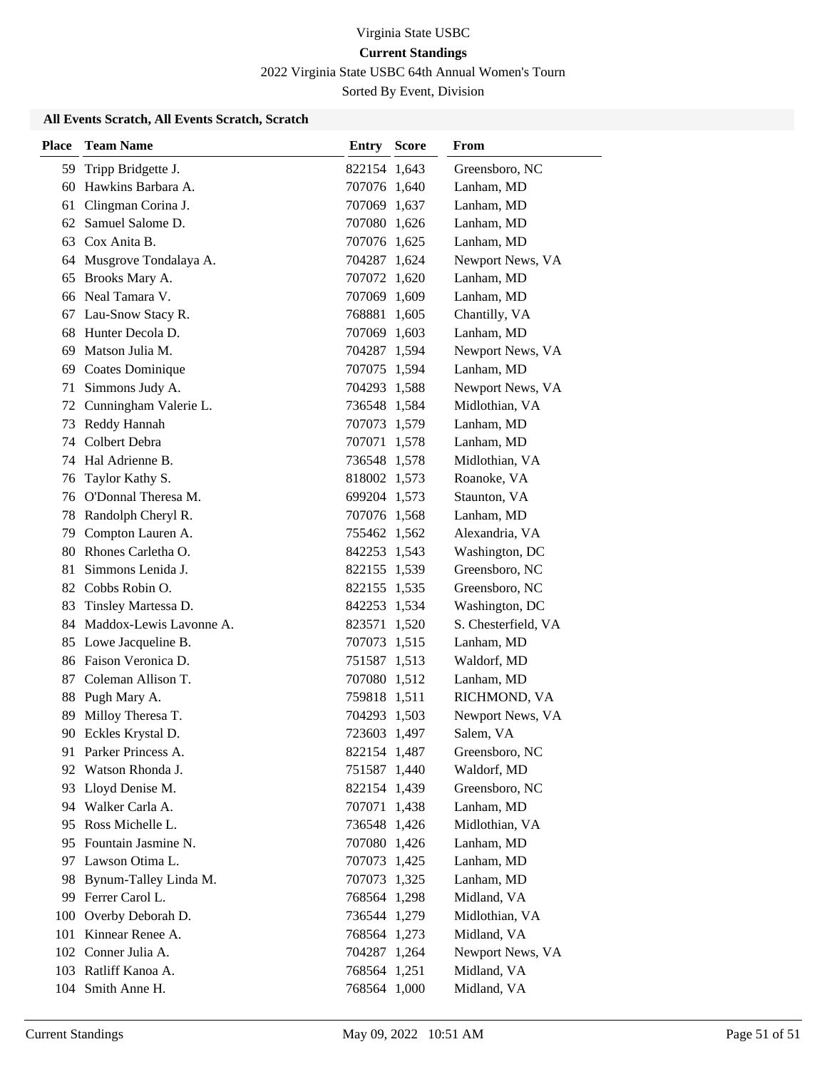Virginia State USBC

**Current Standings**

2022 Virginia State USBC 64th Annual Women's Tourn

Sorted By Event, Division

### All Events Scratch, All Events Scratch, Scratch

| Place | Team Name | Entry | Score | From |
|---|---|---|---|---|
| 59 | Tripp Bridgette J. | 822154 | 1,643 | Greensboro, NC |
| 60 | Hawkins Barbara A. | 707076 | 1,640 | Lanham, MD |
| 61 | Clingman Corina J. | 707069 | 1,637 | Lanham, MD |
| 62 | Samuel Salome D. | 707080 | 1,626 | Lanham, MD |
| 63 | Cox Anita B. | 707076 | 1,625 | Lanham, MD |
| 64 | Musgrove Tondalaya A. | 704287 | 1,624 | Newport News, VA |
| 65 | Brooks Mary A. | 707072 | 1,620 | Lanham, MD |
| 66 | Neal Tamara V. | 707069 | 1,609 | Lanham, MD |
| 67 | Lau-Snow Stacy R. | 768881 | 1,605 | Chantilly, VA |
| 68 | Hunter Decola D. | 707069 | 1,603 | Lanham, MD |
| 69 | Matson Julia M. | 704287 | 1,594 | Newport News, VA |
| 69 | Coates Dominique | 707075 | 1,594 | Lanham, MD |
| 71 | Simmons Judy A. | 704293 | 1,588 | Newport News, VA |
| 72 | Cunningham Valerie L. | 736548 | 1,584 | Midlothian, VA |
| 73 | Reddy Hannah | 707073 | 1,579 | Lanham, MD |
| 74 | Colbert Debra | 707071 | 1,578 | Lanham, MD |
| 74 | Hal Adrienne B. | 736548 | 1,578 | Midlothian, VA |
| 76 | Taylor Kathy S. | 818002 | 1,573 | Roanoke, VA |
| 76 | O'Donnal Theresa M. | 699204 | 1,573 | Staunton, VA |
| 78 | Randolph Cheryl R. | 707076 | 1,568 | Lanham, MD |
| 79 | Compton Lauren A. | 755462 | 1,562 | Alexandria, VA |
| 80 | Rhones Carletha O. | 842253 | 1,543 | Washington, DC |
| 81 | Simmons Lenida J. | 822155 | 1,539 | Greensboro, NC |
| 82 | Cobbs Robin O. | 822155 | 1,535 | Greensboro, NC |
| 83 | Tinsley Martessa D. | 842253 | 1,534 | Washington, DC |
| 84 | Maddox-Lewis Lavonne A. | 823571 | 1,520 | S. Chesterfield, VA |
| 85 | Lowe Jacqueline B. | 707073 | 1,515 | Lanham, MD |
| 86 | Faison Veronica D. | 751587 | 1,513 | Waldorf, MD |
| 87 | Coleman Allison T. | 707080 | 1,512 | Lanham, MD |
| 88 | Pugh Mary A. | 759818 | 1,511 | RICHMOND, VA |
| 89 | Milloy Theresa T. | 704293 | 1,503 | Newport News, VA |
| 90 | Eckles Krystal D. | 723603 | 1,497 | Salem, VA |
| 91 | Parker Princess A. | 822154 | 1,487 | Greensboro, NC |
| 92 | Watson Rhonda J. | 751587 | 1,440 | Waldorf, MD |
| 93 | Lloyd Denise M. | 822154 | 1,439 | Greensboro, NC |
| 94 | Walker Carla A. | 707071 | 1,438 | Lanham, MD |
| 95 | Ross Michelle L. | 736548 | 1,426 | Midlothian, VA |
| 95 | Fountain Jasmine N. | 707080 | 1,426 | Lanham, MD |
| 97 | Lawson Otima L. | 707073 | 1,425 | Lanham, MD |
| 98 | Bynum-Talley Linda M. | 707073 | 1,325 | Lanham, MD |
| 99 | Ferrer Carol L. | 768564 | 1,298 | Midland, VA |
| 100 | Overby Deborah D. | 736544 | 1,279 | Midlothian, VA |
| 101 | Kinnear Renee A. | 768564 | 1,273 | Midland, VA |
| 102 | Conner Julia A. | 704287 | 1,264 | Newport News, VA |
| 103 | Ratliff Kanoa A. | 768564 | 1,251 | Midland, VA |
| 104 | Smith Anne H. | 768564 | 1,000 | Midland, VA |

Current Standings May 09, 2022 10:51 AM